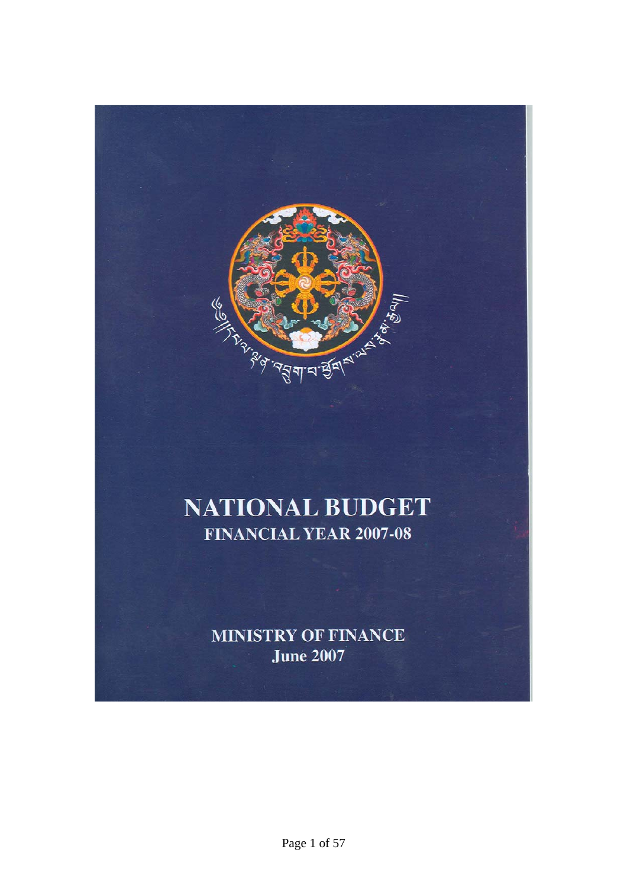# NATIONAL BUDGET

## FINANCIAL YEAR 2007-08

**MINISTRY OF FINANCE**

**June 2007**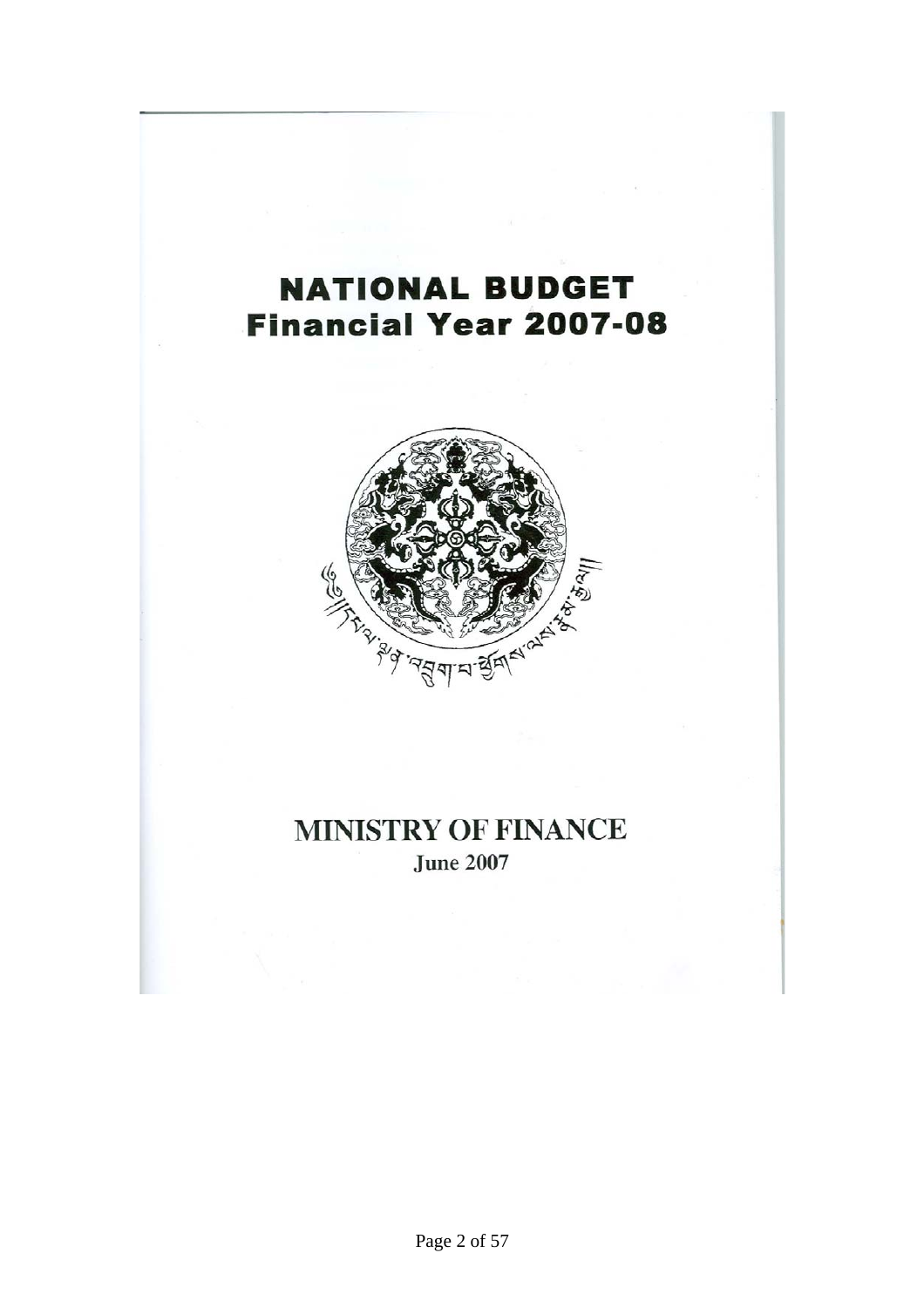# NATIONAL BUDGET
# Financial Year 2007-08

## MINISTRY OF FINANCE
**June 2007**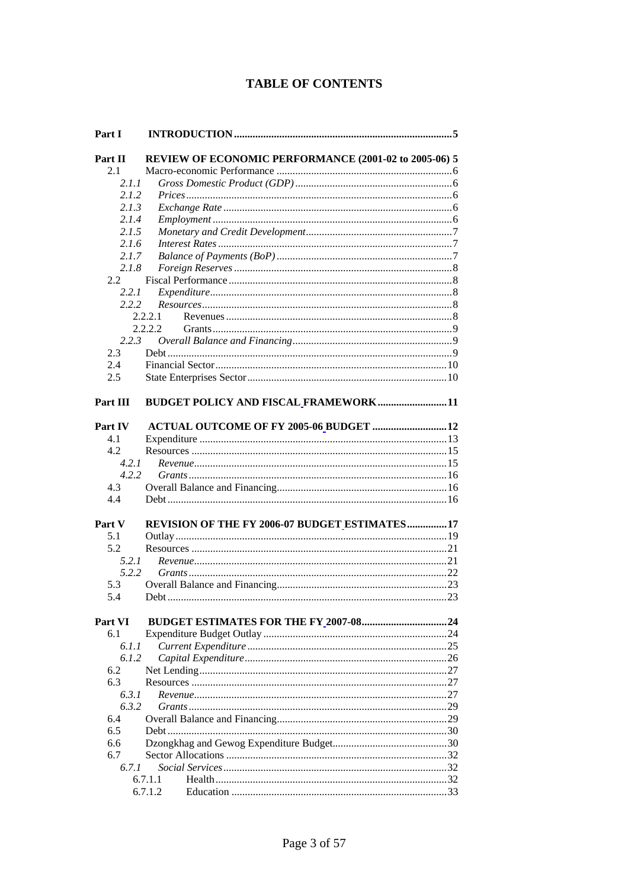# TABLE OF CONTENTS

| | | |
|---|---|---|
| **Part I** | **INTRODUCTION** | **5** |
| **Part II** | **REVIEW OF ECONOMIC PERFORMANCE (2001-02 to 2005-06)** | **5** |
| 2.1 | Macro-economic Performance | 6 |
| *2.1.1* | *Gross Domestic Product (GDP)* | 6 |
| *2.1.2* | *Prices* | 6 |
| *2.1.3* | *Exchange Rate* | 6 |
| *2.1.4* | *Employment* | 6 |
| *2.1.5* | *Monetary and Credit Development* | 7 |
| *2.1.6* | *Interest Rates* | 7 |
| *2.1.7* | *Balance of Payments (BoP)* | 7 |
| *2.1.8* | *Foreign Reserves* | 8 |
| 2.2 | Fiscal Performance | 8 |
| *2.2.1* | *Expenditure* | 8 |
| *2.2.2* | *Resources* | 8 |
| 2.2.2.1 | Revenues | 8 |
| 2.2.2.2 | Grants | 9 |
| *2.2.3* | *Overall Balance and Financing* | 9 |
| 2.3 | Debt | 9 |
| 2.4 | Financial Sector | 10 |
| 2.5 | State Enterprises Sector | 10 |
| **Part III** | **BUDGET POLICY AND FISCAL FRAMEWORK** | **11** |
| **Part IV** | **ACTUAL OUTCOME OF FY 2005-06 BUDGET** | **12** |
| 4.1 | Expenditure | 13 |
| 4.2 | Resources | 15 |
| *4.2.1* | *Revenue* | 15 |
| *4.2.2* | *Grants* | 16 |
| 4.3 | Overall Balance and Financing | 16 |
| 4.4 | Debt | 16 |
| **Part V** | **REVISION OF THE FY 2006-07 BUDGET ESTIMATES** | **17** |
| 5.1 | Outlay | 19 |
| 5.2 | Resources | 21 |
| *5.2.1* | *Revenue* | 21 |
| *5.2.2* | *Grants* | 22 |
| 5.3 | Overall Balance and Financing | 23 |
| 5.4 | Debt | 23 |
| **Part VI** | **BUDGET ESTIMATES FOR THE FY 2007-08** | **24** |
| 6.1 | Expenditure Budget Outlay | 24 |
| *6.1.1* | *Current Expenditure* | 25 |
| *6.1.2* | *Capital Expenditure* | 26 |
| 6.2 | Net Lending | 27 |
| 6.3 | Resources | 27 |
| *6.3.1* | *Revenue* | 27 |
| *6.3.2* | *Grants* | 29 |
| 6.4 | Overall Balance and Financing | 29 |
| 6.5 | Debt | 30 |
| 6.6 | Dzongkhag and Gewog Expenditure Budget | 30 |
| 6.7 | Sector Allocations | 32 |
| *6.7.1* | *Social Services* | 32 |
| 6.7.1.1 | Health | 32 |
| 6.7.1.2 | Education | 33 |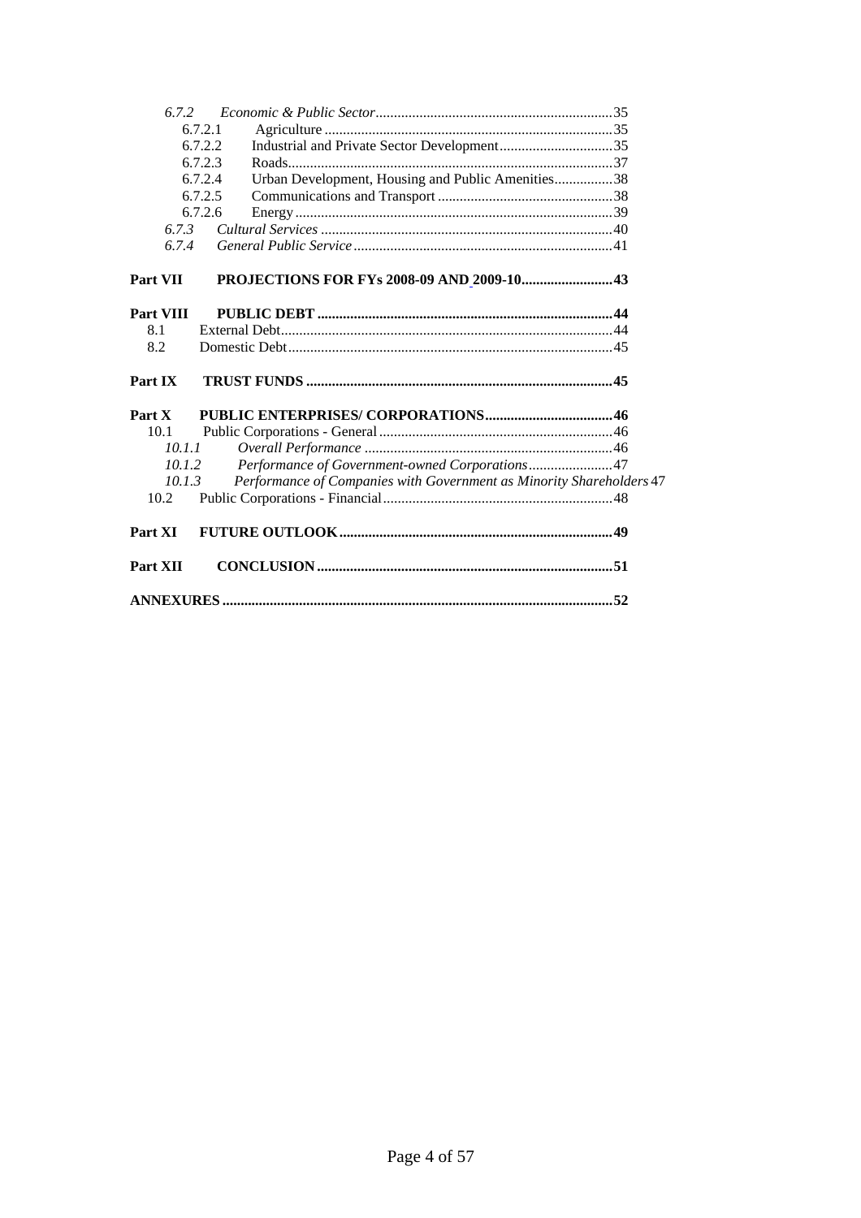*6.7.2 Economic & Public Sector* ... 35
- 6.7.2.1 Agriculture ... 35
- 6.7.2.2 Industrial and Private Sector Development ... 35
- 6.7.2.3 Roads ... 37
- 6.7.2.4 Urban Development, Housing and Public Amenities ... 38
- 6.7.2.5 Communications and Transport ... 38
- 6.7.2.6 Energy ... 39

*6.7.3 Cultural Services* ... 40
*6.7.4 General Public Service* ... 41

**Part VII PROJECTIONS FOR FYs 2008-09 AND 2009-10** ... 43

**Part VIII PUBLIC DEBT** ... 44
- 8.1 External Debt ... 44
- 8.2 Domestic Debt ... 45

**Part IX TRUST FUNDS** ... 45

**Part X PUBLIC ENTERPRISES/ CORPORATIONS** ... 46
- 10.1 Public Corporations - General ... 46
  - *10.1.1 Overall Performance* ... 46
  - *10.1.2 Performance of Government-owned Corporations* ... 47
  - *10.1.3 Performance of Companies with Government as Minority Shareholders* 47
- 10.2 Public Corporations - Financial ... 48

**Part XI FUTURE OUTLOOK** ... 49

**Part XII CONCLUSION** ... 51

**ANNEXURES** ... 52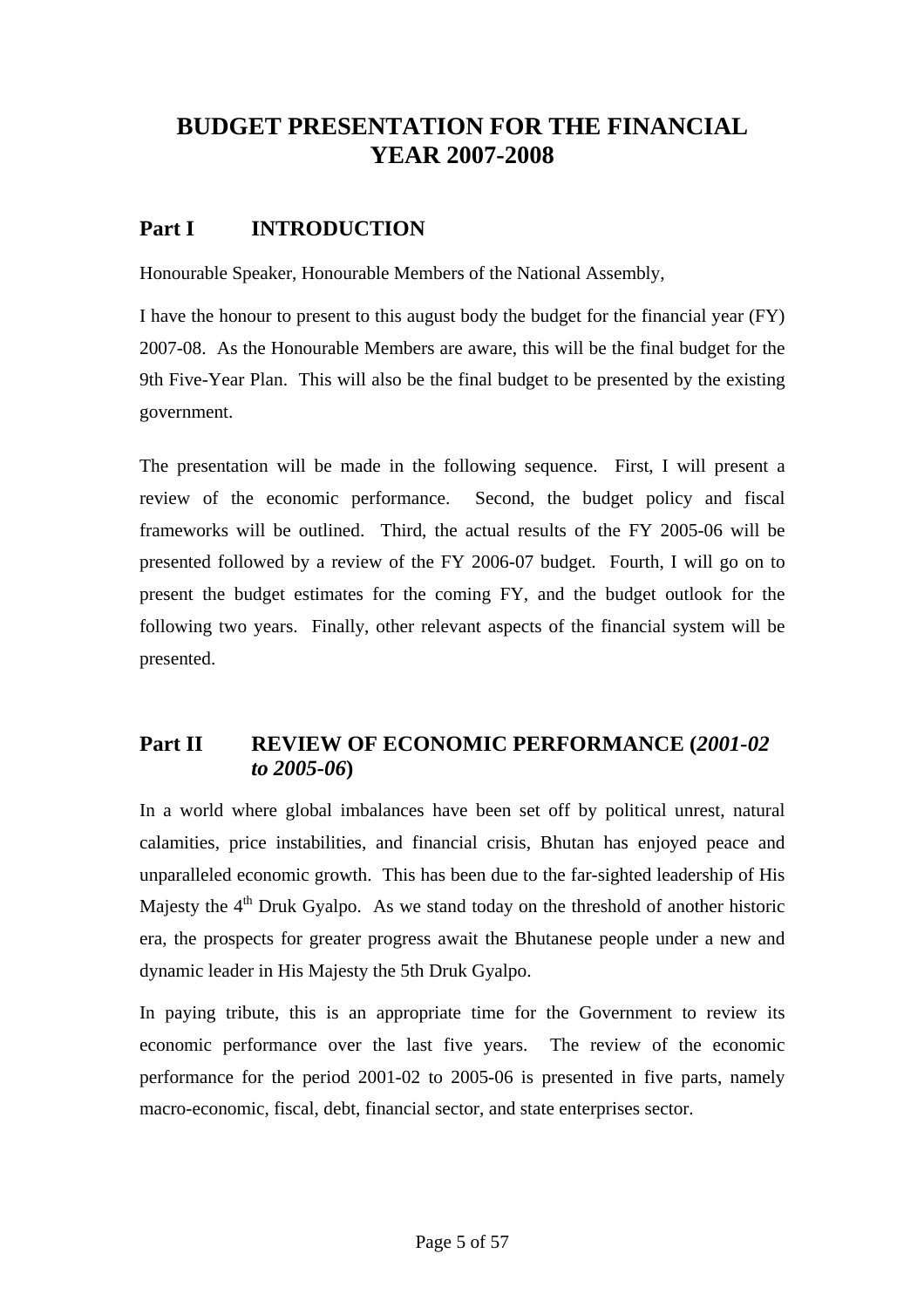# BUDGET PRESENTATION FOR THE FINANCIAL YEAR 2007-2008

## Part I INTRODUCTION

Honourable Speaker, Honourable Members of the National Assembly,

I have the honour to present to this august body the budget for the financial year (FY) 2007-08. As the Honourable Members are aware, this will be the final budget for the 9th Five-Year Plan. This will also be the final budget to be presented by the existing government.

The presentation will be made in the following sequence. First, I will present a review of the economic performance. Second, the budget policy and fiscal frameworks will be outlined. Third, the actual results of the FY 2005-06 will be presented followed by a review of the FY 2006-07 budget. Fourth, I will go on to present the budget estimates for the coming FY, and the budget outlook for the following two years. Finally, other relevant aspects of the financial system will be presented.

## Part II REVIEW OF ECONOMIC PERFORMANCE (*2001-02 to 2005-06*)

In a world where global imbalances have been set off by political unrest, natural calamities, price instabilities, and financial crisis, Bhutan has enjoyed peace and unparalleled economic growth. This has been due to the far-sighted leadership of His Majesty the 4th Druk Gyalpo. As we stand today on the threshold of another historic era, the prospects for greater progress await the Bhutanese people under a new and dynamic leader in His Majesty the 5th Druk Gyalpo.

In paying tribute, this is an appropriate time for the Government to review its economic performance over the last five years. The review of the economic performance for the period 2001-02 to 2005-06 is presented in five parts, namely macro-economic, fiscal, debt, financial sector, and state enterprises sector.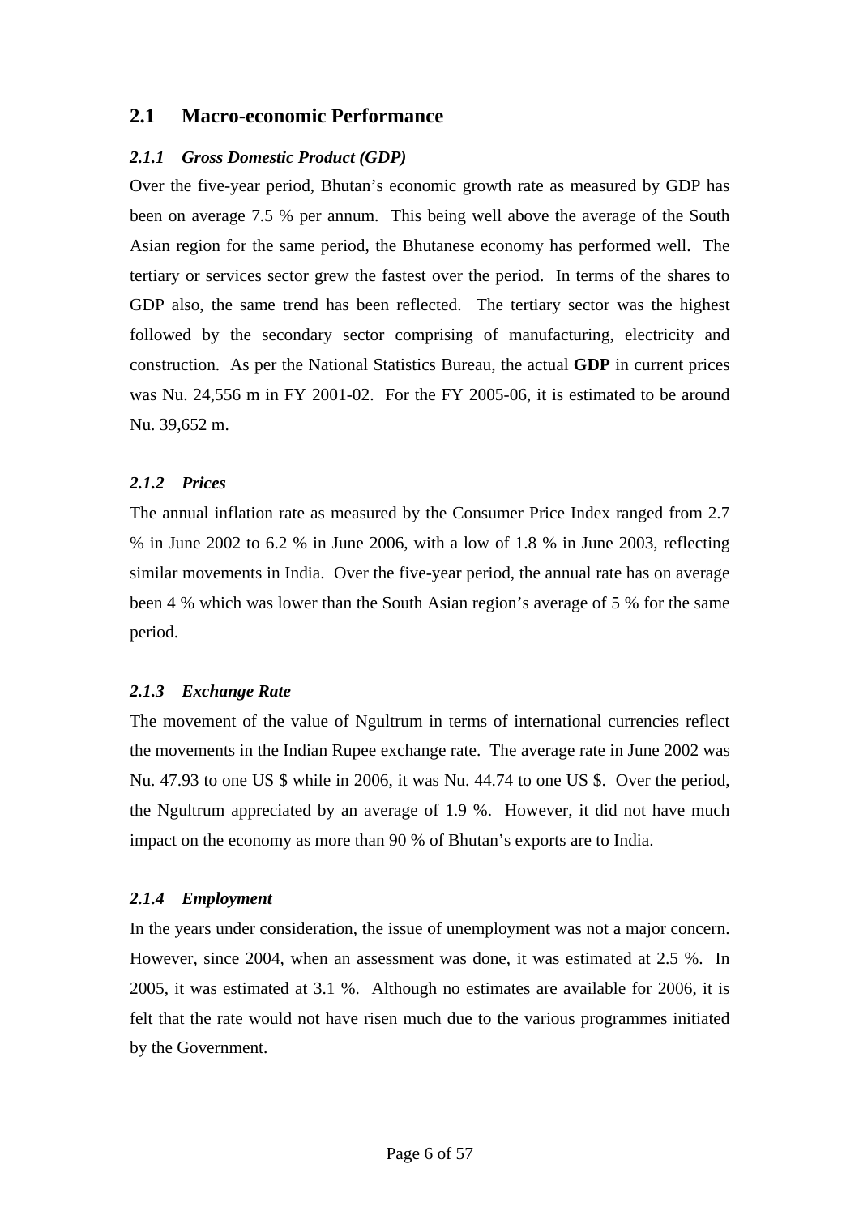## 2.1 Macro-economic Performance

### *2.1.1 Gross Domestic Product (GDP)*

Over the five-year period, Bhutan's economic growth rate as measured by GDP has been on average 7.5 % per annum. This being well above the average of the South Asian region for the same period, the Bhutanese economy has performed well. The tertiary or services sector grew the fastest over the period. In terms of the shares to GDP also, the same trend has been reflected. The tertiary sector was the highest followed by the secondary sector comprising of manufacturing, electricity and construction. As per the National Statistics Bureau, the actual **GDP** in current prices was Nu. 24,556 m in FY 2001-02. For the FY 2005-06, it is estimated to be around Nu. 39,652 m.

### *2.1.2 Prices*

The annual inflation rate as measured by the Consumer Price Index ranged from 2.7 % in June 2002 to 6.2 % in June 2006, with a low of 1.8 % in June 2003, reflecting similar movements in India. Over the five-year period, the annual rate has on average been 4 % which was lower than the South Asian region's average of 5 % for the same period.

### *2.1.3 Exchange Rate*

The movement of the value of Ngultrum in terms of international currencies reflect the movements in the Indian Rupee exchange rate. The average rate in June 2002 was Nu. 47.93 to one US $ while in 2006, it was Nu. 44.74 to one US $. Over the period, the Ngultrum appreciated by an average of 1.9 %. However, it did not have much impact on the economy as more than 90 % of Bhutan's exports are to India.

### *2.1.4 Employment*

In the years under consideration, the issue of unemployment was not a major concern. However, since 2004, when an assessment was done, it was estimated at 2.5 %. In 2005, it was estimated at 3.1 %. Although no estimates are available for 2006, it is felt that the rate would not have risen much due to the various programmes initiated by the Government.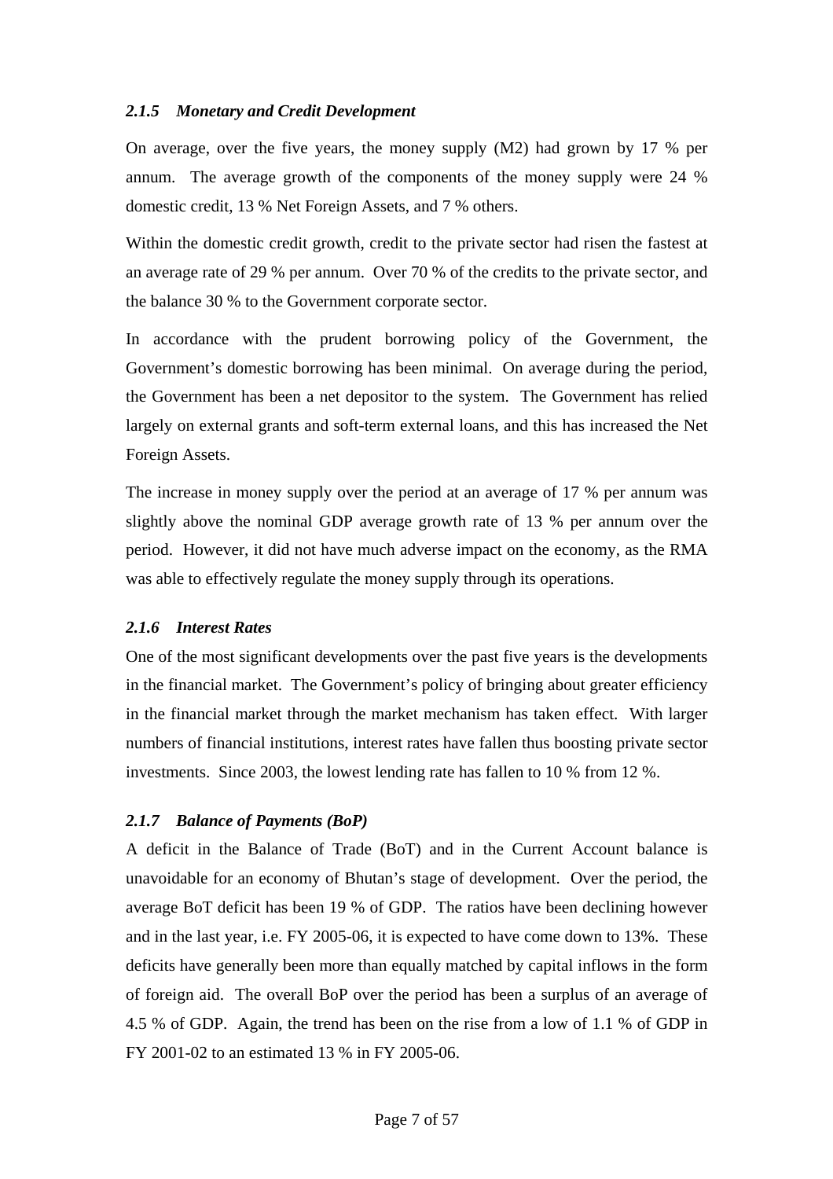### *2.1.5 Monetary and Credit Development*

On average, over the five years, the money supply (M2) had grown by 17 % per annum. The average growth of the components of the money supply were 24 % domestic credit, 13 % Net Foreign Assets, and 7 % others.

Within the domestic credit growth, credit to the private sector had risen the fastest at an average rate of 29 % per annum. Over 70 % of the credits to the private sector, and the balance 30 % to the Government corporate sector.

In accordance with the prudent borrowing policy of the Government, the Government's domestic borrowing has been minimal. On average during the period, the Government has been a net depositor to the system. The Government has relied largely on external grants and soft-term external loans, and this has increased the Net Foreign Assets.

The increase in money supply over the period at an average of 17 % per annum was slightly above the nominal GDP average growth rate of 13 % per annum over the period. However, it did not have much adverse impact on the economy, as the RMA was able to effectively regulate the money supply through its operations.

### *2.1.6 Interest Rates*

One of the most significant developments over the past five years is the developments in the financial market. The Government's policy of bringing about greater efficiency in the financial market through the market mechanism has taken effect. With larger numbers of financial institutions, interest rates have fallen thus boosting private sector investments. Since 2003, the lowest lending rate has fallen to 10 % from 12 %.

### *2.1.7 Balance of Payments (BoP)*

A deficit in the Balance of Trade (BoT) and in the Current Account balance is unavoidable for an economy of Bhutan's stage of development. Over the period, the average BoT deficit has been 19 % of GDP. The ratios have been declining however and in the last year, i.e. FY 2005-06, it is expected to have come down to 13%. These deficits have generally been more than equally matched by capital inflows in the form of foreign aid. The overall BoP over the period has been a surplus of an average of 4.5 % of GDP. Again, the trend has been on the rise from a low of 1.1 % of GDP in FY 2001-02 to an estimated 13 % in FY 2005-06.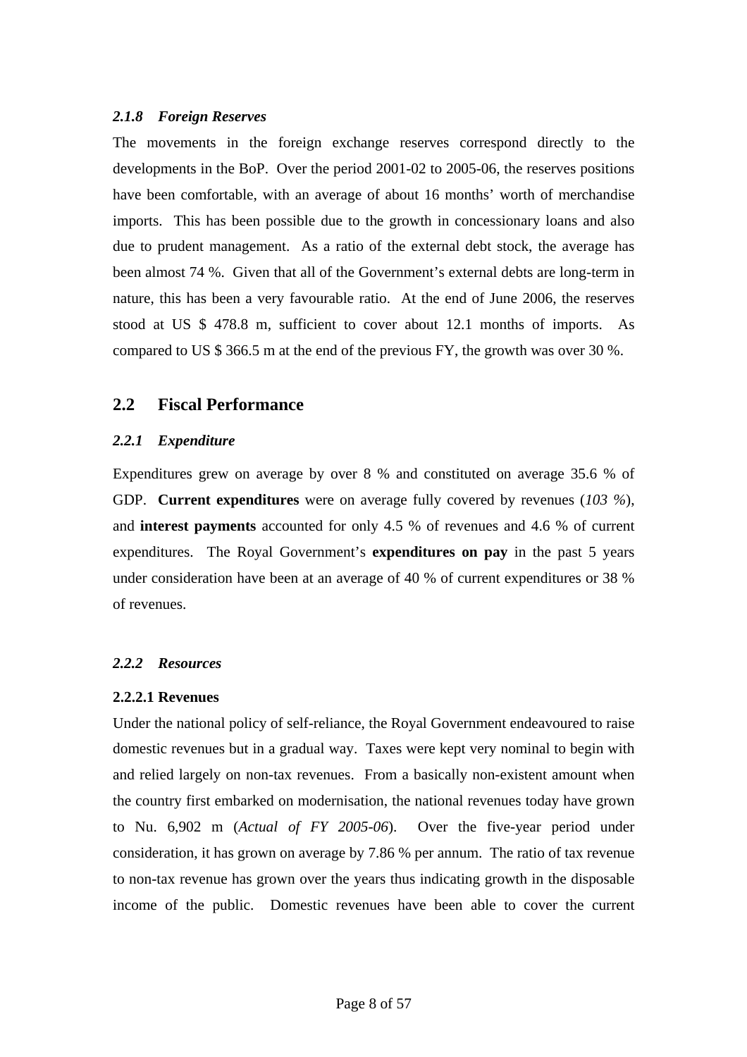#### *2.1.8 Foreign Reserves*

The movements in the foreign exchange reserves correspond directly to the developments in the BoP. Over the period 2001-02 to 2005-06, the reserves positions have been comfortable, with an average of about 16 months' worth of merchandise imports. This has been possible due to the growth in concessionary loans and also due to prudent management. As a ratio of the external debt stock, the average has been almost 74 %. Given that all of the Government's external debts are long-term in nature, this has been a very favourable ratio. At the end of June 2006, the reserves stood at US $ 478.8 m, sufficient to cover about 12.1 months of imports. As compared to US $ 366.5 m at the end of the previous FY, the growth was over 30 %.

## 2.2 Fiscal Performance

### *2.2.1 Expenditure*

Expenditures grew on average by over 8 % and constituted on average 35.6 % of GDP. **Current expenditures** were on average fully covered by revenues (*103 %*), and **interest payments** accounted for only 4.5 % of revenues and 4.6 % of current expenditures. The Royal Government's **expenditures on pay** in the past 5 years under consideration have been at an average of 40 % of current expenditures or 38 % of revenues.

### *2.2.2 Resources*

#### 2.2.2.1 Revenues

Under the national policy of self-reliance, the Royal Government endeavoured to raise domestic revenues but in a gradual way. Taxes were kept very nominal to begin with and relied largely on non-tax revenues. From a basically non-existent amount when the country first embarked on modernisation, the national revenues today have grown to Nu. 6,902 m (*Actual of FY 2005-06*). Over the five-year period under consideration, it has grown on average by 7.86 % per annum. The ratio of tax revenue to non-tax revenue has grown over the years thus indicating growth in the disposable income of the public. Domestic revenues have been able to cover the current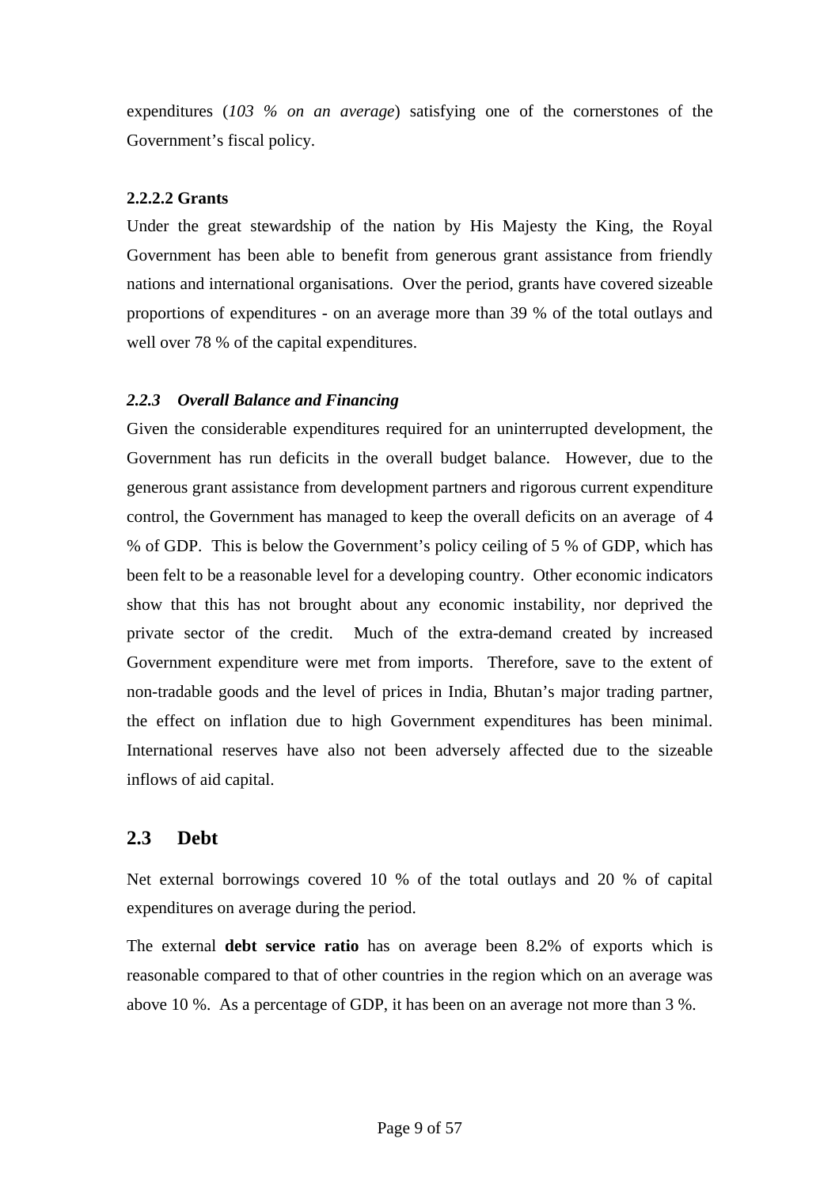expenditures (*103 % on an average*) satisfying one of the cornerstones of the Government's fiscal policy.

#### 2.2.2.2 Grants

Under the great stewardship of the nation by His Majesty the King, the Royal Government has been able to benefit from generous grant assistance from friendly nations and international organisations. Over the period, grants have covered sizeable proportions of expenditures - on an average more than 39 % of the total outlays and well over 78 % of the capital expenditures.

### *2.2.3 Overall Balance and Financing*

Given the considerable expenditures required for an uninterrupted development, the Government has run deficits in the overall budget balance. However, due to the generous grant assistance from development partners and rigorous current expenditure control, the Government has managed to keep the overall deficits on an average of 4 % of GDP. This is below the Government's policy ceiling of 5 % of GDP, which has been felt to be a reasonable level for a developing country. Other economic indicators show that this has not brought about any economic instability, nor deprived the private sector of the credit. Much of the extra-demand created by increased Government expenditure were met from imports. Therefore, save to the extent of non-tradable goods and the level of prices in India, Bhutan's major trading partner, the effect on inflation due to high Government expenditures has been minimal. International reserves have also not been adversely affected due to the sizeable inflows of aid capital.

## 2.3 Debt

Net external borrowings covered 10 % of the total outlays and 20 % of capital expenditures on average during the period.

The external **debt service ratio** has on average been 8.2% of exports which is reasonable compared to that of other countries in the region which on an average was above 10 %. As a percentage of GDP, it has been on an average not more than 3 %.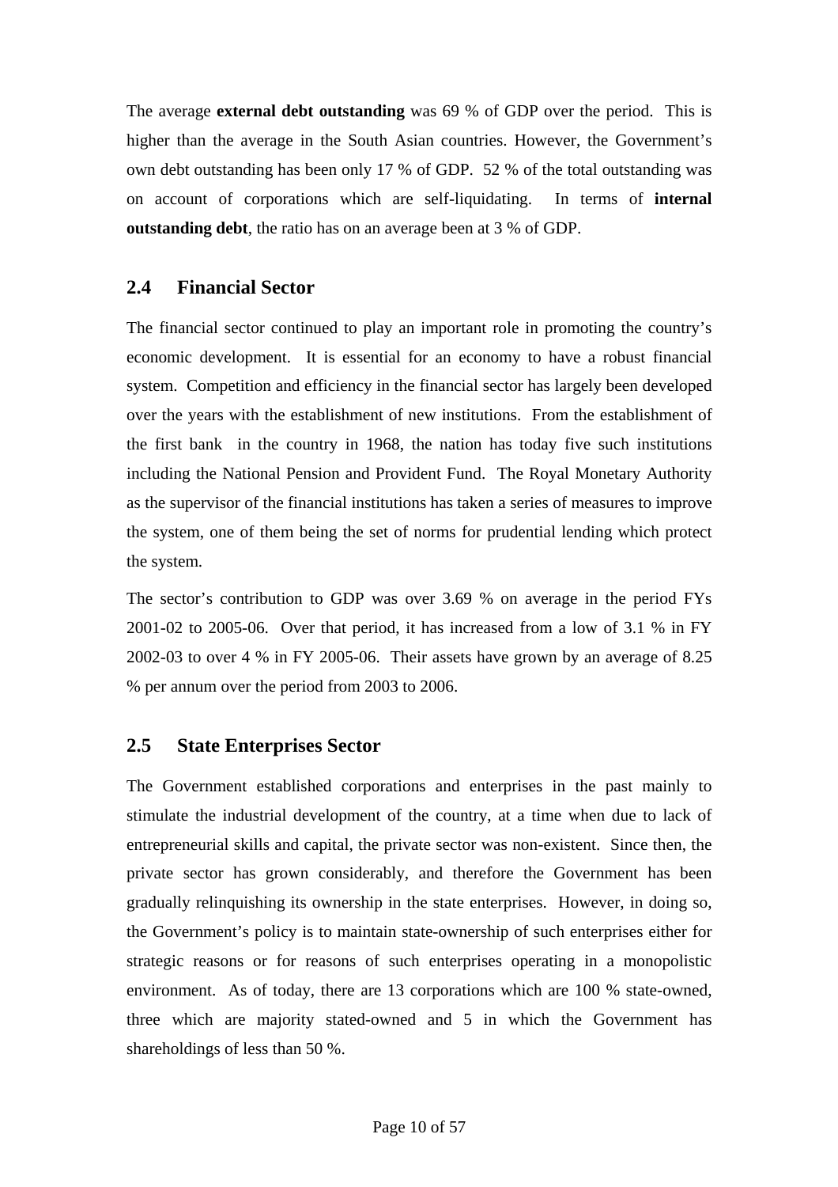The average **external debt outstanding** was 69 % of GDP over the period. This is higher than the average in the South Asian countries. However, the Government's own debt outstanding has been only 17 % of GDP. 52 % of the total outstanding was on account of corporations which are self-liquidating. In terms of **internal outstanding debt**, the ratio has on an average been at 3 % of GDP.

## 2.4 Financial Sector

The financial sector continued to play an important role in promoting the country's economic development. It is essential for an economy to have a robust financial system. Competition and efficiency in the financial sector has largely been developed over the years with the establishment of new institutions. From the establishment of the first bank in the country in 1968, the nation has today five such institutions including the National Pension and Provident Fund. The Royal Monetary Authority as the supervisor of the financial institutions has taken a series of measures to improve the system, one of them being the set of norms for prudential lending which protect the system.

The sector's contribution to GDP was over 3.69 % on average in the period FYs 2001-02 to 2005-06. Over that period, it has increased from a low of 3.1 % in FY 2002-03 to over 4 % in FY 2005-06. Their assets have grown by an average of 8.25 % per annum over the period from 2003 to 2006.

## 2.5 State Enterprises Sector

The Government established corporations and enterprises in the past mainly to stimulate the industrial development of the country, at a time when due to lack of entrepreneurial skills and capital, the private sector was non-existent. Since then, the private sector has grown considerably, and therefore the Government has been gradually relinquishing its ownership in the state enterprises. However, in doing so, the Government's policy is to maintain state-ownership of such enterprises either for strategic reasons or for reasons of such enterprises operating in a monopolistic environment. As of today, there are 13 corporations which are 100 % state-owned, three which are majority stated-owned and 5 in which the Government has shareholdings of less than 50 %.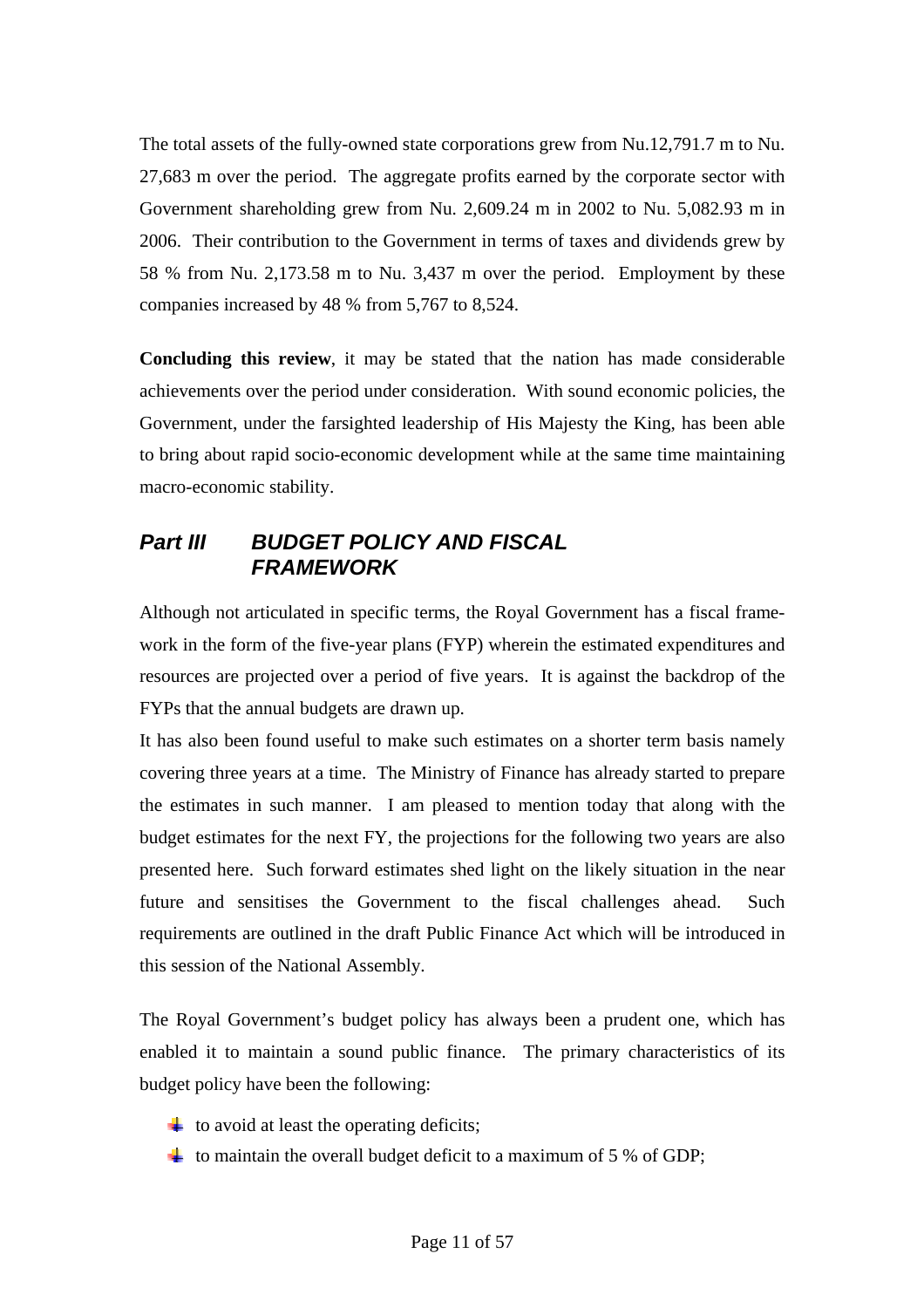The total assets of the fully-owned state corporations grew from Nu.12,791.7 m to Nu. 27,683 m over the period. The aggregate profits earned by the corporate sector with Government shareholding grew from Nu. 2,609.24 m in 2002 to Nu. 5,082.93 m in 2006. Their contribution to the Government in terms of taxes and dividends grew by 58 % from Nu. 2,173.58 m to Nu. 3,437 m over the period. Employment by these companies increased by 48 % from 5,767 to 8,524.

**Concluding this review**, it may be stated that the nation has made considerable achievements over the period under consideration. With sound economic policies, the Government, under the farsighted leadership of His Majesty the King, has been able to bring about rapid socio-economic development while at the same time maintaining macro-economic stability.

## *Part III BUDGET POLICY AND FISCAL FRAMEWORK*

Although not articulated in specific terms, the Royal Government has a fiscal framework in the form of the five-year plans (FYP) wherein the estimated expenditures and resources are projected over a period of five years. It is against the backdrop of the FYPs that the annual budgets are drawn up.

It has also been found useful to make such estimates on a shorter term basis namely covering three years at a time. The Ministry of Finance has already started to prepare the estimates in such manner. I am pleased to mention today that along with the budget estimates for the next FY, the projections for the following two years are also presented here. Such forward estimates shed light on the likely situation in the near future and sensitises the Government to the fiscal challenges ahead. Such requirements are outlined in the draft Public Finance Act which will be introduced in this session of the National Assembly.

The Royal Government's budget policy has always been a prudent one, which has enabled it to maintain a sound public finance. The primary characteristics of its budget policy have been the following:

- to avoid at least the operating deficits;
- to maintain the overall budget deficit to a maximum of 5 % of GDP;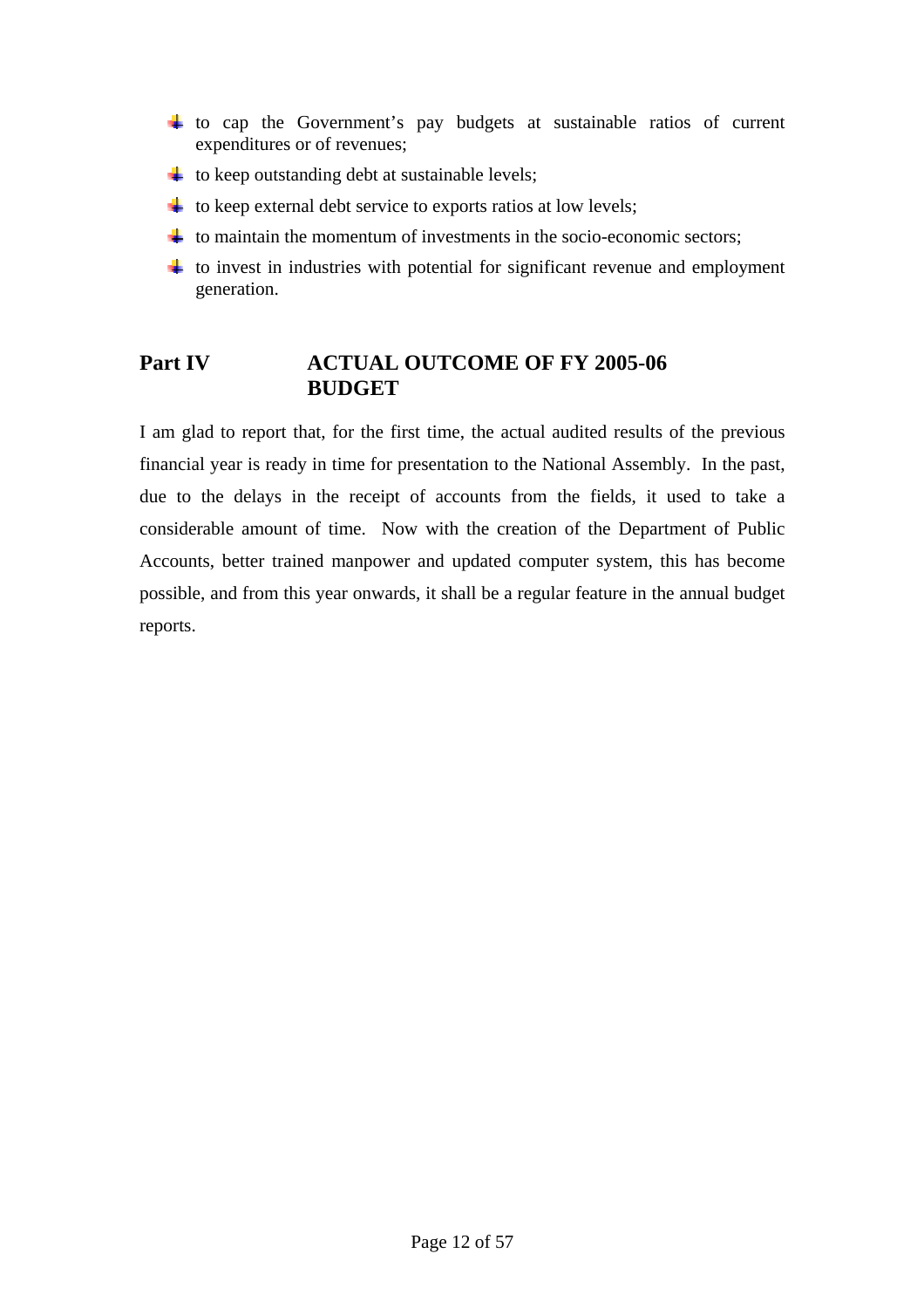- to cap the Government's pay budgets at sustainable ratios of current expenditures or of revenues;
- to keep outstanding debt at sustainable levels;
- to keep external debt service to exports ratios at low levels;
- to maintain the momentum of investments in the socio-economic sectors;
- to invest in industries with potential for significant revenue and employment generation.

## Part IV ACTUAL OUTCOME OF FY 2005-06 BUDGET

I am glad to report that, for the first time, the actual audited results of the previous financial year is ready in time for presentation to the National Assembly. In the past, due to the delays in the receipt of accounts from the fields, it used to take a considerable amount of time. Now with the creation of the Department of Public Accounts, better trained manpower and updated computer system, this has become possible, and from this year onwards, it shall be a regular feature in the annual budget reports.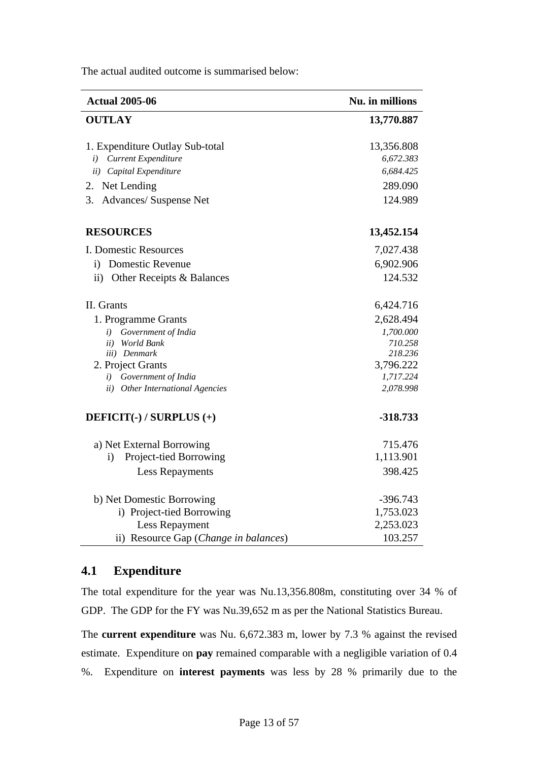The actual audited outcome is summarised below:

| Actual 2005-06 | Nu. in millions |
|---|---|
| **OUTLAY** | **13,770.887** |
| 1. Expenditure Outlay Sub-total | 13,356.808 |
| *i) Current Expenditure* | *6,672.383* |
| *ii) Capital Expenditure* | *6,684.425* |
| 2. Net Lending | 289.090 |
| 3. Advances/ Suspense Net | 124.989 |
| **RESOURCES** | **13,452.154** |
| I. Domestic Resources | 7,027.438 |
| i) Domestic Revenue | 6,902.906 |
| ii) Other Receipts & Balances | 124.532 |
| II. Grants | 6,424.716 |
| 1. Programme Grants | 2,628.494 |
| *i) Government of India* | *1,700.000* |
| *ii) World Bank* | *710.258* |
| *iii) Denmark* | *218.236* |
| 2. Project Grants | 3,796.222 |
| *i) Government of India* | *1,717.224* |
| *ii) Other International Agencies* | *2,078.998* |
| **DEFICIT(-) / SURPLUS (+)** | **-318.733** |
| a) Net External Borrowing | 715.476 |
| i) Project-tied Borrowing | 1,113.901 |
| Less Repayments | 398.425 |
| b) Net Domestic Borrowing | -396.743 |
| i) Project-tied Borrowing | 1,753.023 |
| Less Repayment | 2,253.023 |
| ii) Resource Gap (*Change in balances*) | 103.257 |

## 4.1 Expenditure

The total expenditure for the year was Nu.13,356.808m, constituting over 34 % of GDP. The GDP for the FY was Nu.39,652 m as per the National Statistics Bureau.

The **current expenditure** was Nu. 6,672.383 m, lower by 7.3 % against the revised estimate. Expenditure on **pay** remained comparable with a negligible variation of 0.4 %. Expenditure on **interest payments** was less by 28 % primarily due to the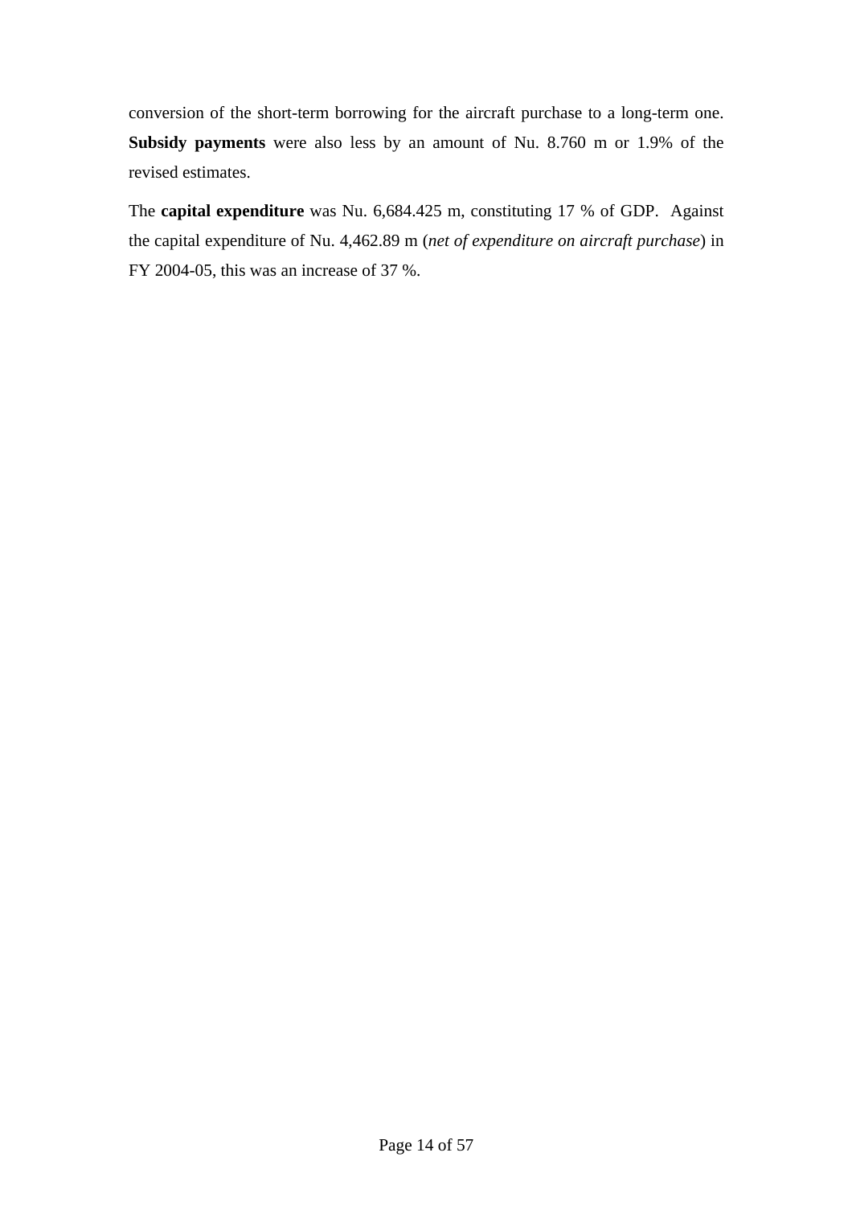conversion of the short-term borrowing for the aircraft purchase to a long-term one. **Subsidy payments** were also less by an amount of Nu. 8.760 m or 1.9% of the revised estimates.

The **capital expenditure** was Nu. 6,684.425 m, constituting 17 % of GDP. Against the capital expenditure of Nu. 4,462.89 m (*net of expenditure on aircraft purchase*) in FY 2004-05, this was an increase of 37 %.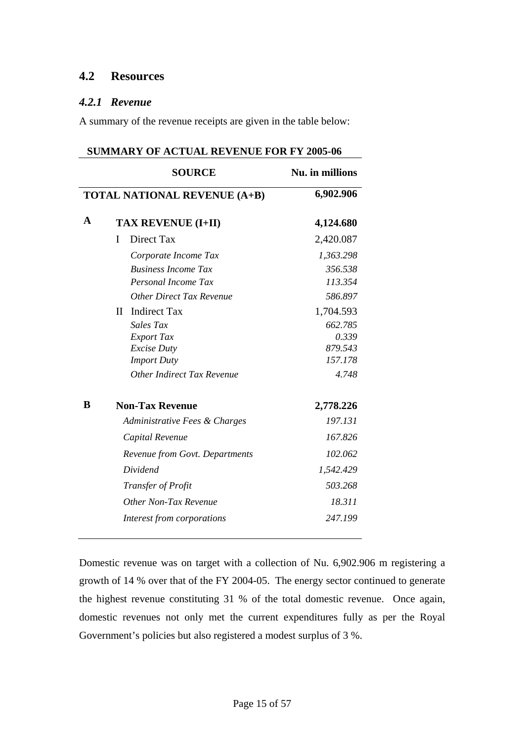## 4.2 Resources

### *4.2.1 Revenue*

A summary of the revenue receipts are given in the table below:

**SUMMARY OF ACTUAL REVENUE FOR FY 2005-06**

| | SOURCE | Nu. in millions |
|---|---|---|
| | **TOTAL NATIONAL REVENUE (A+B)** | **6,902.906** |
| **A** | **TAX REVENUE (I+II)** | **4,124.680** |
| | I Direct Tax | 2,420.087 |
| | *Corporate Income Tax* | *1,363.298* |
| | *Business Income Tax* | *356.538* |
| | *Personal Income Tax* | *113.354* |
| | *Other Direct Tax Revenue* | *586.897* |
| | II Indirect Tax | 1,704.593 |
| | *Sales Tax* | *662.785* |
| | *Export Tax* | *0.339* |
| | *Excise Duty* | *879.543* |
| | *Import Duty* | *157.178* |
| | *Other Indirect Tax Revenue* | *4.748* |
| **B** | **Non-Tax Revenue** | **2,778.226** |
| | *Administrative Fees & Charges* | *197.131* |
| | *Capital Revenue* | *167.826* |
| | *Revenue from Govt. Departments* | *102.062* |
| | *Dividend* | *1,542.429* |
| | *Transfer of Profit* | *503.268* |
| | *Other Non-Tax Revenue* | *18.311* |
| | *Interest from corporations* | *247.199* |

Domestic revenue was on target with a collection of Nu. 6,902.906 m registering a growth of 14 % over that of the FY 2004-05. The energy sector continued to generate the highest revenue constituting 31 % of the total domestic revenue. Once again, domestic revenues not only met the current expenditures fully as per the Royal Government's policies but also registered a modest surplus of 3 %.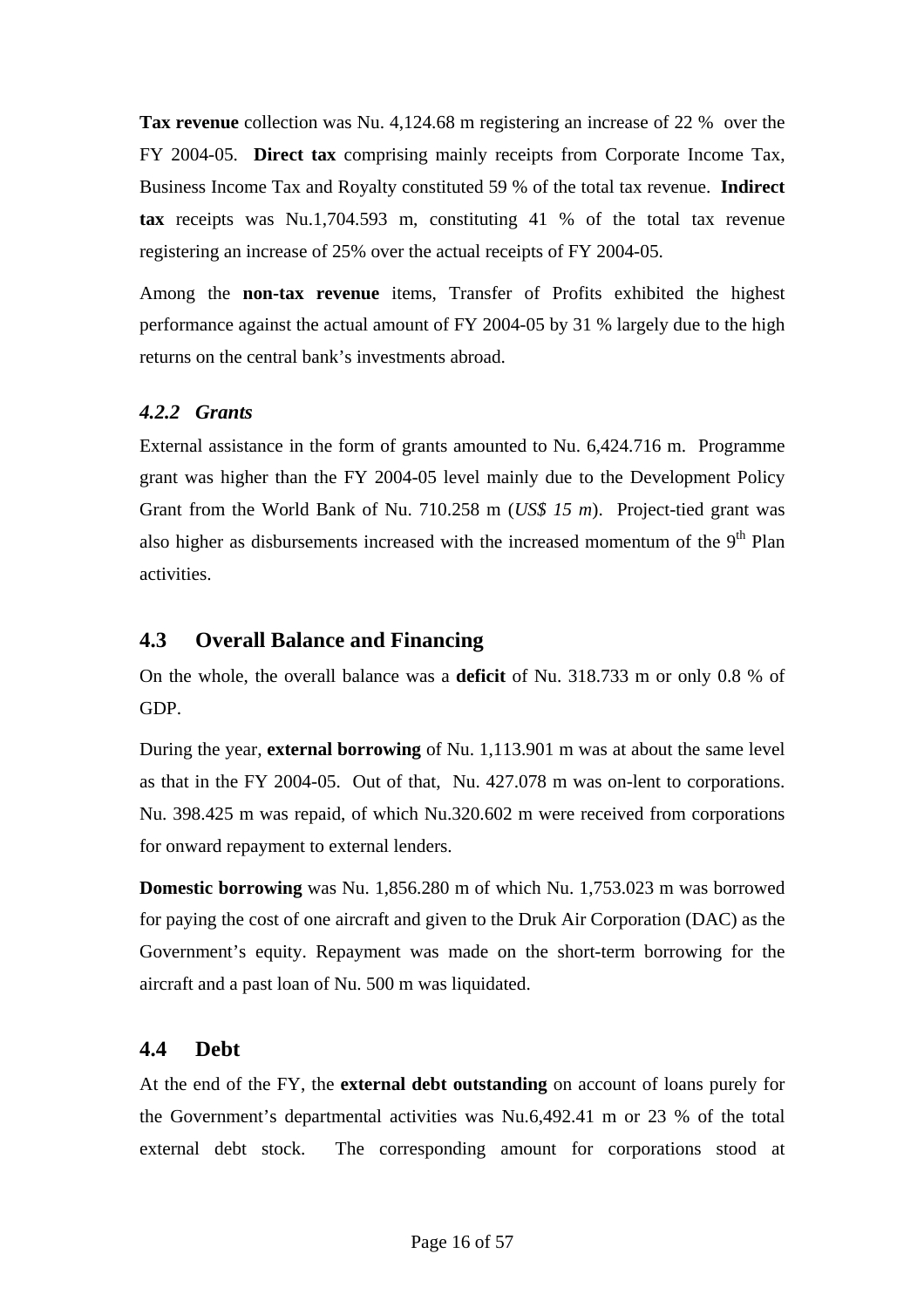**Tax revenue** collection was Nu. 4,124.68 m registering an increase of 22 % over the FY 2004-05. **Direct tax** comprising mainly receipts from Corporate Income Tax, Business Income Tax and Royalty constituted 59 % of the total tax revenue. **Indirect tax** receipts was Nu.1,704.593 m, constituting 41 % of the total tax revenue registering an increase of 25% over the actual receipts of FY 2004-05.

Among the **non-tax revenue** items, Transfer of Profits exhibited the highest performance against the actual amount of FY 2004-05 by 31 % largely due to the high returns on the central bank's investments abroad.

### *4.2.2 Grants*

External assistance in the form of grants amounted to Nu. 6,424.716 m. Programme grant was higher than the FY 2004-05 level mainly due to the Development Policy Grant from the World Bank of Nu. 710.258 m (*US$ 15 m*). Project-tied grant was also higher as disbursements increased with the increased momentum of the 9th Plan activities.

## 4.3 Overall Balance and Financing

On the whole, the overall balance was a **deficit** of Nu. 318.733 m or only 0.8 % of GDP.

During the year, **external borrowing** of Nu. 1,113.901 m was at about the same level as that in the FY 2004-05. Out of that, Nu. 427.078 m was on-lent to corporations. Nu. 398.425 m was repaid, of which Nu.320.602 m were received from corporations for onward repayment to external lenders.

**Domestic borrowing** was Nu. 1,856.280 m of which Nu. 1,753.023 m was borrowed for paying the cost of one aircraft and given to the Druk Air Corporation (DAC) as the Government's equity. Repayment was made on the short-term borrowing for the aircraft and a past loan of Nu. 500 m was liquidated.

## 4.4 Debt

At the end of the FY, the **external debt outstanding** on account of loans purely for the Government's departmental activities was Nu.6,492.41 m or 23 % of the total external debt stock. The corresponding amount for corporations stood at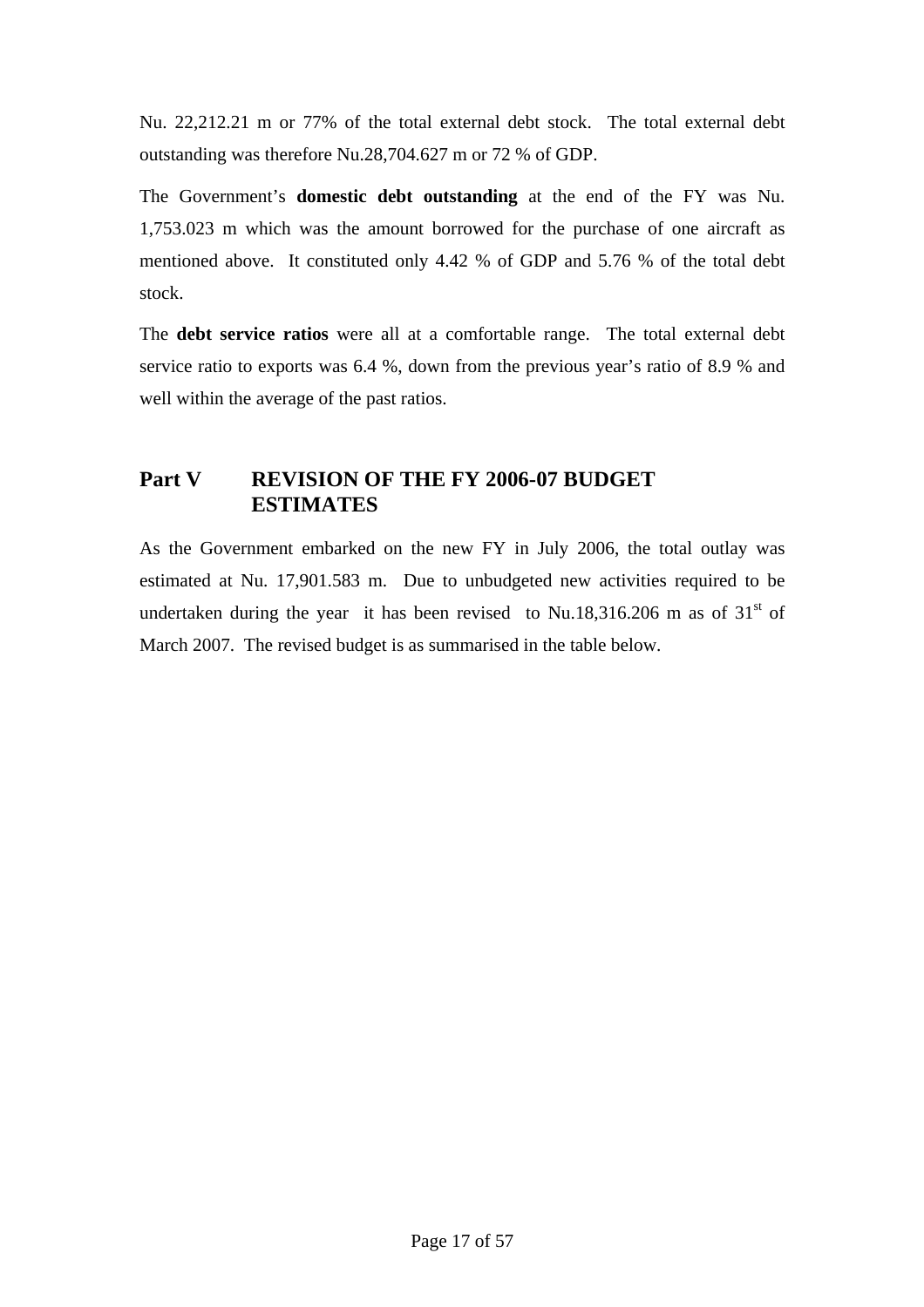Nu. 22,212.21 m or 77% of the total external debt stock. The total external debt outstanding was therefore Nu.28,704.627 m or 72 % of GDP.

The Government's **domestic debt outstanding** at the end of the FY was Nu. 1,753.023 m which was the amount borrowed for the purchase of one aircraft as mentioned above. It constituted only 4.42 % of GDP and 5.76 % of the total debt stock.

The **debt service ratios** were all at a comfortable range. The total external debt service ratio to exports was 6.4 %, down from the previous year's ratio of 8.9 % and well within the average of the past ratios.

## Part V REVISION OF THE FY 2006-07 BUDGET ESTIMATES

As the Government embarked on the new FY in July 2006, the total outlay was estimated at Nu. 17,901.583 m. Due to unbudgeted new activities required to be undertaken during the year it has been revised to Nu.18,316.206 m as of 31st of March 2007. The revised budget is as summarised in the table below.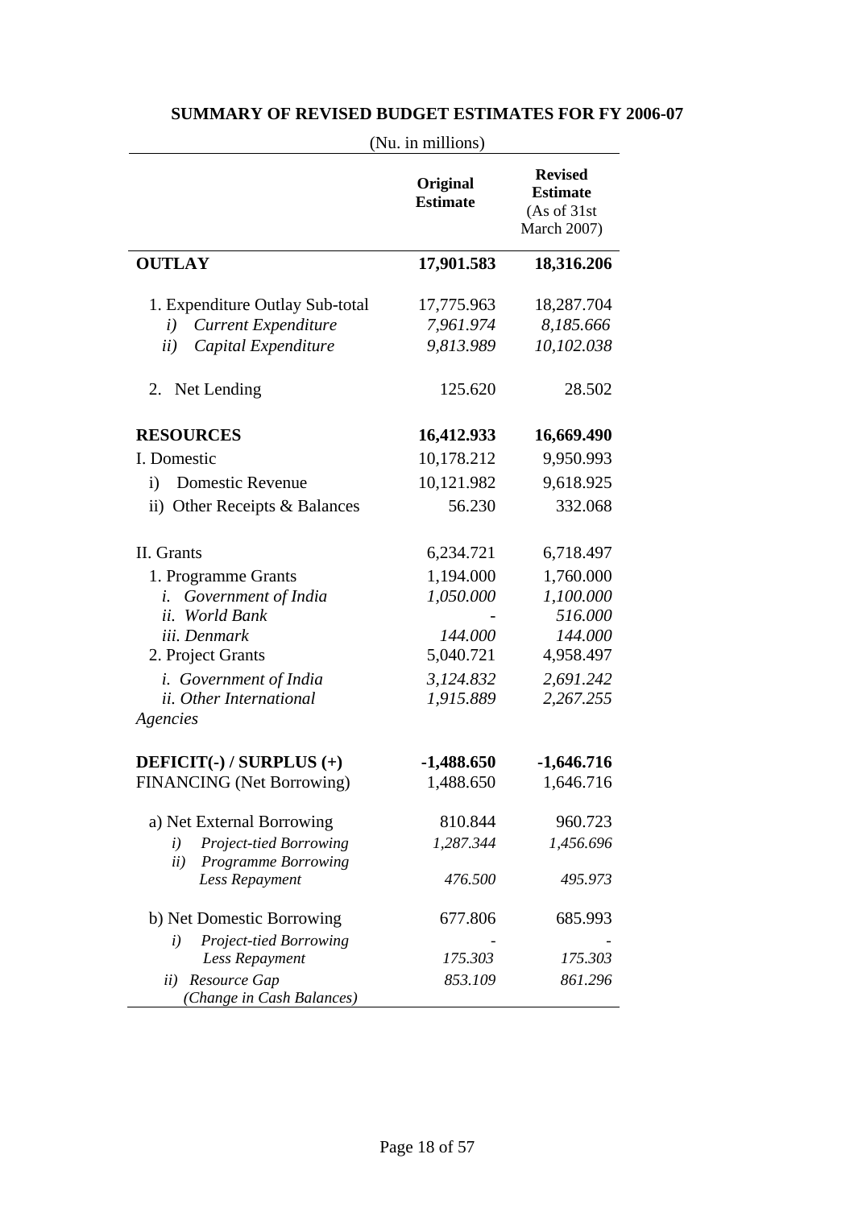## SUMMARY OF REVISED BUDGET ESTIMATES FOR FY 2006-07

(Nu. in millions)

| | Original Estimate | Revised Estimate (As of 31st March 2007) |
|---|---|---|
| **OUTLAY** | **17,901.583** | **18,316.206** |
| 1. Expenditure Outlay Sub-total | 17,775.963 | 18,287.704 |
| *i) Current Expenditure* | *7,961.974* | *8,185.666* |
| *ii) Capital Expenditure* | *9,813.989* | *10,102.038* |
| 2. Net Lending | 125.620 | 28.502 |
| **RESOURCES** | **16,412.933** | **16,669.490** |
| I. Domestic | 10,178.212 | 9,950.993 |
| i) Domestic Revenue | 10,121.982 | 9,618.925 |
| ii) Other Receipts & Balances | 56.230 | 332.068 |
| II. Grants | 6,234.721 | 6,718.497 |
| 1. Programme Grants | 1,194.000 | 1,760.000 |
| *i. Government of India* | *1,050.000* | *1,100.000* |
| *ii. World Bank* | - | *516.000* |
| *iii. Denmark* | *144.000* | *144.000* |
| 2. Project Grants | 5,040.721 | 4,958.497 |
| *i. Government of India* | *3,124.832* | *2,691.242* |
| *ii. Other International Agencies* | *1,915.889* | *2,267.255* |
| **DEFICIT(-) / SURPLUS (+)** | **-1,488.650** | **-1,646.716** |
| FINANCING (Net Borrowing) | 1,488.650 | 1,646.716 |
| a) Net External Borrowing | 810.844 | 960.723 |
| *i) Project-tied Borrowing* | *1,287.344* | *1,456.696* |
| *ii) Programme Borrowing* | | |
| *Less Repayment* | *476.500* | *495.973* |
| b) Net Domestic Borrowing | 677.806 | 685.993 |
| *i) Project-tied Borrowing* | - | - |
| *Less Repayment* | *175.303* | *175.303* |
| *ii) Resource Gap (Change in Cash Balances)* | *853.109* | *861.296* |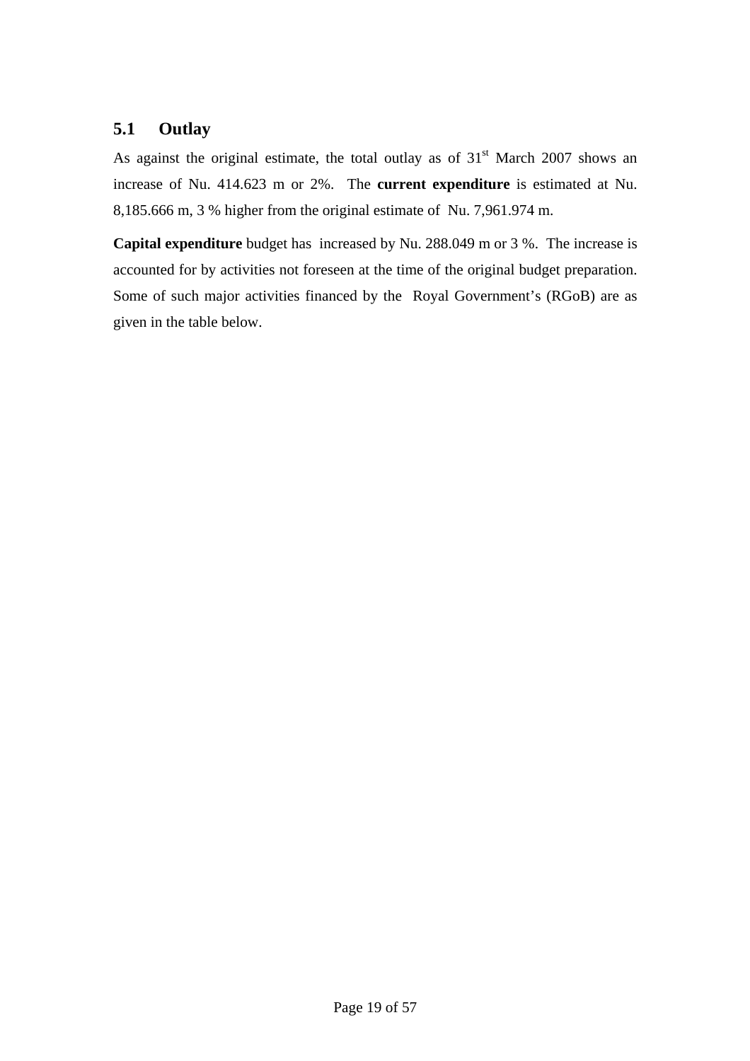## 5.1 Outlay

As against the original estimate, the total outlay as of 31st March 2007 shows an increase of Nu. 414.623 m or 2%. The **current expenditure** is estimated at Nu. 8,185.666 m, 3 % higher from the original estimate of Nu. 7,961.974 m.

**Capital expenditure** budget has increased by Nu. 288.049 m or 3 %. The increase is accounted for by activities not foreseen at the time of the original budget preparation. Some of such major activities financed by the Royal Government's (RGoB) are as given in the table below.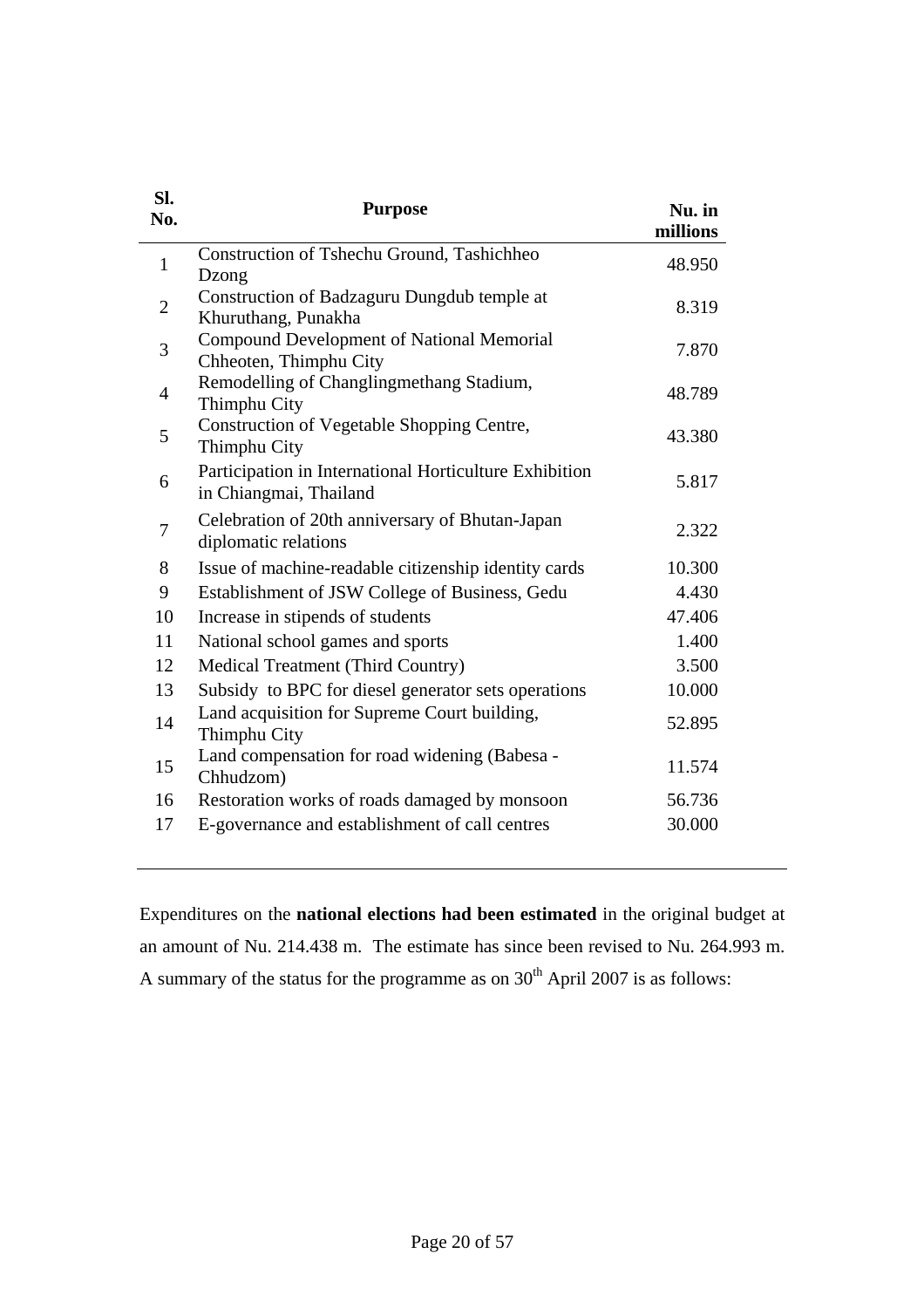| Sl. No. | Purpose | Nu. in millions |
|---|---|---|
| 1 | Construction of Tshechu Ground, Tashichheo Dzong | 48.950 |
| 2 | Construction of Badzaguru Dungdub temple at Khuruthang, Punakha | 8.319 |
| 3 | Compound Development of National Memorial Chheoten, Thimphu City | 7.870 |
| 4 | Remodelling of Changlingmethang Stadium, Thimphu City | 48.789 |
| 5 | Construction of Vegetable Shopping Centre, Thimphu City | 43.380 |
| 6 | Participation in International Horticulture Exhibition in Chiangmai, Thailand | 5.817 |
| 7 | Celebration of 20th anniversary of Bhutan-Japan diplomatic relations | 2.322 |
| 8 | Issue of machine-readable citizenship identity cards | 10.300 |
| 9 | Establishment of JSW College of Business, Gedu | 4.430 |
| 10 | Increase in stipends of students | 47.406 |
| 11 | National school games and sports | 1.400 |
| 12 | Medical Treatment (Third Country) | 3.500 |
| 13 | Subsidy to BPC for diesel generator sets operations | 10.000 |
| 14 | Land acquisition for Supreme Court building, Thimphu City | 52.895 |
| 15 | Land compensation for road widening (Babesa - Chhudzom) | 11.574 |
| 16 | Restoration works of roads damaged by monsoon | 56.736 |
| 17 | E-governance and establishment of call centres | 30.000 |

Expenditures on the **national elections had been estimated** in the original budget at an amount of Nu. 214.438 m. The estimate has since been revised to Nu. 264.993 m. A summary of the status for the programme as on 30th April 2007 is as follows: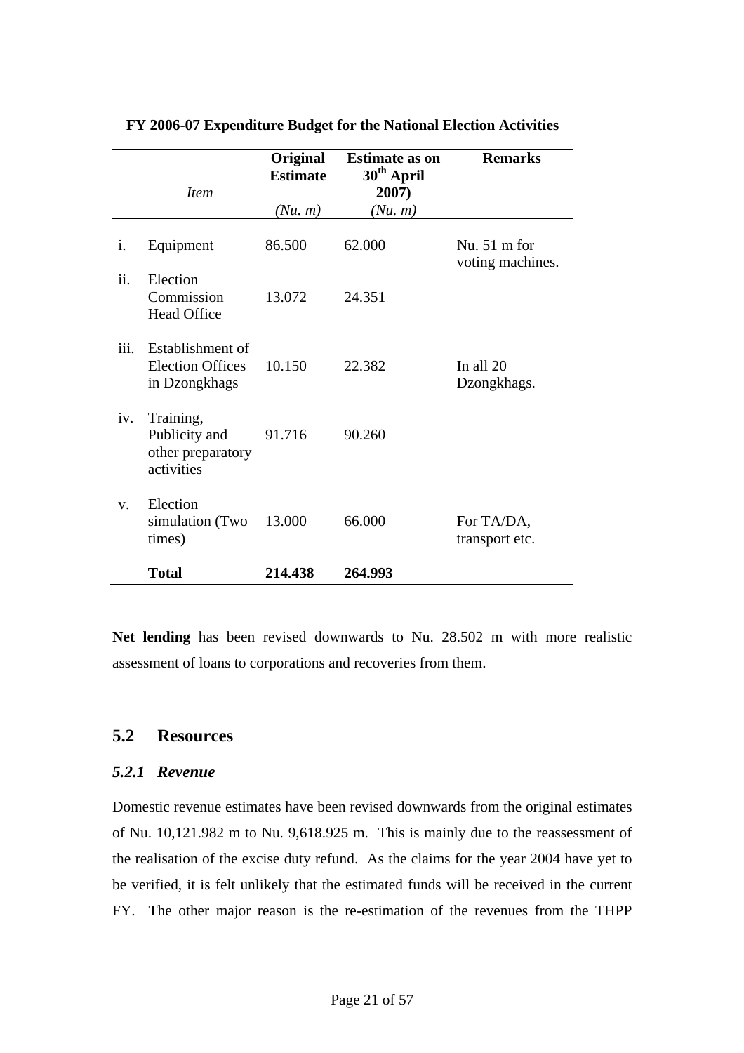**FY 2006-07 Expenditure Budget for the National Election Activities**

| | *Item* | **Original Estimate** *(Nu. m)* | **Estimate as on 30th April 2007)** *(Nu. m)* | **Remarks** |
|---|---|---|---|---|
| i. | Equipment | 86.500 | 62.000 | Nu. 51 m for voting machines. |
| ii. | Election Commission Head Office | 13.072 | 24.351 | |
| iii. | Establishment of Election Offices in Dzongkhags | 10.150 | 22.382 | In all 20 Dzongkhags. |
| iv. | Training, Publicity and other preparatory activities | 91.716 | 90.260 | |
| v. | Election simulation (Two times) | 13.000 | 66.000 | For TA/DA, transport etc. |
| | **Total** | **214.438** | **264.993** | |

**Net lending** has been revised downwards to Nu. 28.502 m with more realistic assessment of loans to corporations and recoveries from them.

## 5.2 Resources

### *5.2.1 Revenue*

Domestic revenue estimates have been revised downwards from the original estimates of Nu. 10,121.982 m to Nu. 9,618.925 m. This is mainly due to the reassessment of the realisation of the excise duty refund. As the claims for the year 2004 have yet to be verified, it is felt unlikely that the estimated funds will be received in the current FY. The other major reason is the re-estimation of the revenues from the THPP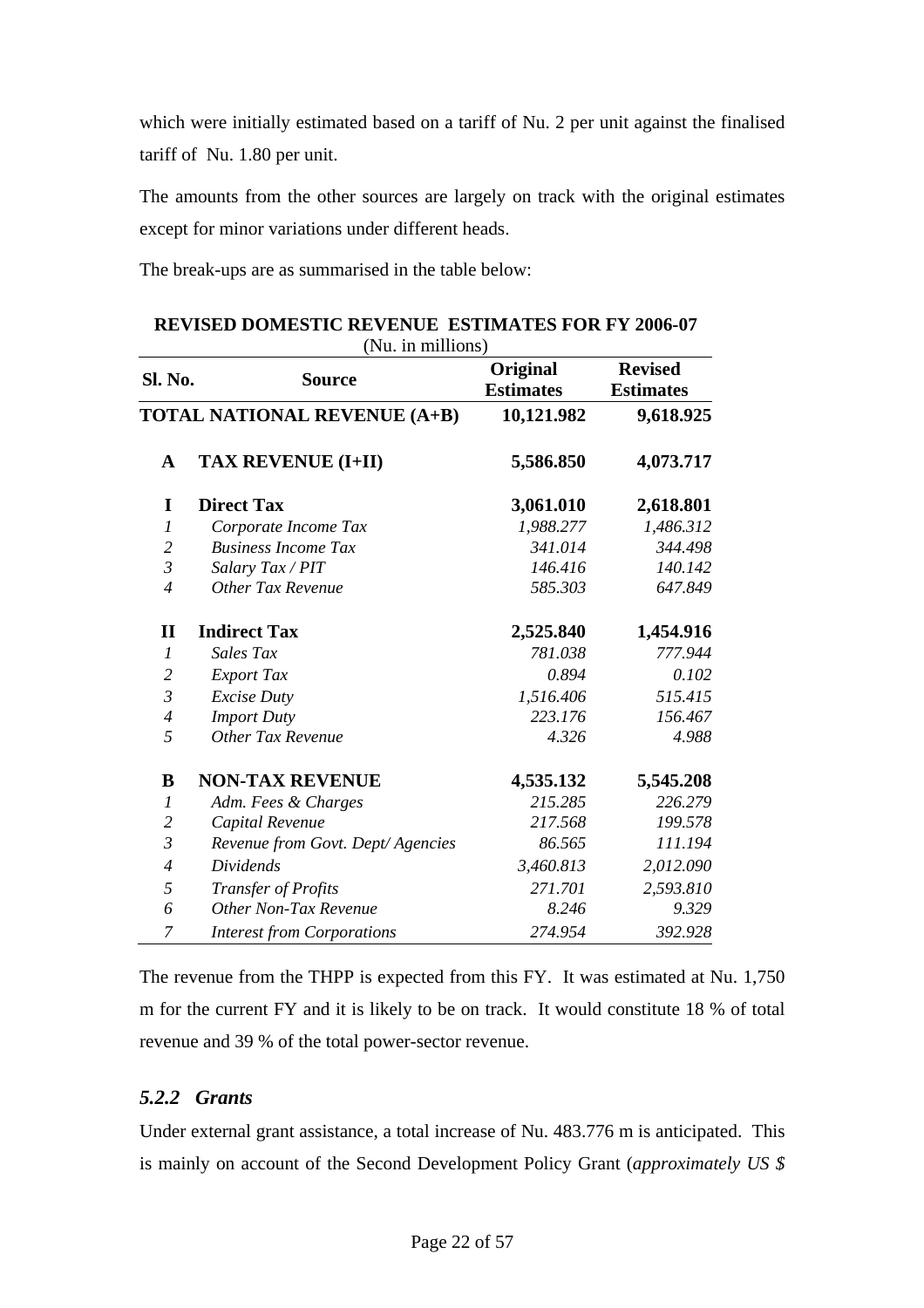which were initially estimated based on a tariff of Nu. 2 per unit against the finalised tariff of Nu. 1.80 per unit.

The amounts from the other sources are largely on track with the original estimates except for minor variations under different heads.

The break-ups are as summarised in the table below:

**REVISED DOMESTIC REVENUE ESTIMATES FOR FY 2006-07**
(Nu. in millions)

| Sl. No. | Source | Original Estimates | Revised Estimates |
|---|---|---|---|
| **TOTAL NATIONAL REVENUE (A+B)** | | **10,121.982** | **9,618.925** |
| **A** | **TAX REVENUE (I+II)** | **5,586.850** | **4,073.717** |
| **I** | **Direct Tax** | **3,061.010** | **2,618.801** |
| *1* | *Corporate Income Tax* | *1,988.277* | *1,486.312* |
| *2* | *Business Income Tax* | *341.014* | *344.498* |
| *3* | *Salary Tax / PIT* | *146.416* | *140.142* |
| *4* | *Other Tax Revenue* | *585.303* | *647.849* |
| **II** | **Indirect Tax** | **2,525.840** | **1,454.916** |
| *1* | *Sales Tax* | *781.038* | *777.944* |
| *2* | *Export Tax* | *0.894* | *0.102* |
| *3* | *Excise Duty* | *1,516.406* | *515.415* |
| *4* | *Import Duty* | *223.176* | *156.467* |
| *5* | *Other Tax Revenue* | *4.326* | *4.988* |
| **B** | **NON-TAX REVENUE** | **4,535.132** | **5,545.208** |
| *1* | *Adm. Fees & Charges* | *215.285* | *226.279* |
| *2* | *Capital Revenue* | *217.568* | *199.578* |
| *3* | *Revenue from Govt. Dept/ Agencies* | *86.565* | *111.194* |
| *4* | *Dividends* | *3,460.813* | *2,012.090* |
| *5* | *Transfer of Profits* | *271.701* | *2,593.810* |
| *6* | *Other Non-Tax Revenue* | *8.246* | *9.329* |
| *7* | *Interest from Corporations* | *274.954* | *392.928* |

The revenue from the THPP is expected from this FY. It was estimated at Nu. 1,750 m for the current FY and it is likely to be on track. It would constitute 18 % of total revenue and 39 % of the total power-sector revenue.

### *5.2.2 Grants*

Under external grant assistance, a total increase of Nu. 483.776 m is anticipated. This is mainly on account of the Second Development Policy Grant (*approximately US $*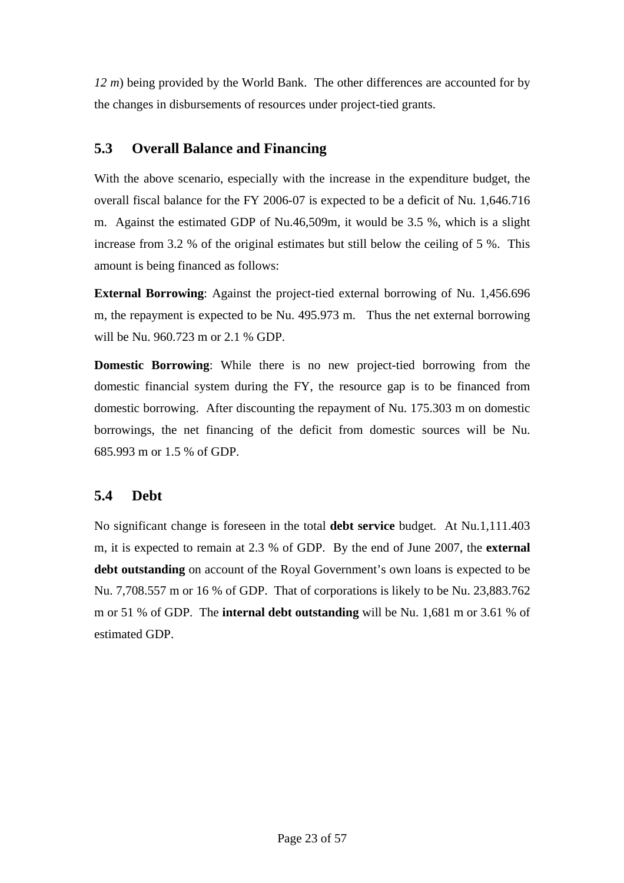*12 m*) being provided by the World Bank. The other differences are accounted for by the changes in disbursements of resources under project-tied grants.

## 5.3 Overall Balance and Financing

With the above scenario, especially with the increase in the expenditure budget, the overall fiscal balance for the FY 2006-07 is expected to be a deficit of Nu. 1,646.716 m. Against the estimated GDP of Nu.46,509m, it would be 3.5 %, which is a slight increase from 3.2 % of the original estimates but still below the ceiling of 5 %. This amount is being financed as follows:

**External Borrowing**: Against the project-tied external borrowing of Nu. 1,456.696 m, the repayment is expected to be Nu. 495.973 m. Thus the net external borrowing will be Nu. 960.723 m or 2.1 % GDP.

**Domestic Borrowing**: While there is no new project-tied borrowing from the domestic financial system during the FY, the resource gap is to be financed from domestic borrowing. After discounting the repayment of Nu. 175.303 m on domestic borrowings, the net financing of the deficit from domestic sources will be Nu. 685.993 m or 1.5 % of GDP.

## 5.4 Debt

No significant change is foreseen in the total **debt service** budget. At Nu.1,111.403 m, it is expected to remain at 2.3 % of GDP. By the end of June 2007, the **external debt outstanding** on account of the Royal Government's own loans is expected to be Nu. 7,708.557 m or 16 % of GDP. That of corporations is likely to be Nu. 23,883.762 m or 51 % of GDP. The **internal debt outstanding** will be Nu. 1,681 m or 3.61 % of estimated GDP.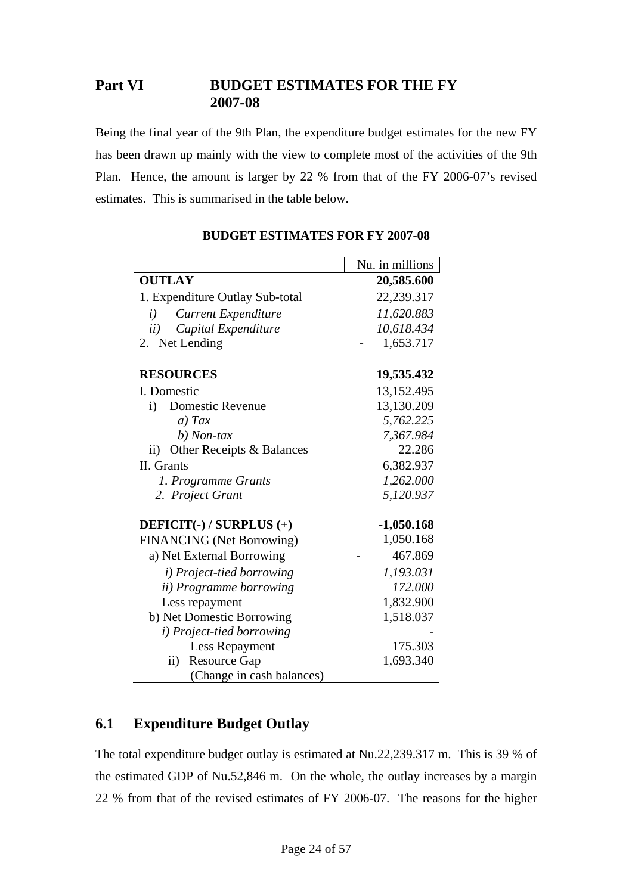## Part VI BUDGET ESTIMATES FOR THE FY 2007-08

Being the final year of the 9th Plan, the expenditure budget estimates for the new FY has been drawn up mainly with the view to complete most of the activities of the 9th Plan. Hence, the amount is larger by 22 % from that of the FY 2006-07's revised estimates. This is summarised in the table below.

**BUDGET ESTIMATES FOR FY 2007-08**

| | Nu. in millions |
|---|---|
| **OUTLAY** | **20,585.600** |
| 1. Expenditure Outlay Sub-total | 22,239.317 |
| *i) Current Expenditure* | *11,620.883* |
| *ii) Capital Expenditure* | *10,618.434* |
| 2. Net Lending | - 1,653.717 |
| | |
| **RESOURCES** | **19,535.432** |
| I. Domestic | 13,152.495 |
| i) Domestic Revenue | 13,130.209 |
| *a) Tax* | *5,762.225* |
| *b) Non-tax* | *7,367.984* |
| ii) Other Receipts & Balances | 22.286 |
| II. Grants | 6,382.937 |
| *1. Programme Grants* | *1,262.000* |
| *2. Project Grant* | *5,120.937* |
| | |
| **DEFICIT(-) / SURPLUS (+)** | **-1,050.168** |
| FINANCING (Net Borrowing) | 1,050.168 |
| a) Net External Borrowing | - 467.869 |
| *i) Project-tied borrowing* | *1,193.031* |
| *ii) Programme borrowing* | *172.000* |
| Less repayment | 1,832.900 |
| b) Net Domestic Borrowing | 1,518.037 |
| *i) Project-tied borrowing* | - |
| Less Repayment | 175.303 |
| ii) Resource Gap (Change in cash balances) | 1,693.340 |

## 6.1 Expenditure Budget Outlay

The total expenditure budget outlay is estimated at Nu.22,239.317 m. This is 39 % of the estimated GDP of Nu.52,846 m. On the whole, the outlay increases by a margin 22 % from that of the revised estimates of FY 2006-07. The reasons for the higher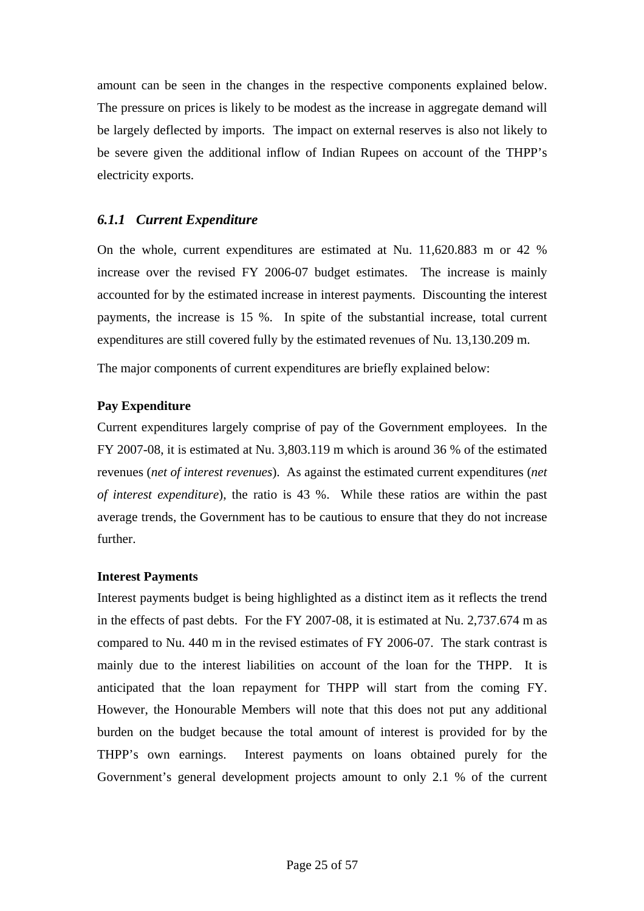amount can be seen in the changes in the respective components explained below. The pressure on prices is likely to be modest as the increase in aggregate demand will be largely deflected by imports. The impact on external reserves is also not likely to be severe given the additional inflow of Indian Rupees on account of the THPP's electricity exports.

### *6.1.1 Current Expenditure*

On the whole, current expenditures are estimated at Nu. 11,620.883 m or 42 % increase over the revised FY 2006-07 budget estimates. The increase is mainly accounted for by the estimated increase in interest payments. Discounting the interest payments, the increase is 15 %. In spite of the substantial increase, total current expenditures are still covered fully by the estimated revenues of Nu. 13,130.209 m.

The major components of current expenditures are briefly explained below:

**Pay Expenditure**

Current expenditures largely comprise of pay of the Government employees. In the FY 2007-08, it is estimated at Nu. 3,803.119 m which is around 36 % of the estimated revenues (*net of interest revenues*). As against the estimated current expenditures (*net of interest expenditure*), the ratio is 43 %. While these ratios are within the past average trends, the Government has to be cautious to ensure that they do not increase further.

**Interest Payments**

Interest payments budget is being highlighted as a distinct item as it reflects the trend in the effects of past debts. For the FY 2007-08, it is estimated at Nu. 2,737.674 m as compared to Nu. 440 m in the revised estimates of FY 2006-07. The stark contrast is mainly due to the interest liabilities on account of the loan for the THPP. It is anticipated that the loan repayment for THPP will start from the coming FY. However, the Honourable Members will note that this does not put any additional burden on the budget because the total amount of interest is provided for by the THPP's own earnings. Interest payments on loans obtained purely for the Government's general development projects amount to only 2.1 % of the current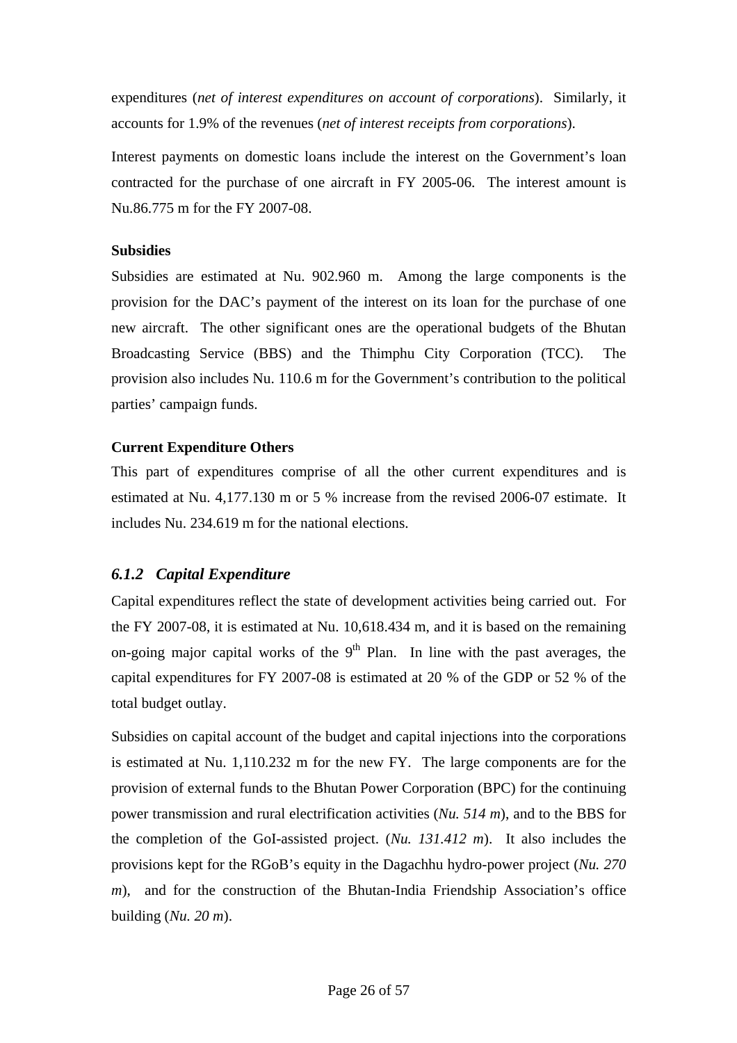expenditures (*net of interest expenditures on account of corporations*). Similarly, it accounts for 1.9% of the revenues (*net of interest receipts from corporations*).

Interest payments on domestic loans include the interest on the Government's loan contracted for the purchase of one aircraft in FY 2005-06. The interest amount is Nu.86.775 m for the FY 2007-08.

**Subsidies**

Subsidies are estimated at Nu. 902.960 m. Among the large components is the provision for the DAC's payment of the interest on its loan for the purchase of one new aircraft. The other significant ones are the operational budgets of the Bhutan Broadcasting Service (BBS) and the Thimphu City Corporation (TCC). The provision also includes Nu. 110.6 m for the Government's contribution to the political parties' campaign funds.

**Current Expenditure Others**

This part of expenditures comprise of all the other current expenditures and is estimated at Nu. 4,177.130 m or 5 % increase from the revised 2006-07 estimate. It includes Nu. 234.619 m for the national elections.

### *6.1.2 Capital Expenditure*

Capital expenditures reflect the state of development activities being carried out. For the FY 2007-08, it is estimated at Nu. 10,618.434 m, and it is based on the remaining on-going major capital works of the 9th Plan. In line with the past averages, the capital expenditures for FY 2007-08 is estimated at 20 % of the GDP or 52 % of the total budget outlay.

Subsidies on capital account of the budget and capital injections into the corporations is estimated at Nu. 1,110.232 m for the new FY. The large components are for the provision of external funds to the Bhutan Power Corporation (BPC) for the continuing power transmission and rural electrification activities (*Nu. 514 m*), and to the BBS for the completion of the GoI-assisted project. (*Nu. 131.412 m*). It also includes the provisions kept for the RGoB's equity in the Dagachhu hydro-power project (*Nu. 270 m*), and for the construction of the Bhutan-India Friendship Association's office building (*Nu. 20 m*).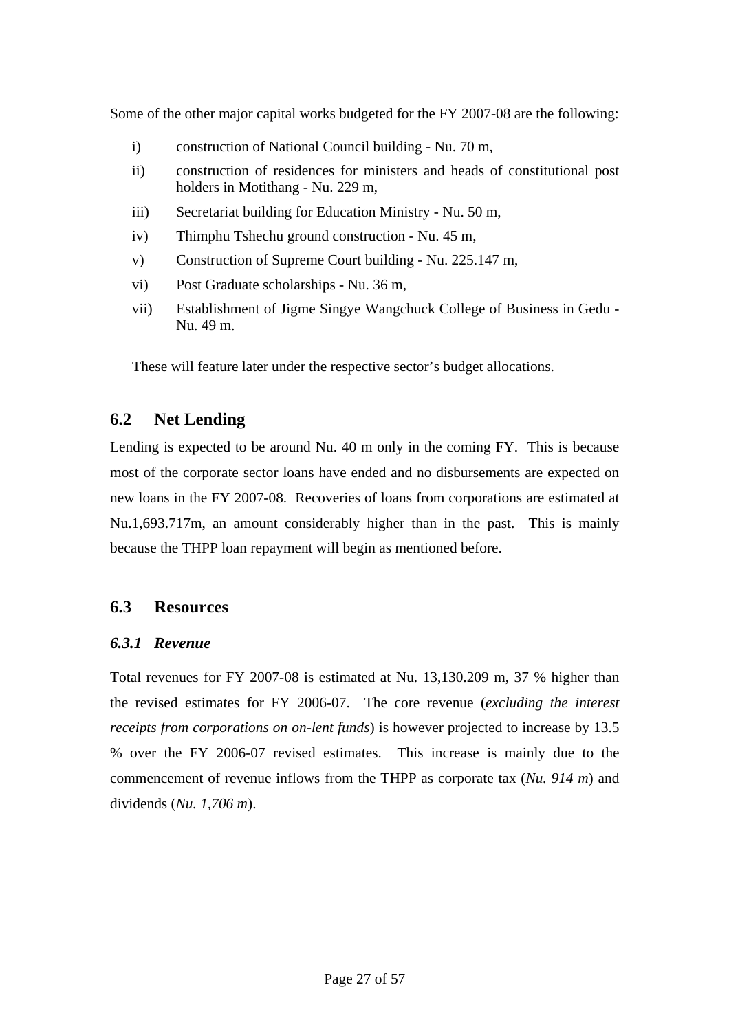Some of the other major capital works budgeted for the FY 2007-08 are the following:

i) construction of National Council building - Nu. 70 m,

ii) construction of residences for ministers and heads of constitutional post holders in Motithang - Nu. 229 m,

iii) Secretariat building for Education Ministry - Nu. 50 m,

iv) Thimphu Tshechu ground construction - Nu. 45 m,

v) Construction of Supreme Court building - Nu. 225.147 m,

vi) Post Graduate scholarships - Nu. 36 m,

vii) Establishment of Jigme Singye Wangchuck College of Business in Gedu - Nu. 49 m.

These will feature later under the respective sector's budget allocations.

## 6.2 Net Lending

Lending is expected to be around Nu. 40 m only in the coming FY. This is because most of the corporate sector loans have ended and no disbursements are expected on new loans in the FY 2007-08. Recoveries of loans from corporations are estimated at Nu.1,693.717m, an amount considerably higher than in the past. This is mainly because the THPP loan repayment will begin as mentioned before.

## 6.3 Resources

### *6.3.1 Revenue*

Total revenues for FY 2007-08 is estimated at Nu. 13,130.209 m, 37 % higher than the revised estimates for FY 2006-07. The core revenue (*excluding the interest receipts from corporations on on-lent funds*) is however projected to increase by 13.5 % over the FY 2006-07 revised estimates. This increase is mainly due to the commencement of revenue inflows from the THPP as corporate tax (*Nu. 914 m*) and dividends (*Nu. 1,706 m*).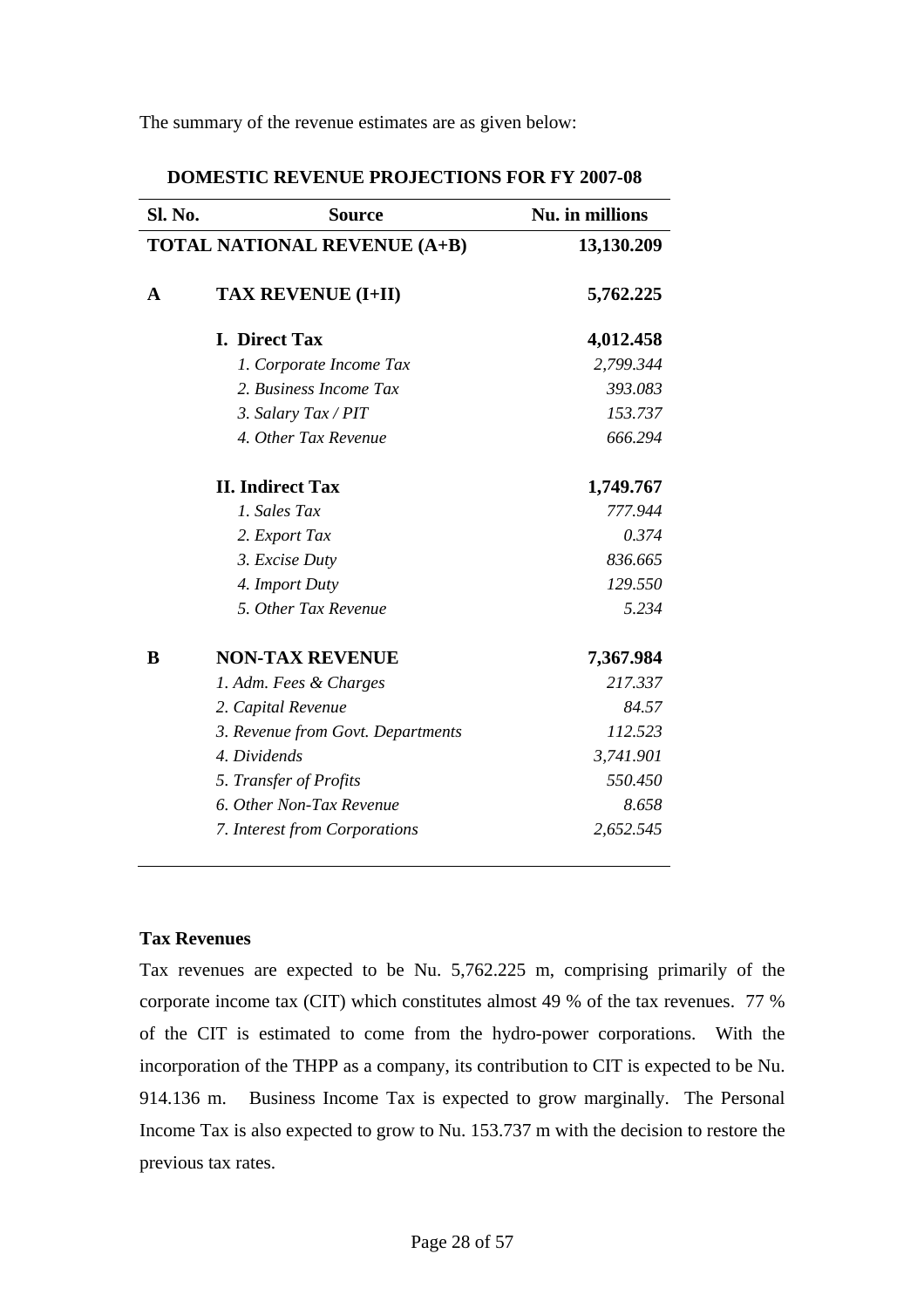The summary of the revenue estimates are as given below:

**DOMESTIC REVENUE PROJECTIONS FOR FY 2007-08**

| Sl. No. | Source | Nu. in millions |
|---|---|---|
| **TOTAL NATIONAL REVENUE (A+B)** | | **13,130.209** |
| **A** | **TAX REVENUE (I+II)** | **5,762.225** |
| | **I. Direct Tax** | **4,012.458** |
| | *1. Corporate Income Tax* | *2,799.344* |
| | *2. Business Income Tax* | *393.083* |
| | *3. Salary Tax / PIT* | *153.737* |
| | *4. Other Tax Revenue* | *666.294* |
| | **II. Indirect Tax** | **1,749.767** |
| | *1. Sales Tax* | *777.944* |
| | *2. Export Tax* | *0.374* |
| | *3. Excise Duty* | *836.665* |
| | *4. Import Duty* | *129.550* |
| | *5. Other Tax Revenue* | *5.234* |
| **B** | **NON-TAX REVENUE** | **7,367.984** |
| | *1. Adm. Fees & Charges* | *217.337* |
| | *2. Capital Revenue* | *84.57* |
| | *3. Revenue from Govt. Departments* | *112.523* |
| | *4. Dividends* | *3,741.901* |
| | *5. Transfer of Profits* | *550.450* |
| | *6. Other Non-Tax Revenue* | *8.658* |
| | *7. Interest from Corporations* | *2,652.545* |

**Tax Revenues**

Tax revenues are expected to be Nu. 5,762.225 m, comprising primarily of the corporate income tax (CIT) which constitutes almost 49 % of the tax revenues. 77 % of the CIT is estimated to come from the hydro-power corporations. With the incorporation of the THPP as a company, its contribution to CIT is expected to be Nu. 914.136 m. Business Income Tax is expected to grow marginally. The Personal Income Tax is also expected to grow to Nu. 153.737 m with the decision to restore the previous tax rates.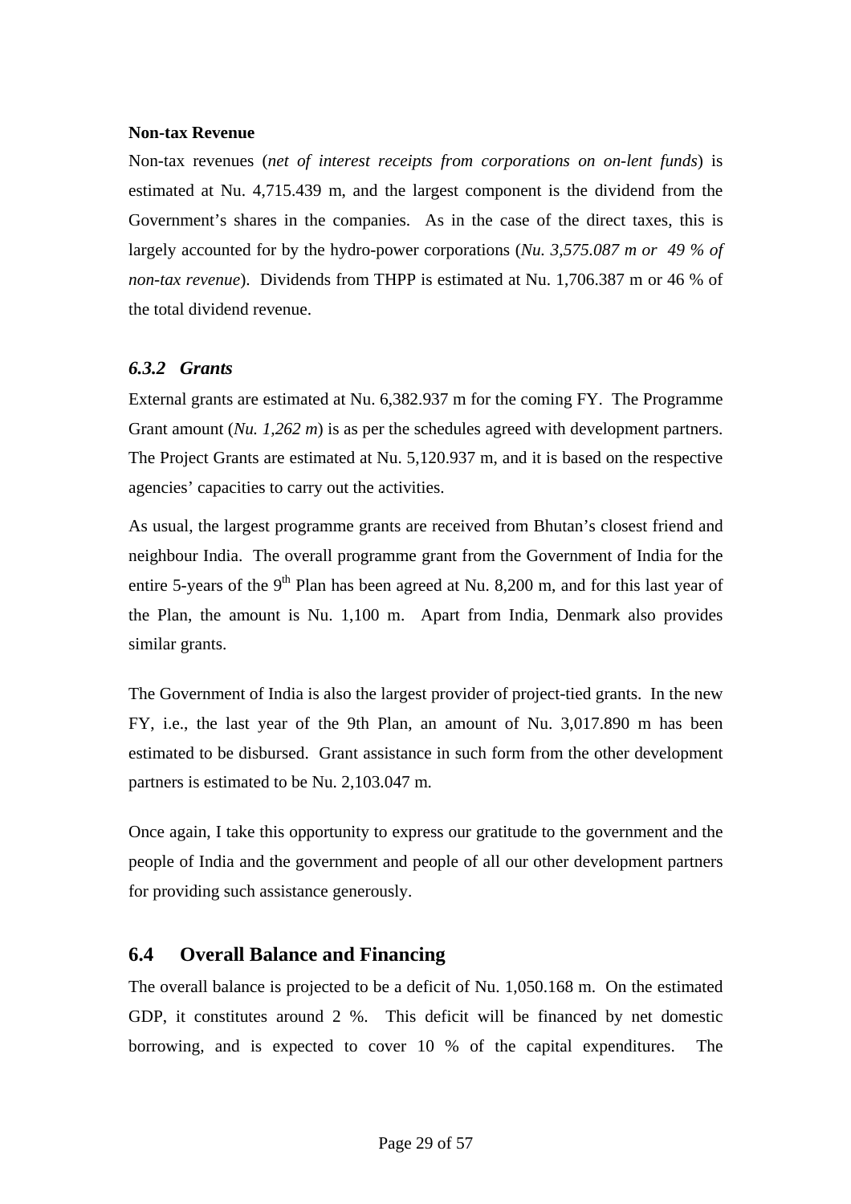**Non-tax Revenue**

Non-tax revenues (*net of interest receipts from corporations on on-lent funds*) is estimated at Nu. 4,715.439 m, and the largest component is the dividend from the Government's shares in the companies. As in the case of the direct taxes, this is largely accounted for by the hydro-power corporations (*Nu. 3,575.087 m or 49 % of non-tax revenue*). Dividends from THPP is estimated at Nu. 1,706.387 m or 46 % of the total dividend revenue.

### *6.3.2 Grants*

External grants are estimated at Nu. 6,382.937 m for the coming FY. The Programme Grant amount (*Nu. 1,262 m*) is as per the schedules agreed with development partners. The Project Grants are estimated at Nu. 5,120.937 m, and it is based on the respective agencies' capacities to carry out the activities.

As usual, the largest programme grants are received from Bhutan's closest friend and neighbour India. The overall programme grant from the Government of India for the entire 5-years of the 9th Plan has been agreed at Nu. 8,200 m, and for this last year of the Plan, the amount is Nu. 1,100 m. Apart from India, Denmark also provides similar grants.

The Government of India is also the largest provider of project-tied grants. In the new FY, i.e., the last year of the 9th Plan, an amount of Nu. 3,017.890 m has been estimated to be disbursed. Grant assistance in such form from the other development partners is estimated to be Nu. 2,103.047 m.

Once again, I take this opportunity to express our gratitude to the government and the people of India and the government and people of all our other development partners for providing such assistance generously.

## 6.4 Overall Balance and Financing

The overall balance is projected to be a deficit of Nu. 1,050.168 m. On the estimated GDP, it constitutes around 2 %. This deficit will be financed by net domestic borrowing, and is expected to cover 10 % of the capital expenditures. The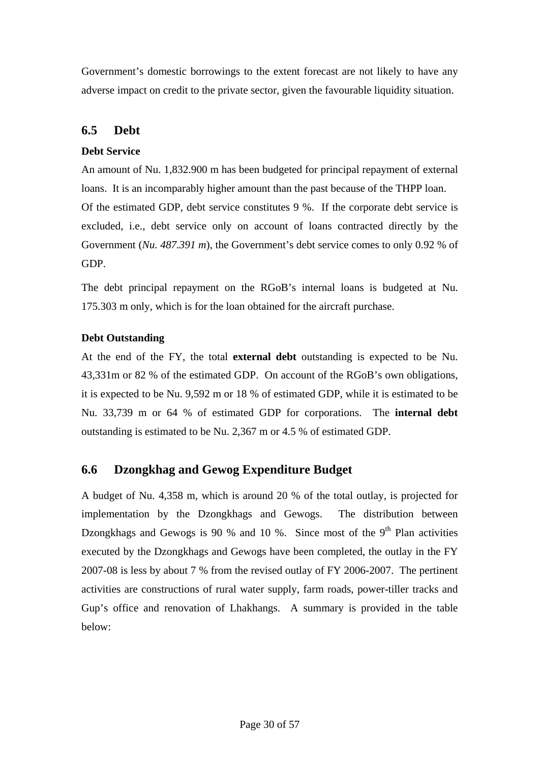Government's domestic borrowings to the extent forecast are not likely to have any adverse impact on credit to the private sector, given the favourable liquidity situation.

## 6.5 Debt

**Debt Service**

An amount of Nu. 1,832.900 m has been budgeted for principal repayment of external loans. It is an incomparably higher amount than the past because of the THPP loan. Of the estimated GDP, debt service constitutes 9 %. If the corporate debt service is excluded, i.e., debt service only on account of loans contracted directly by the Government (*Nu. 487.391 m*), the Government's debt service comes to only 0.92 % of GDP.

The debt principal repayment on the RGoB's internal loans is budgeted at Nu. 175.303 m only, which is for the loan obtained for the aircraft purchase.

**Debt Outstanding**

At the end of the FY, the total **external debt** outstanding is expected to be Nu. 43,331m or 82 % of the estimated GDP. On account of the RGoB's own obligations, it is expected to be Nu. 9,592 m or 18 % of estimated GDP, while it is estimated to be Nu. 33,739 m or 64 % of estimated GDP for corporations. The **internal debt** outstanding is estimated to be Nu. 2,367 m or 4.5 % of estimated GDP.

## 6.6 Dzongkhag and Gewog Expenditure Budget

A budget of Nu. 4,358 m, which is around 20 % of the total outlay, is projected for implementation by the Dzongkhags and Gewogs. The distribution between Dzongkhags and Gewogs is 90 % and 10 %. Since most of the 9th Plan activities executed by the Dzongkhags and Gewogs have been completed, the outlay in the FY 2007-08 is less by about 7 % from the revised outlay of FY 2006-2007. The pertinent activities are constructions of rural water supply, farm roads, power-tiller tracks and Gup's office and renovation of Lhakhangs. A summary is provided in the table below: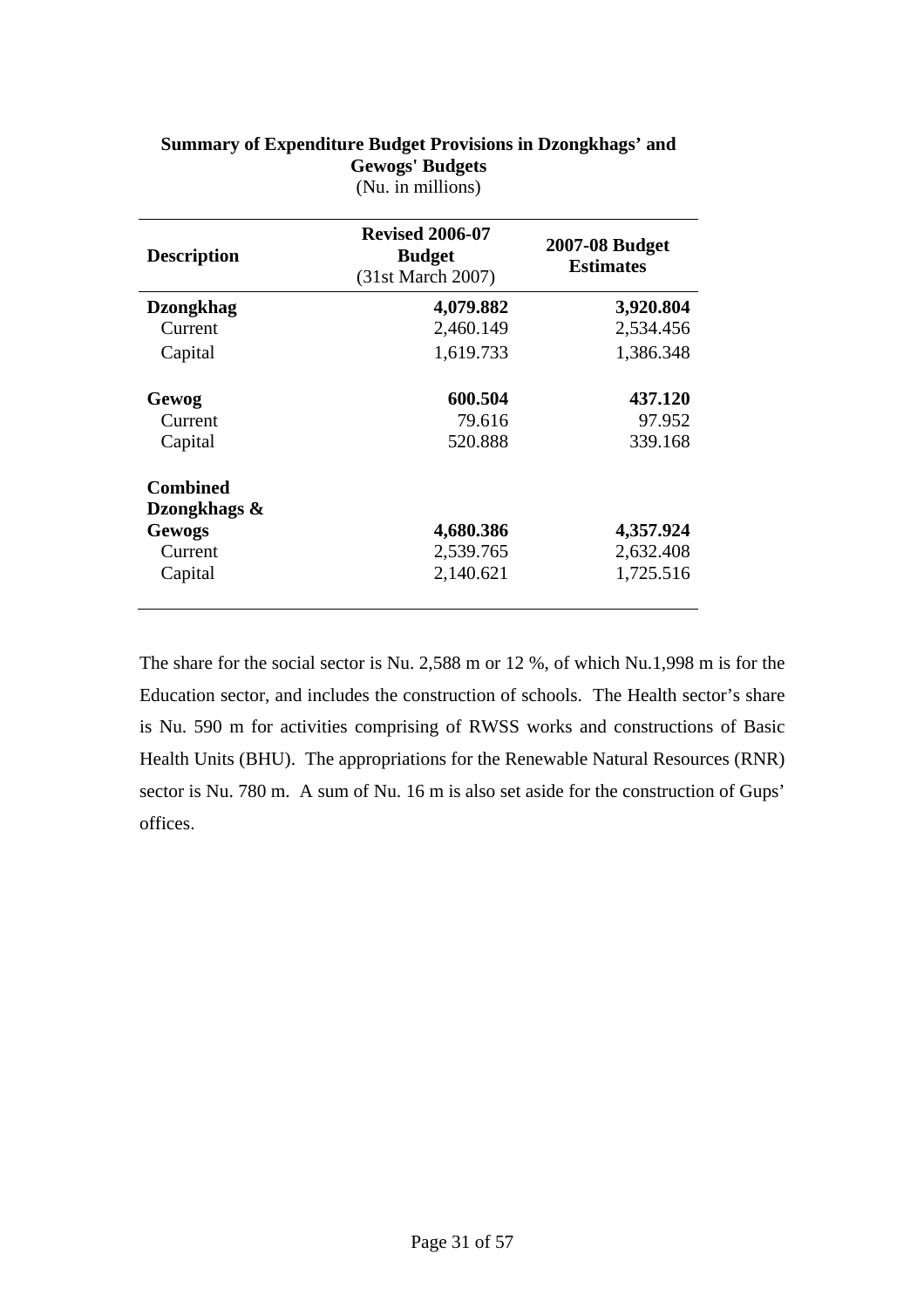**Summary of Expenditure Budget Provisions in Dzongkhags' and Gewogs' Budgets**
(Nu. in millions)

| Description | Revised 2006-07 Budget (31st March 2007) | 2007-08 Budget Estimates |
|---|---|---|
| **Dzongkhag** | **4,079.882** | **3,920.804** |
| Current | 2,460.149 | 2,534.456 |
| Capital | 1,619.733 | 1,386.348 |
| **Gewog** | **600.504** | **437.120** |
| Current | 79.616 | 97.952 |
| Capital | 520.888 | 339.168 |
| **Combined Dzongkhags & Gewogs** | **4,680.386** | **4,357.924** |
| Current | 2,539.765 | 2,632.408 |
| Capital | 2,140.621 | 1,725.516 |

The share for the social sector is Nu. 2,588 m or 12 %, of which Nu.1,998 m is for the Education sector, and includes the construction of schools. The Health sector's share is Nu. 590 m for activities comprising of RWSS works and constructions of Basic Health Units (BHU). The appropriations for the Renewable Natural Resources (RNR) sector is Nu. 780 m. A sum of Nu. 16 m is also set aside for the construction of Gups' offices.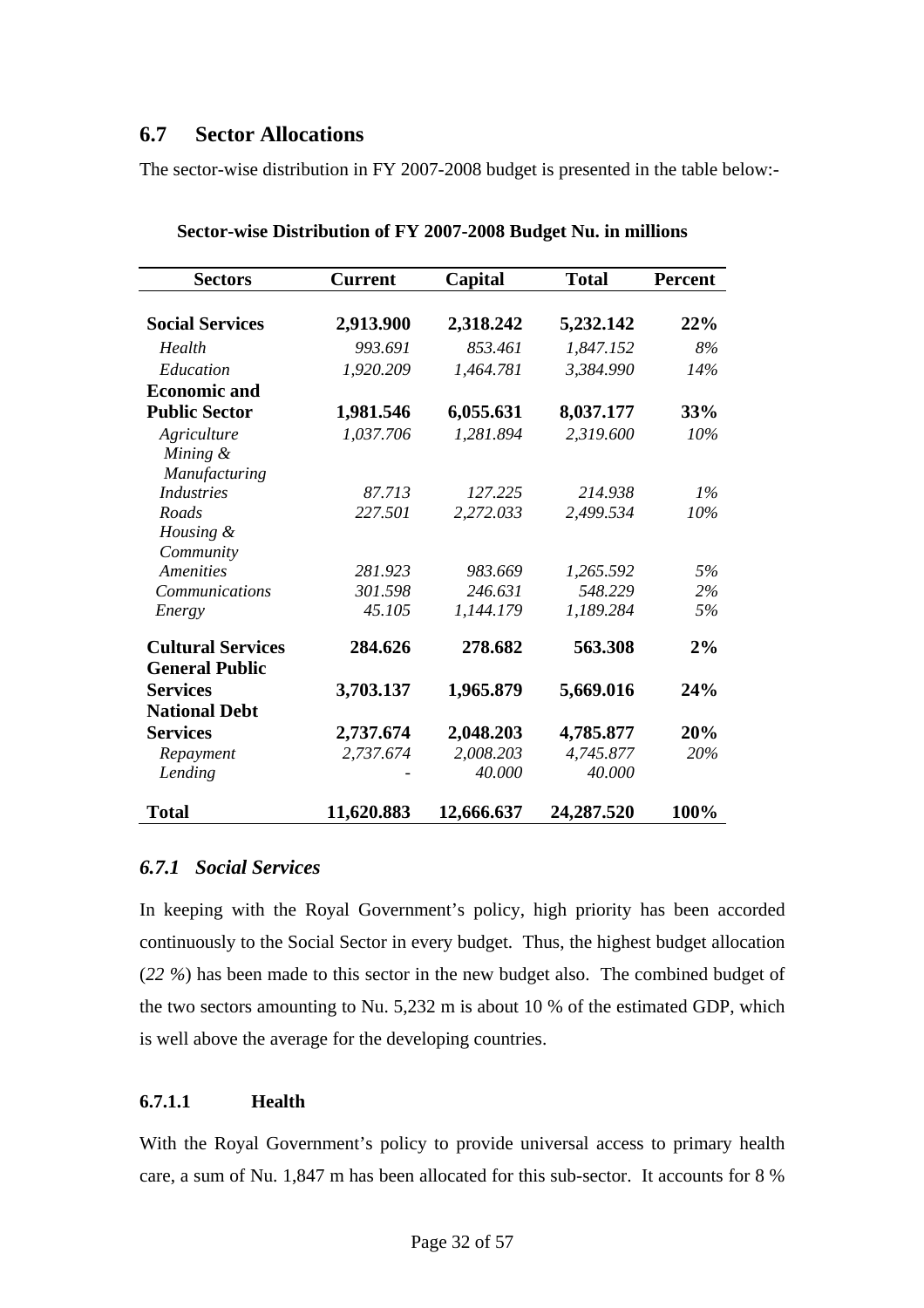## 6.7 Sector Allocations

The sector-wise distribution in FY 2007-2008 budget is presented in the table below:-

**Sector-wise Distribution of FY 2007-2008 Budget Nu. in millions**

| Sectors | Current | Capital | Total | Percent |
|---|---|---|---|---|
| **Social Services** | **2,913.900** | **2,318.242** | **5,232.142** | **22%** |
| *Health* | *993.691* | *853.461* | *1,847.152* | *8%* |
| *Education* | *1,920.209* | *1,464.781* | *3,384.990* | *14%* |
| **Economic and Public Sector** | **1,981.546** | **6,055.631** | **8,037.177** | **33%** |
| *Agriculture* | *1,037.706* | *1,281.894* | *2,319.600* | *10%* |
| *Mining & Manufacturing Industries* | *87.713* | *127.225* | *214.938* | *1%* |
| *Roads* | *227.501* | *2,272.033* | *2,499.534* | *10%* |
| *Housing & Community Amenities* | *281.923* | *983.669* | *1,265.592* | *5%* |
| *Communications* | *301.598* | *246.631* | *548.229* | *2%* |
| *Energy* | *45.105* | *1,144.179* | *1,189.284* | *5%* |
| **Cultural Services** | **284.626** | **278.682** | **563.308** | **2%** |
| **General Public Services** | **3,703.137** | **1,965.879** | **5,669.016** | **24%** |
| **National Debt Services** | **2,737.674** | **2,048.203** | **4,785.877** | **20%** |
| *Repayment* | *2,737.674* | *2,008.203* | *4,745.877* | *20%* |
| *Lending* | - | *40.000* | *40.000* | |
| **Total** | **11,620.883** | **12,666.637** | **24,287.520** | **100%** |

### *6.7.1 Social Services*

In keeping with the Royal Government's policy, high priority has been accorded continuously to the Social Sector in every budget. Thus, the highest budget allocation (*22 %*) has been made to this sector in the new budget also. The combined budget of the two sectors amounting to Nu. 5,232 m is about 10 % of the estimated GDP, which is well above the average for the developing countries.

#### 6.7.1.1 Health

With the Royal Government's policy to provide universal access to primary health care, a sum of Nu. 1,847 m has been allocated for this sub-sector. It accounts for 8 %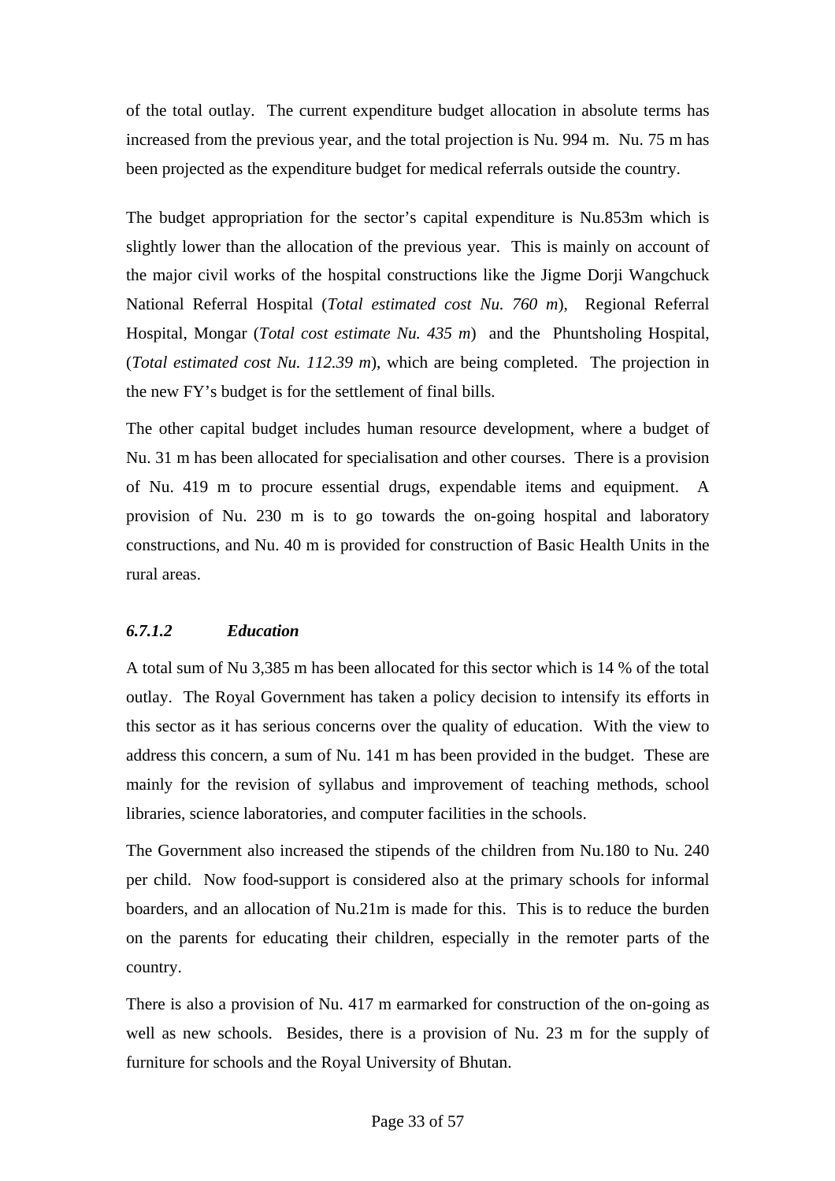of the total outlay. The current expenditure budget allocation in absolute terms has increased from the previous year, and the total projection is Nu. 994 m. Nu. 75 m has been projected as the expenditure budget for medical referrals outside the country.

The budget appropriation for the sector's capital expenditure is Nu.853m which is slightly lower than the allocation of the previous year. This is mainly on account of the major civil works of the hospital constructions like the Jigme Dorji Wangchuck National Referral Hospital (*Total estimated cost Nu. 760 m*), Regional Referral Hospital, Mongar (*Total cost estimate Nu. 435 m*) and the Phuntsholing Hospital, (*Total estimated cost Nu. 112.39 m*), which are being completed. The projection in the new FY's budget is for the settlement of final bills.

The other capital budget includes human resource development, where a budget of Nu. 31 m has been allocated for specialisation and other courses. There is a provision of Nu. 419 m to procure essential drugs, expendable items and equipment. A provision of Nu. 230 m is to go towards the on-going hospital and laboratory constructions, and Nu. 40 m is provided for construction of Basic Health Units in the rural areas.

#### *6.7.1.2 Education*

A total sum of Nu 3,385 m has been allocated for this sector which is 14 % of the total outlay. The Royal Government has taken a policy decision to intensify its efforts in this sector as it has serious concerns over the quality of education. With the view to address this concern, a sum of Nu. 141 m has been provided in the budget. These are mainly for the revision of syllabus and improvement of teaching methods, school libraries, science laboratories, and computer facilities in the schools.

The Government also increased the stipends of the children from Nu.180 to Nu. 240 per child. Now food-support is considered also at the primary schools for informal boarders, and an allocation of Nu.21m is made for this. This is to reduce the burden on the parents for educating their children, especially in the remoter parts of the country.

There is also a provision of Nu. 417 m earmarked for construction of the on-going as well as new schools. Besides, there is a provision of Nu. 23 m for the supply of furniture for schools and the Royal University of Bhutan.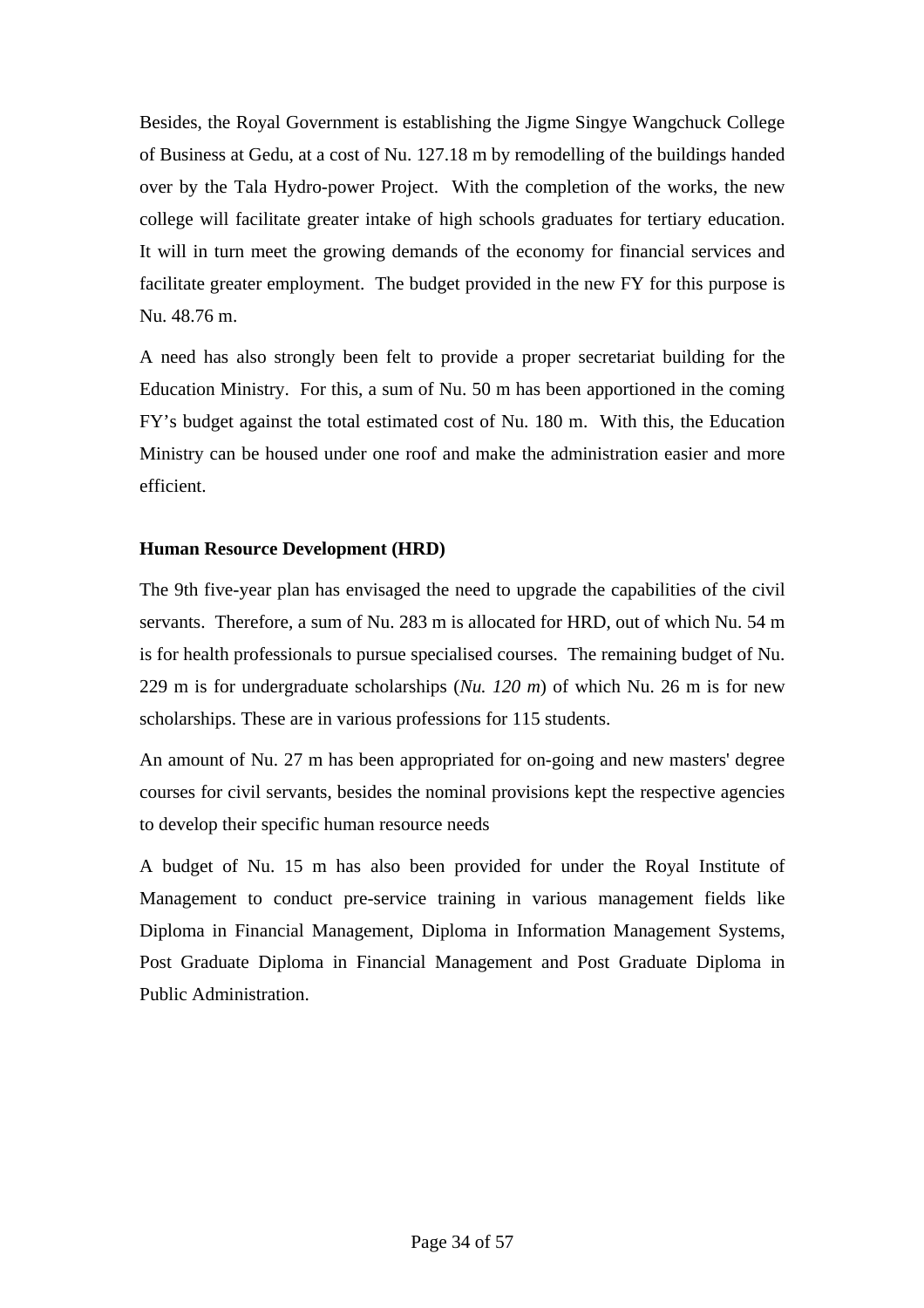Besides, the Royal Government is establishing the Jigme Singye Wangchuck College of Business at Gedu, at a cost of Nu. 127.18 m by remodelling of the buildings handed over by the Tala Hydro-power Project. With the completion of the works, the new college will facilitate greater intake of high schools graduates for tertiary education. It will in turn meet the growing demands of the economy for financial services and facilitate greater employment. The budget provided in the new FY for this purpose is Nu. 48.76 m.

A need has also strongly been felt to provide a proper secretariat building for the Education Ministry. For this, a sum of Nu. 50 m has been apportioned in the coming FY's budget against the total estimated cost of Nu. 180 m. With this, the Education Ministry can be housed under one roof and make the administration easier and more efficient.

**Human Resource Development (HRD)**

The 9th five-year plan has envisaged the need to upgrade the capabilities of the civil servants. Therefore, a sum of Nu. 283 m is allocated for HRD, out of which Nu. 54 m is for health professionals to pursue specialised courses. The remaining budget of Nu. 229 m is for undergraduate scholarships (*Nu. 120 m*) of which Nu. 26 m is for new scholarships. These are in various professions for 115 students.

An amount of Nu. 27 m has been appropriated for on-going and new masters' degree courses for civil servants, besides the nominal provisions kept the respective agencies to develop their specific human resource needs

A budget of Nu. 15 m has also been provided for under the Royal Institute of Management to conduct pre-service training in various management fields like Diploma in Financial Management, Diploma in Information Management Systems, Post Graduate Diploma in Financial Management and Post Graduate Diploma in Public Administration.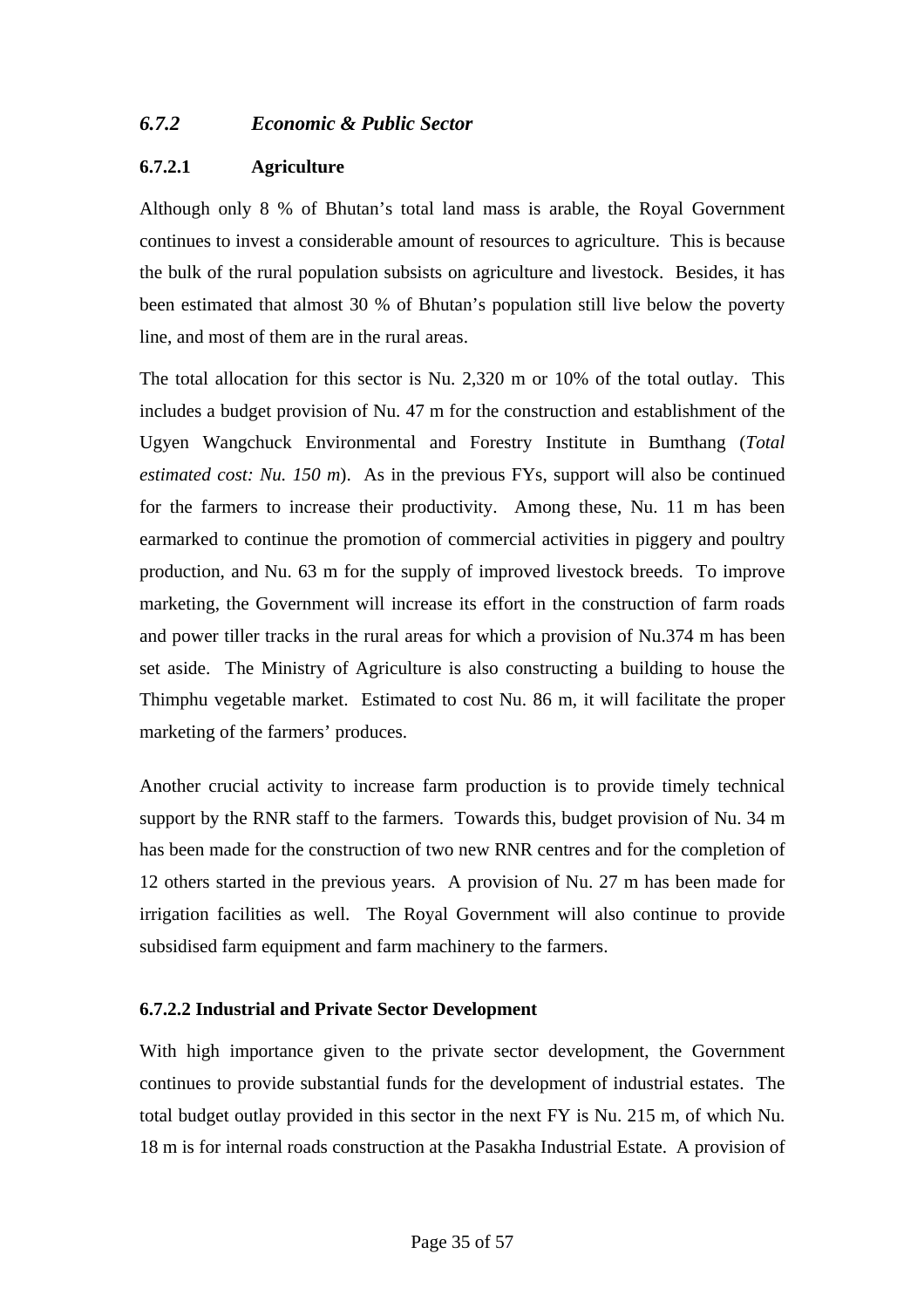### *6.7.2 Economic & Public Sector*

#### **6.7.2.1 Agriculture**

Although only 8 % of Bhutan's total land mass is arable, the Royal Government continues to invest a considerable amount of resources to agriculture. This is because the bulk of the rural population subsists on agriculture and livestock. Besides, it has been estimated that almost 30 % of Bhutan's population still live below the poverty line, and most of them are in the rural areas.

The total allocation for this sector is Nu. 2,320 m or 10% of the total outlay. This includes a budget provision of Nu. 47 m for the construction and establishment of the Ugyen Wangchuck Environmental and Forestry Institute in Bumthang (*Total estimated cost: Nu. 150 m*). As in the previous FYs, support will also be continued for the farmers to increase their productivity. Among these, Nu. 11 m has been earmarked to continue the promotion of commercial activities in piggery and poultry production, and Nu. 63 m for the supply of improved livestock breeds. To improve marketing, the Government will increase its effort in the construction of farm roads and power tiller tracks in the rural areas for which a provision of Nu.374 m has been set aside. The Ministry of Agriculture is also constructing a building to house the Thimphu vegetable market. Estimated to cost Nu. 86 m, it will facilitate the proper marketing of the farmers' produces.

Another crucial activity to increase farm production is to provide timely technical support by the RNR staff to the farmers. Towards this, budget provision of Nu. 34 m has been made for the construction of two new RNR centres and for the completion of 12 others started in the previous years. A provision of Nu. 27 m has been made for irrigation facilities as well. The Royal Government will also continue to provide subsidised farm equipment and farm machinery to the farmers.

#### **6.7.2.2 Industrial and Private Sector Development**

With high importance given to the private sector development, the Government continues to provide substantial funds for the development of industrial estates. The total budget outlay provided in this sector in the next FY is Nu. 215 m, of which Nu. 18 m is for internal roads construction at the Pasakha Industrial Estate. A provision of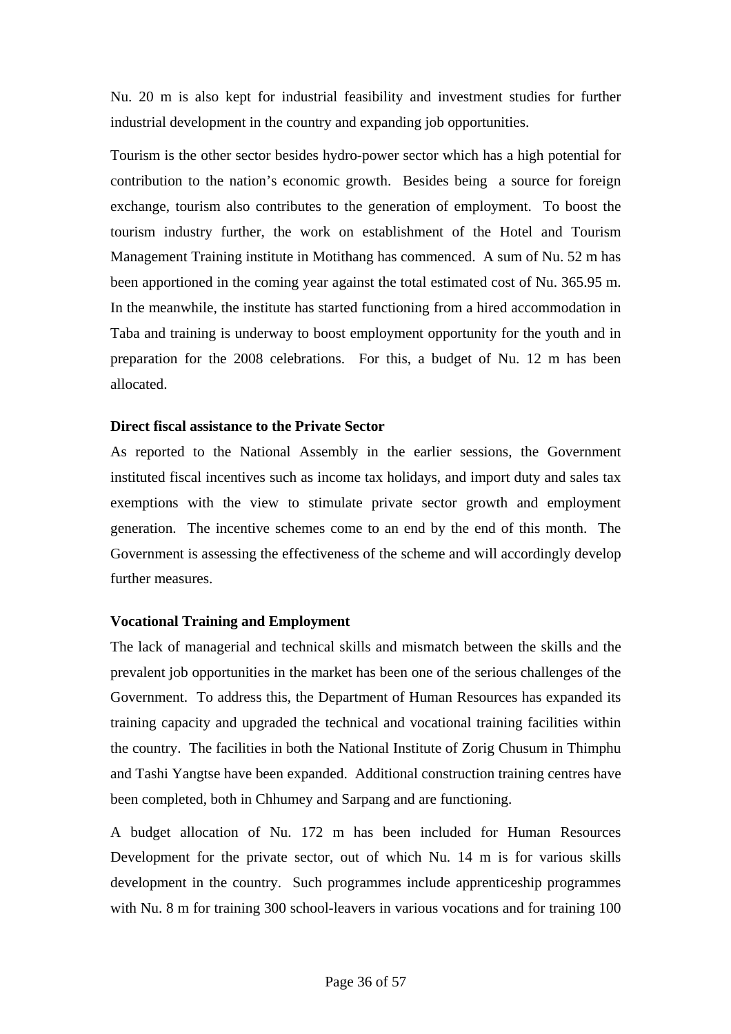Nu. 20 m is also kept for industrial feasibility and investment studies for further industrial development in the country and expanding job opportunities.

Tourism is the other sector besides hydro-power sector which has a high potential for contribution to the nation's economic growth. Besides being a source for foreign exchange, tourism also contributes to the generation of employment. To boost the tourism industry further, the work on establishment of the Hotel and Tourism Management Training institute in Motithang has commenced. A sum of Nu. 52 m has been apportioned in the coming year against the total estimated cost of Nu. 365.95 m. In the meanwhile, the institute has started functioning from a hired accommodation in Taba and training is underway to boost employment opportunity for the youth and in preparation for the 2008 celebrations. For this, a budget of Nu. 12 m has been allocated.

**Direct fiscal assistance to the Private Sector**

As reported to the National Assembly in the earlier sessions, the Government instituted fiscal incentives such as income tax holidays, and import duty and sales tax exemptions with the view to stimulate private sector growth and employment generation. The incentive schemes come to an end by the end of this month. The Government is assessing the effectiveness of the scheme and will accordingly develop further measures.

**Vocational Training and Employment**

The lack of managerial and technical skills and mismatch between the skills and the prevalent job opportunities in the market has been one of the serious challenges of the Government. To address this, the Department of Human Resources has expanded its training capacity and upgraded the technical and vocational training facilities within the country. The facilities in both the National Institute of Zorig Chusum in Thimphu and Tashi Yangtse have been expanded. Additional construction training centres have been completed, both in Chhumey and Sarpang and are functioning.

A budget allocation of Nu. 172 m has been included for Human Resources Development for the private sector, out of which Nu. 14 m is for various skills development in the country. Such programmes include apprenticeship programmes with Nu. 8 m for training 300 school-leavers in various vocations and for training 100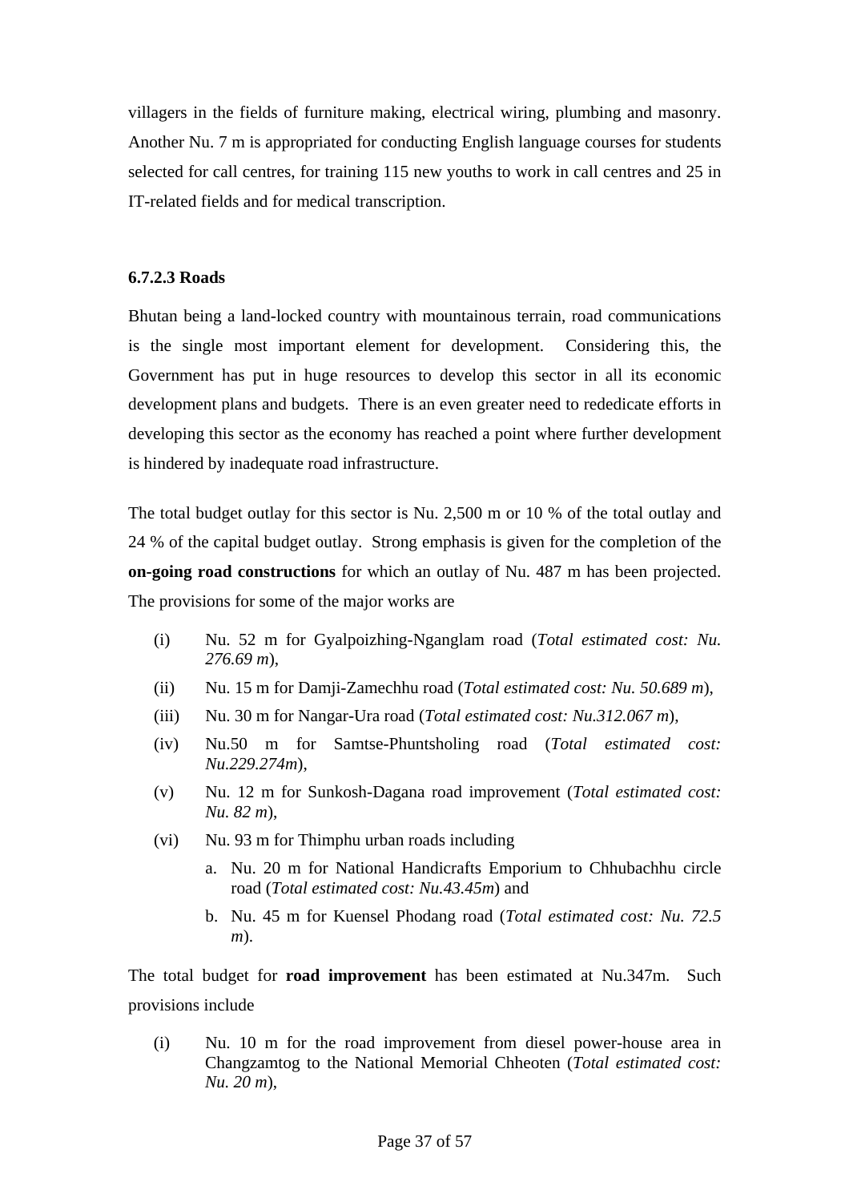villagers in the fields of furniture making, electrical wiring, plumbing and masonry. Another Nu. 7 m is appropriated for conducting English language courses for students selected for call centres, for training 115 new youths to work in call centres and 25 in IT-related fields and for medical transcription.

#### 6.7.2.3 Roads

Bhutan being a land-locked country with mountainous terrain, road communications is the single most important element for development. Considering this, the Government has put in huge resources to develop this sector in all its economic development plans and budgets. There is an even greater need to rededicate efforts in developing this sector as the economy has reached a point where further development is hindered by inadequate road infrastructure.

The total budget outlay for this sector is Nu. 2,500 m or 10 % of the total outlay and 24 % of the capital budget outlay. Strong emphasis is given for the completion of the **on-going road constructions** for which an outlay of Nu. 487 m has been projected. The provisions for some of the major works are

(i) Nu. 52 m for Gyalpoizhing-Nganglam road (*Total estimated cost: Nu. 276.69 m*),

(ii) Nu. 15 m for Damji-Zamechhu road (*Total estimated cost: Nu. 50.689 m*),

(iii) Nu. 30 m for Nangar-Ura road (*Total estimated cost: Nu.312.067 m*),

(iv) Nu.50 m for Samtse-Phuntsholing road (*Total estimated cost: Nu.229.274m*),

(v) Nu. 12 m for Sunkosh-Dagana road improvement (*Total estimated cost: Nu. 82 m*),

(vi) Nu. 93 m for Thimphu urban roads including

   a. Nu. 20 m for National Handicrafts Emporium to Chhubachhu circle road (*Total estimated cost: Nu.43.45m*) and

   b. Nu. 45 m for Kuensel Phodang road (*Total estimated cost: Nu. 72.5 m*).

The total budget for **road improvement** has been estimated at Nu.347m. Such provisions include

(i) Nu. 10 m for the road improvement from diesel power-house area in Changzamtog to the National Memorial Chheoten (*Total estimated cost: Nu. 20 m*),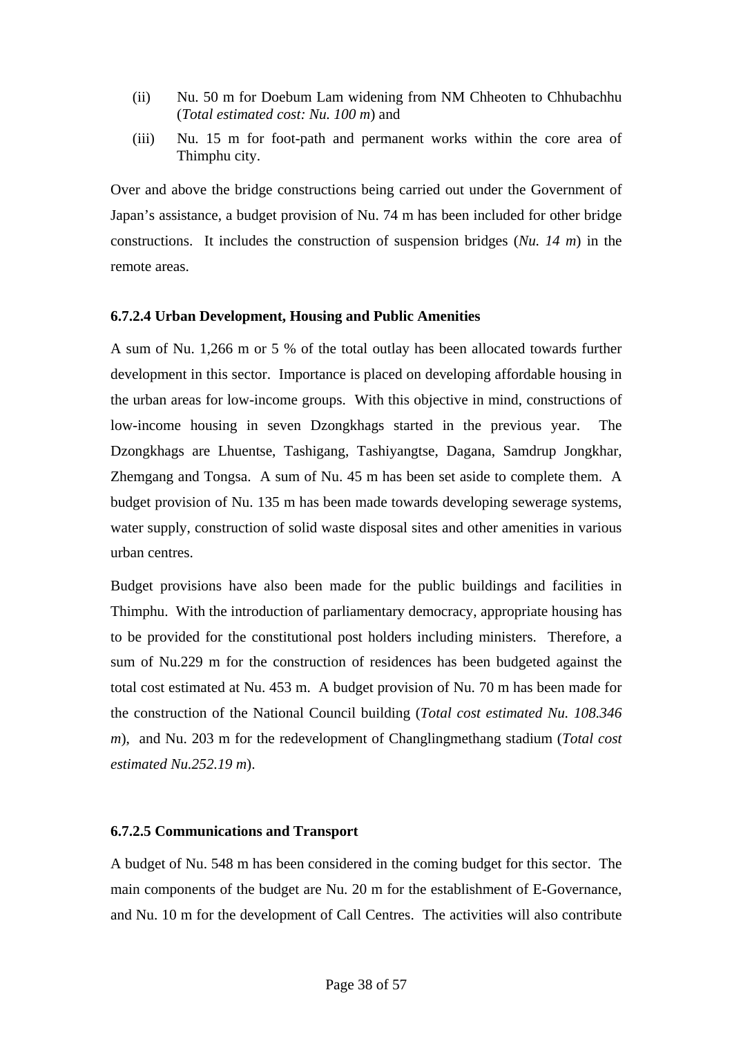(ii) Nu. 50 m for Doebum Lam widening from NM Chheoten to Chhubachhu (*Total estimated cost: Nu. 100 m*) and

(iii) Nu. 15 m for foot-path and permanent works within the core area of Thimphu city.

Over and above the bridge constructions being carried out under the Government of Japan's assistance, a budget provision of Nu. 74 m has been included for other bridge constructions. It includes the construction of suspension bridges (*Nu. 14 m*) in the remote areas.

#### 6.7.2.4 Urban Development, Housing and Public Amenities

A sum of Nu. 1,266 m or 5 % of the total outlay has been allocated towards further development in this sector. Importance is placed on developing affordable housing in the urban areas for low-income groups. With this objective in mind, constructions of low-income housing in seven Dzongkhags started in the previous year. The Dzongkhags are Lhuentse, Tashigang, Tashiyangtse, Dagana, Samdrup Jongkhar, Zhemgang and Tongsa. A sum of Nu. 45 m has been set aside to complete them. A budget provision of Nu. 135 m has been made towards developing sewerage systems, water supply, construction of solid waste disposal sites and other amenities in various urban centres.

Budget provisions have also been made for the public buildings and facilities in Thimphu. With the introduction of parliamentary democracy, appropriate housing has to be provided for the constitutional post holders including ministers. Therefore, a sum of Nu.229 m for the construction of residences has been budgeted against the total cost estimated at Nu. 453 m. A budget provision of Nu. 70 m has been made for the construction of the National Council building (*Total cost estimated Nu. 108.346 m*), and Nu. 203 m for the redevelopment of Changlingmethang stadium (*Total cost estimated Nu.252.19 m*).

#### 6.7.2.5 Communications and Transport

A budget of Nu. 548 m has been considered in the coming budget for this sector. The main components of the budget are Nu. 20 m for the establishment of E-Governance, and Nu. 10 m for the development of Call Centres. The activities will also contribute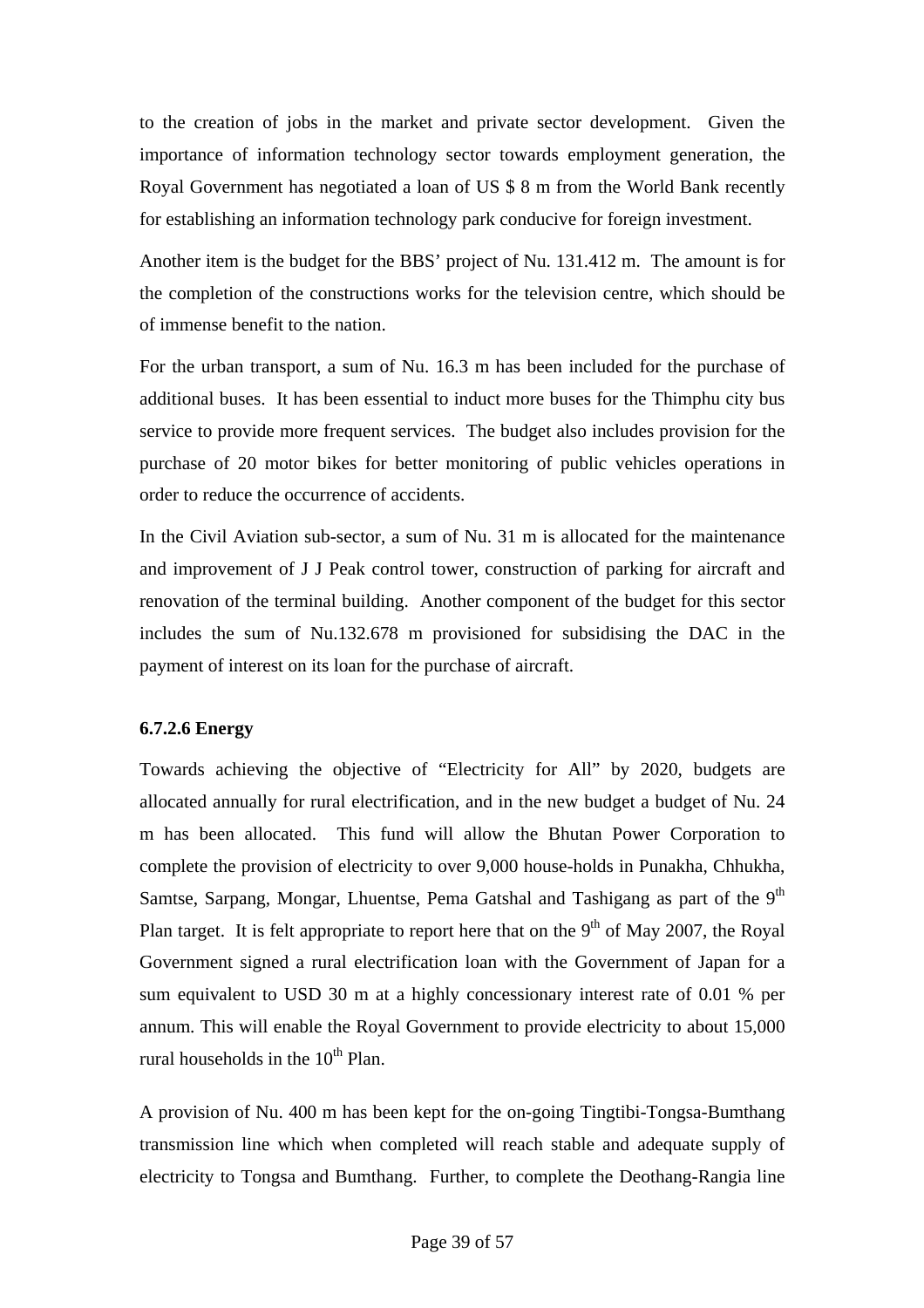to the creation of jobs in the market and private sector development. Given the importance of information technology sector towards employment generation, the Royal Government has negotiated a loan of US $ 8 m from the World Bank recently for establishing an information technology park conducive for foreign investment.

Another item is the budget for the BBS' project of Nu. 131.412 m. The amount is for the completion of the constructions works for the television centre, which should be of immense benefit to the nation.

For the urban transport, a sum of Nu. 16.3 m has been included for the purchase of additional buses. It has been essential to induct more buses for the Thimphu city bus service to provide more frequent services. The budget also includes provision for the purchase of 20 motor bikes for better monitoring of public vehicles operations in order to reduce the occurrence of accidents.

In the Civil Aviation sub-sector, a sum of Nu. 31 m is allocated for the maintenance and improvement of J J Peak control tower, construction of parking for aircraft and renovation of the terminal building. Another component of the budget for this sector includes the sum of Nu.132.678 m provisioned for subsidising the DAC in the payment of interest on its loan for the purchase of aircraft.

#### 6.7.2.6 Energy

Towards achieving the objective of "Electricity for All" by 2020, budgets are allocated annually for rural electrification, and in the new budget a budget of Nu. 24 m has been allocated. This fund will allow the Bhutan Power Corporation to complete the provision of electricity to over 9,000 house-holds in Punakha, Chhukha, Samtse, Sarpang, Mongar, Lhuentse, Pema Gatshal and Tashigang as part of the 9th Plan target. It is felt appropriate to report here that on the 9th of May 2007, the Royal Government signed a rural electrification loan with the Government of Japan for a sum equivalent to USD 30 m at a highly concessionary interest rate of 0.01 % per annum. This will enable the Royal Government to provide electricity to about 15,000 rural households in the 10th Plan.

A provision of Nu. 400 m has been kept for the on-going Tingtibi-Tongsa-Bumthang transmission line which when completed will reach stable and adequate supply of electricity to Tongsa and Bumthang. Further, to complete the Deothang-Rangia line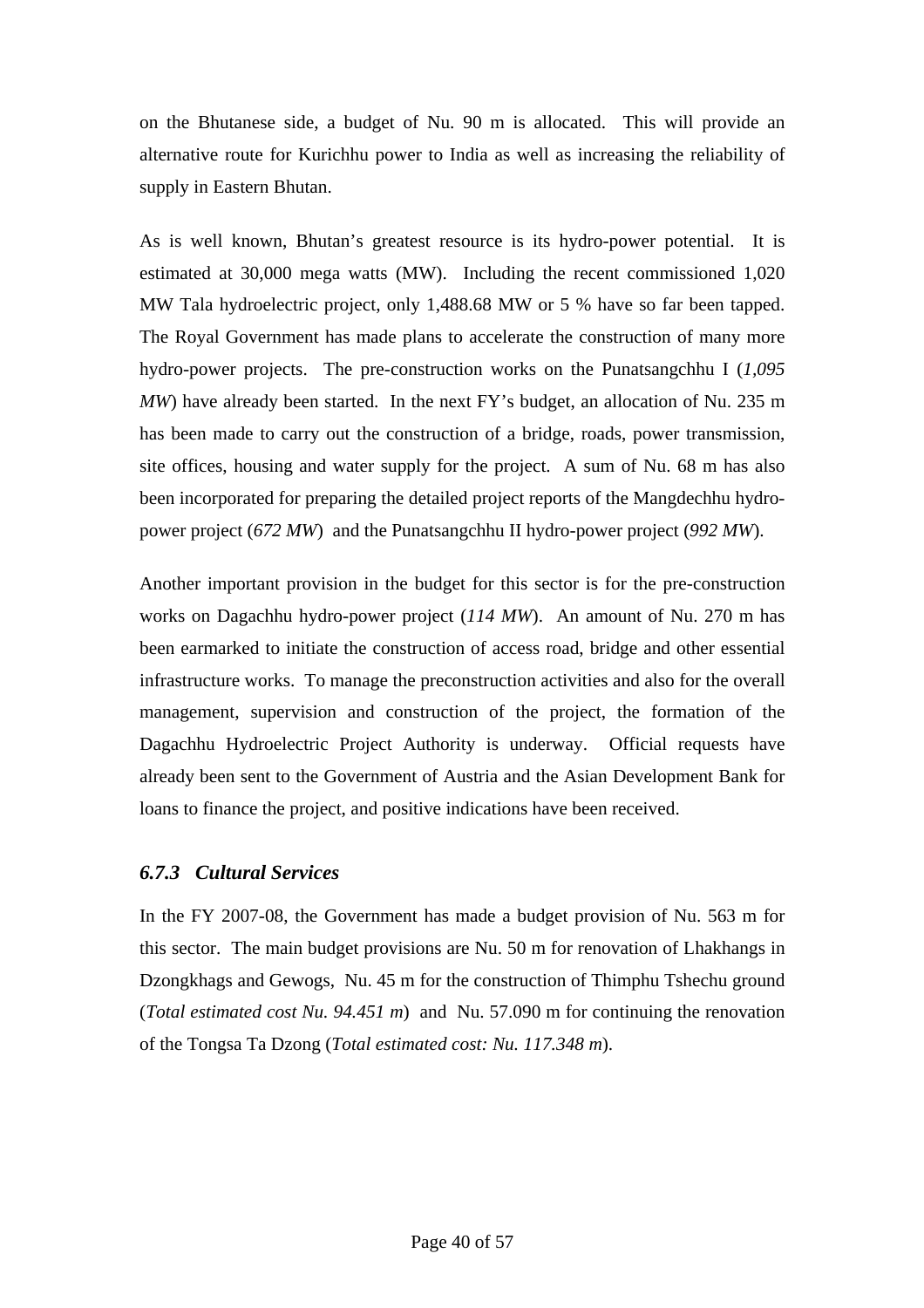on the Bhutanese side, a budget of Nu. 90 m is allocated. This will provide an alternative route for Kurichhu power to India as well as increasing the reliability of supply in Eastern Bhutan.

As is well known, Bhutan's greatest resource is its hydro-power potential. It is estimated at 30,000 mega watts (MW). Including the recent commissioned 1,020 MW Tala hydroelectric project, only 1,488.68 MW or 5 % have so far been tapped. The Royal Government has made plans to accelerate the construction of many more hydro-power projects. The pre-construction works on the Punatsangchhu I (*1,095 MW*) have already been started. In the next FY's budget, an allocation of Nu. 235 m has been made to carry out the construction of a bridge, roads, power transmission, site offices, housing and water supply for the project. A sum of Nu. 68 m has also been incorporated for preparing the detailed project reports of the Mangdechhu hydro-power project (*672 MW*) and the Punatsangchhu II hydro-power project (*992 MW*).

Another important provision in the budget for this sector is for the pre-construction works on Dagachhu hydro-power project (*114 MW*). An amount of Nu. 270 m has been earmarked to initiate the construction of access road, bridge and other essential infrastructure works. To manage the preconstruction activities and also for the overall management, supervision and construction of the project, the formation of the Dagachhu Hydroelectric Project Authority is underway. Official requests have already been sent to the Government of Austria and the Asian Development Bank for loans to finance the project, and positive indications have been received.

### *6.7.3 Cultural Services*

In the FY 2007-08, the Government has made a budget provision of Nu. 563 m for this sector. The main budget provisions are Nu. 50 m for renovation of Lhakhangs in Dzongkhags and Gewogs, Nu. 45 m for the construction of Thimphu Tshechu ground (*Total estimated cost Nu. 94.451 m*) and Nu. 57.090 m for continuing the renovation of the Tongsa Ta Dzong (*Total estimated cost: Nu. 117.348 m*).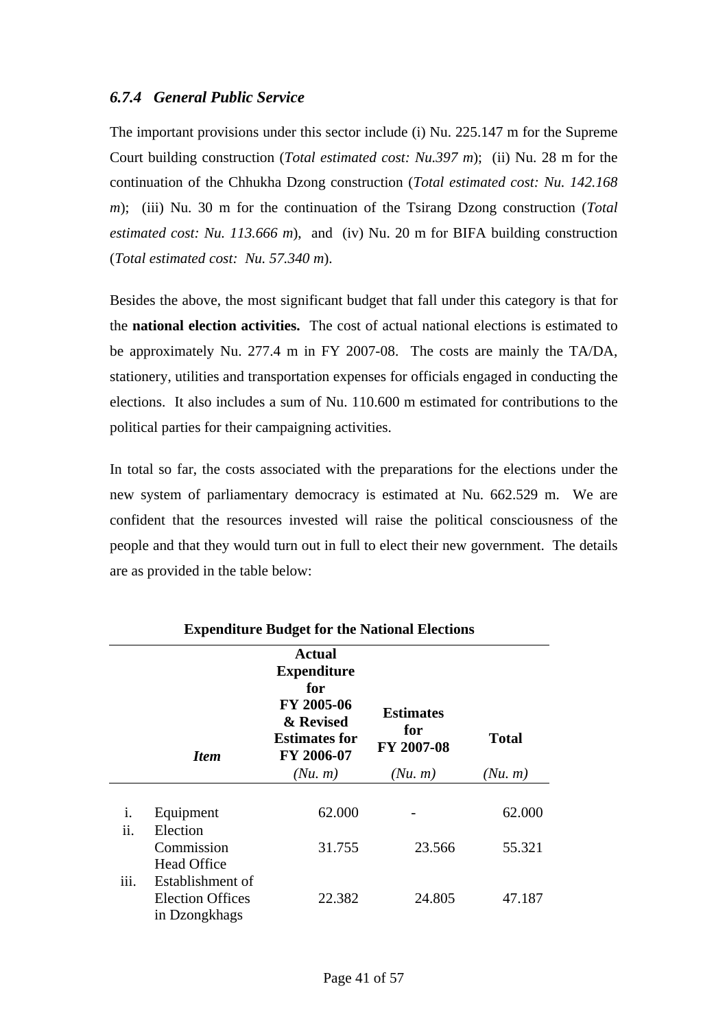### *6.7.4 General Public Service*

The important provisions under this sector include (i) Nu. 225.147 m for the Supreme Court building construction (*Total estimated cost: Nu.397 m*); (ii) Nu. 28 m for the continuation of the Chhukha Dzong construction (*Total estimated cost: Nu. 142.168 m*); (iii) Nu. 30 m for the continuation of the Tsirang Dzong construction (*Total estimated cost: Nu. 113.666 m*), and (iv) Nu. 20 m for BIFA building construction (*Total estimated cost: Nu. 57.340 m*).

Besides the above, the most significant budget that fall under this category is that for the **national election activities.** The cost of actual national elections is estimated to be approximately Nu. 277.4 m in FY 2007-08. The costs are mainly the TA/DA, stationery, utilities and transportation expenses for officials engaged in conducting the elections. It also includes a sum of Nu. 110.600 m estimated for contributions to the political parties for their campaigning activities.

In total so far, the costs associated with the preparations for the elections under the new system of parliamentary democracy is estimated at Nu. 662.529 m. We are confident that the resources invested will raise the political consciousness of the people and that they would turn out in full to elect their new government. The details are as provided in the table below:

**Expenditure Budget for the National Elections**

| | *Item* | **Actual Expenditure for FY 2005-06 & Revised Estimates for FY 2006-07** *(Nu. m)* | **Estimates for FY 2007-08** *(Nu. m)* | **Total** *(Nu. m)* |
|---|---|---|---|---|
| i. | Equipment | 62.000 | - | 62.000 |
| ii. | Election Commission Head Office | 31.755 | 23.566 | 55.321 |
| iii. | Establishment of Election Offices in Dzongkhags | 22.382 | 24.805 | 47.187 |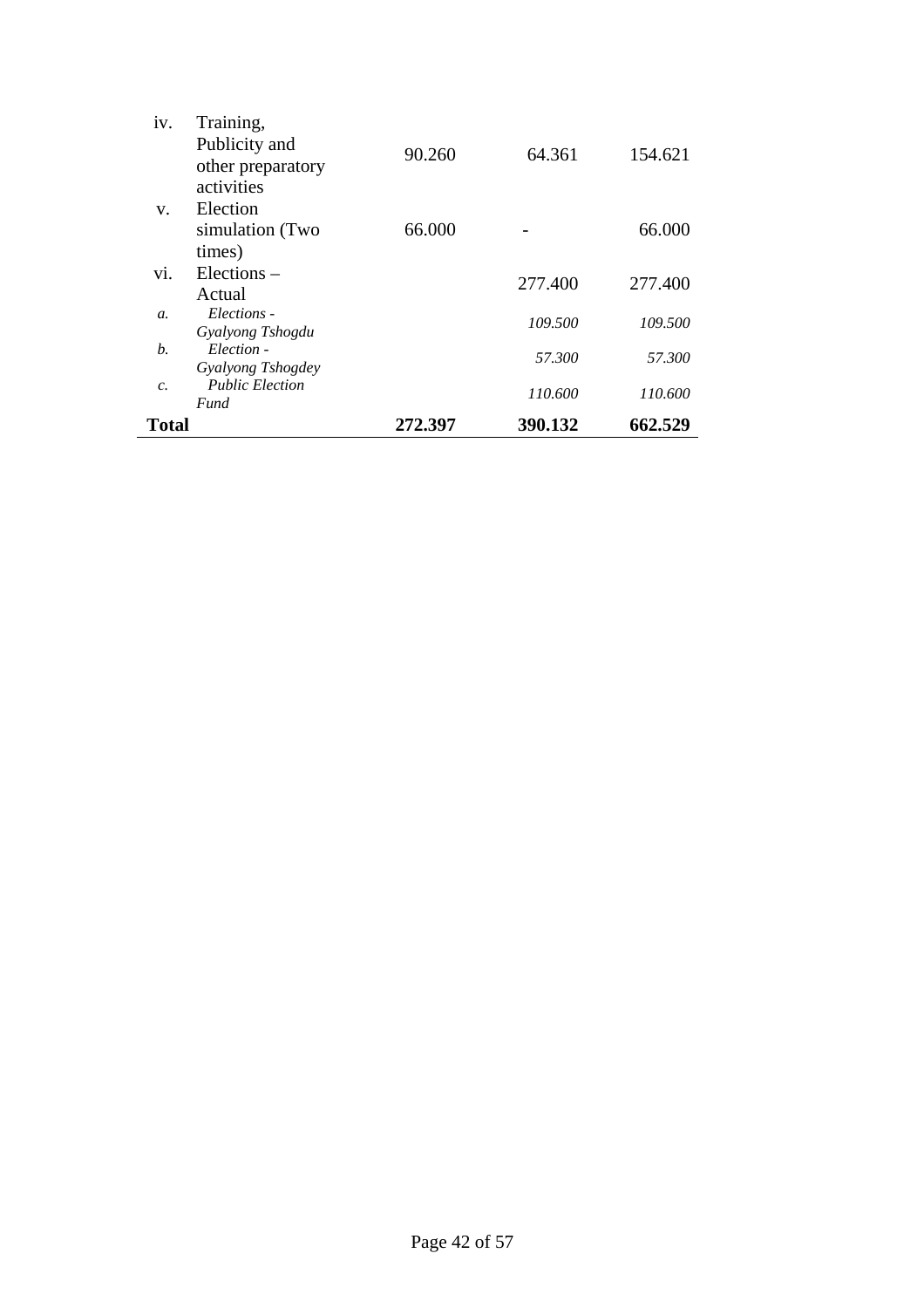| | | | | |
|---|---|---|---|---|
| iv. | Training, Publicity and other preparatory activities | 90.260 | 64.361 | 154.621 |
| v. | Election simulation (Two times) | 66.000 | - | 66.000 |
| vi. | Elections – Actual | | 277.400 | 277.400 |
| *a.* | *Elections - Gyalyong Tshogdu* | | *109.500* | *109.500* |
| *b.* | *Election - Gyalyong Tshogdey* | | *57.300* | *57.300* |
| *c.* | *Public Election Fund* | | *110.600* | *110.600* |
| **Total** | | **272.397** | **390.132** | **662.529** |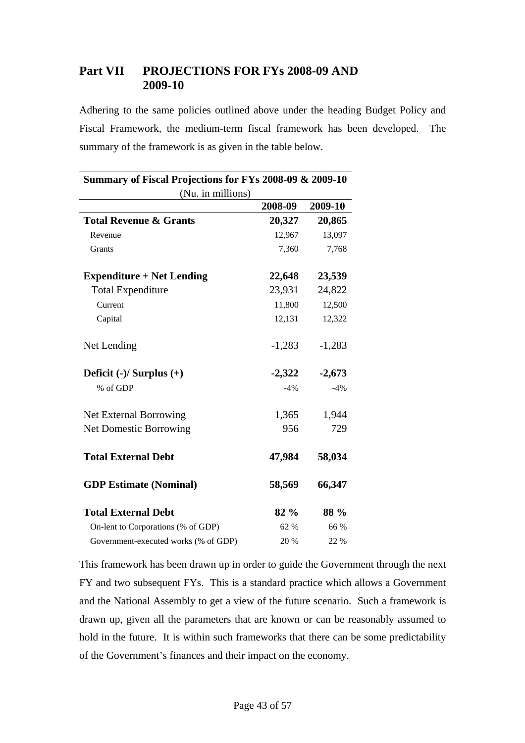## Part VII PROJECTIONS FOR FYs 2008-09 AND 2009-10

Adhering to the same policies outlined above under the heading Budget Policy and Fiscal Framework, the medium-term fiscal framework has been developed. The summary of the framework is as given in the table below.

| **Summary of Fiscal Projections for FYs 2008-09 & 2009-10** (Nu. in millions) | | |
|---|---|---|
| | **2008-09** | **2009-10** |
| **Total Revenue & Grants** | **20,327** | **20,865** |
| Revenue | 12,967 | 13,097 |
| Grants | 7,360 | 7,768 |
| | | |
| **Expenditure + Net Lending** | **22,648** | **23,539** |
| Total Expenditure | 23,931 | 24,822 |
| Current | 11,800 | 12,500 |
| Capital | 12,131 | 12,322 |
| | | |
| Net Lending | -1,283 | -1,283 |
| | | |
| **Deficit (-)/ Surplus (+)** | **-2,322** | **-2,673** |
| % of GDP | -4% | -4% |
| | | |
| Net External Borrowing | 1,365 | 1,944 |
| Net Domestic Borrowing | 956 | 729 |
| | | |
| **Total External Debt** | **47,984** | **58,034** |
| | | |
| **GDP Estimate (Nominal)** | **58,569** | **66,347** |
| | | |
| **Total External Debt** | **82 %** | **88 %** |
| On-lent to Corporations (% of GDP) | 62 % | 66 % |
| Government-executed works (% of GDP) | 20 % | 22 % |

This framework has been drawn up in order to guide the Government through the next FY and two subsequent FYs. This is a standard practice which allows a Government and the National Assembly to get a view of the future scenario. Such a framework is drawn up, given all the parameters that are known or can be reasonably assumed to hold in the future. It is within such frameworks that there can be some predictability of the Government's finances and their impact on the economy.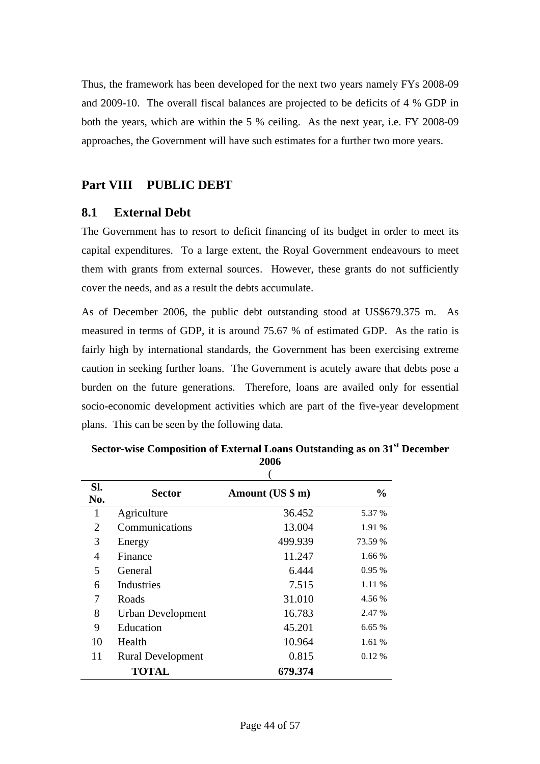Thus, the framework has been developed for the next two years namely FYs 2008-09 and 2009-10. The overall fiscal balances are projected to be deficits of 4 % GDP in both the years, which are within the 5 % ceiling. As the next year, i.e. FY 2008-09 approaches, the Government will have such estimates for a further two more years.

## Part VIII PUBLIC DEBT

### 8.1 External Debt

The Government has to resort to deficit financing of its budget in order to meet its capital expenditures. To a large extent, the Royal Government endeavours to meet them with grants from external sources. However, these grants do not sufficiently cover the needs, and as a result the debts accumulate.

As of December 2006, the public debt outstanding stood at US$679.375 m. As measured in terms of GDP, it is around 75.67 % of estimated GDP. As the ratio is fairly high by international standards, the Government has been exercising extreme caution in seeking further loans. The Government is acutely aware that debts pose a burden on the future generations. Therefore, loans are availed only for essential socio-economic development activities which are part of the five-year development plans. This can be seen by the following data.

**Sector-wise Composition of External Loans Outstanding as on 31st December 2006**

(

| Sl. No. | Sector | Amount (US $ m) | % |
|---|---|---|---|
| 1 | Agriculture | 36.452 | 5.37 % |
| 2 | Communications | 13.004 | 1.91 % |
| 3 | Energy | 499.939 | 73.59 % |
| 4 | Finance | 11.247 | 1.66 % |
| 5 | General | 6.444 | 0.95 % |
| 6 | Industries | 7.515 | 1.11 % |
| 7 | Roads | 31.010 | 4.56 % |
| 8 | Urban Development | 16.783 | 2.47 % |
| 9 | Education | 45.201 | 6.65 % |
| 10 | Health | 10.964 | 1.61 % |
| 11 | Rural Development | 0.815 | 0.12 % |
| | **TOTAL** | **679.374** | |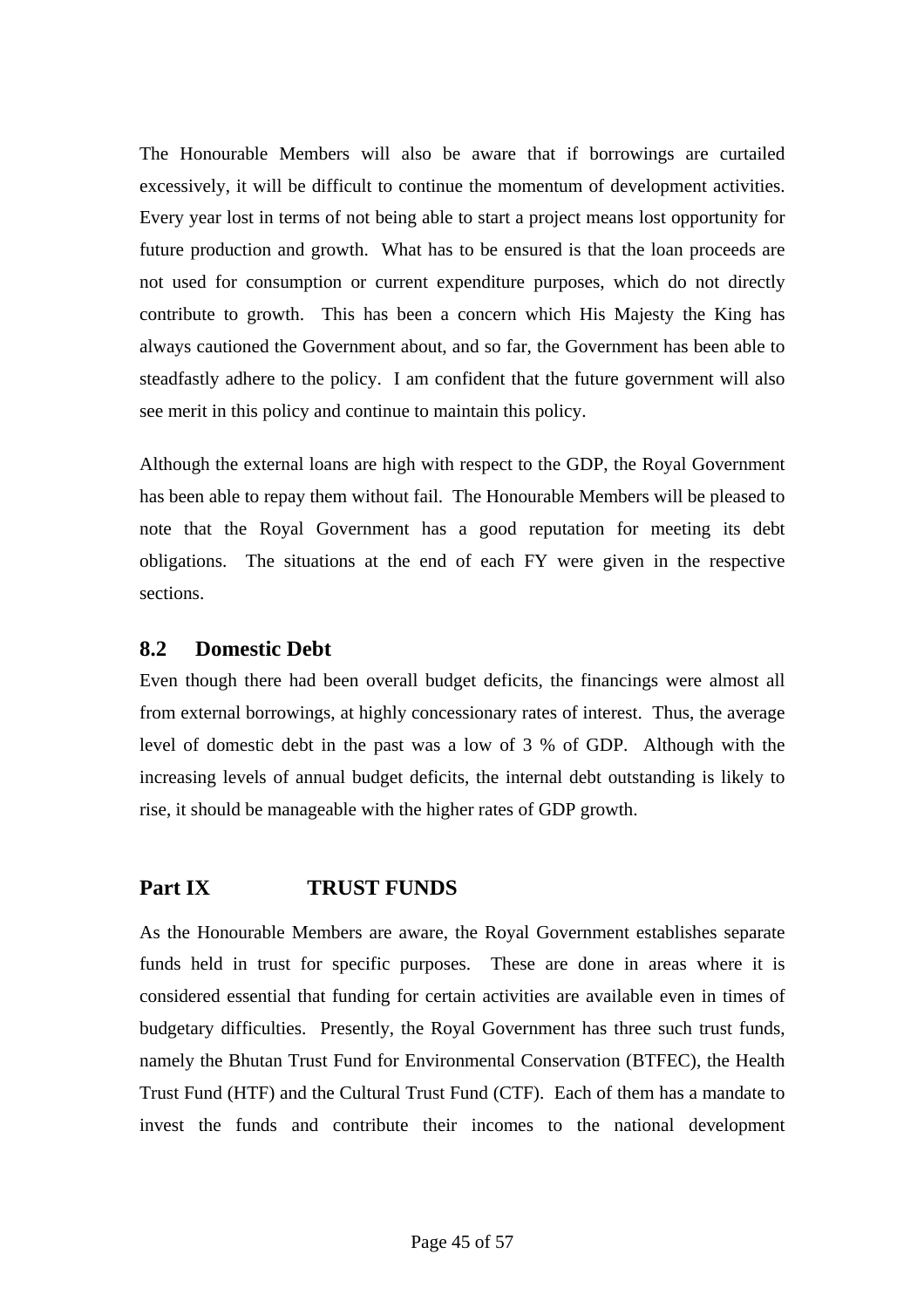The Honourable Members will also be aware that if borrowings are curtailed excessively, it will be difficult to continue the momentum of development activities. Every year lost in terms of not being able to start a project means lost opportunity for future production and growth. What has to be ensured is that the loan proceeds are not used for consumption or current expenditure purposes, which do not directly contribute to growth. This has been a concern which His Majesty the King has always cautioned the Government about, and so far, the Government has been able to steadfastly adhere to the policy. I am confident that the future government will also see merit in this policy and continue to maintain this policy.

Although the external loans are high with respect to the GDP, the Royal Government has been able to repay them without fail. The Honourable Members will be pleased to note that the Royal Government has a good reputation for meeting its debt obligations. The situations at the end of each FY were given in the respective sections.

### 8.2 Domestic Debt

Even though there had been overall budget deficits, the financings were almost all from external borrowings, at highly concessionary rates of interest. Thus, the average level of domestic debt in the past was a low of 3 % of GDP. Although with the increasing levels of annual budget deficits, the internal debt outstanding is likely to rise, it should be manageable with the higher rates of GDP growth.

## Part IX TRUST FUNDS

As the Honourable Members are aware, the Royal Government establishes separate funds held in trust for specific purposes. These are done in areas where it is considered essential that funding for certain activities are available even in times of budgetary difficulties. Presently, the Royal Government has three such trust funds, namely the Bhutan Trust Fund for Environmental Conservation (BTFEC), the Health Trust Fund (HTF) and the Cultural Trust Fund (CTF). Each of them has a mandate to invest the funds and contribute their incomes to the national development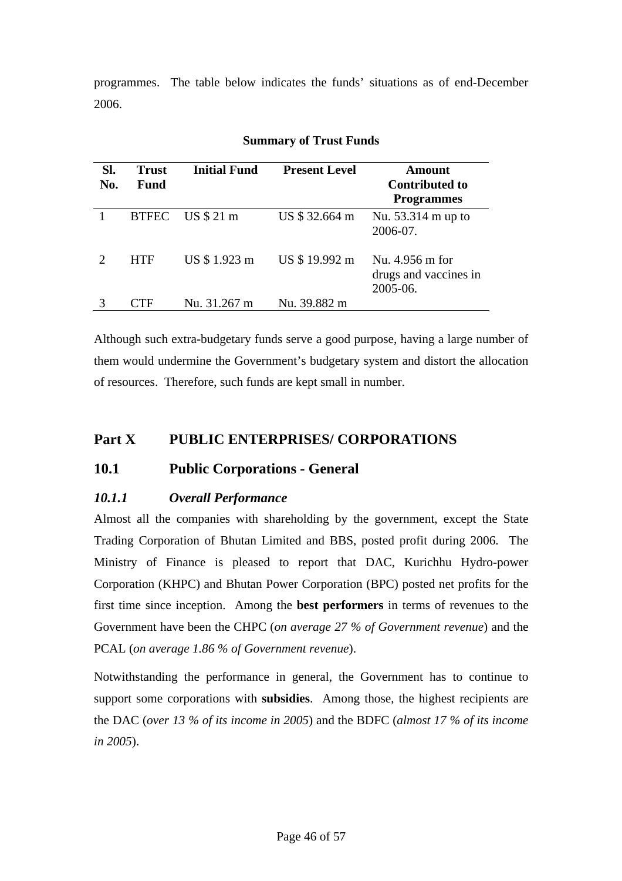programmes. The table below indicates the funds' situations as of end-December 2006.

**Summary of Trust Funds**

| Sl. No. | Trust Fund | Initial Fund | Present Level | Amount Contributed to Programmes |
|---|---|---|---|---|
| 1 | BTFEC | US $ 21 m | US $ 32.664 m | Nu. 53.314 m up to 2006-07. |
| 2 | HTF | US $ 1.923 m | US $ 19.992 m | Nu. 4.956 m for drugs and vaccines in 2005-06. |
| 3 | CTF | Nu. 31.267 m | Nu. 39.882 m | |

Although such extra-budgetary funds serve a good purpose, having a large number of them would undermine the Government's budgetary system and distort the allocation of resources. Therefore, such funds are kept small in number.

# Part X PUBLIC ENTERPRISES/ CORPORATIONS

## 10.1 Public Corporations - General

### *10.1.1 Overall Performance*

Almost all the companies with shareholding by the government, except the State Trading Corporation of Bhutan Limited and BBS, posted profit during 2006. The Ministry of Finance is pleased to report that DAC, Kurichhu Hydro-power Corporation (KHPC) and Bhutan Power Corporation (BPC) posted net profits for the first time since inception. Among the **best performers** in terms of revenues to the Government have been the CHPC (*on average 27 % of Government revenue*) and the PCAL (*on average 1.86 % of Government revenue*).

Notwithstanding the performance in general, the Government has to continue to support some corporations with **subsidies**. Among those, the highest recipients are the DAC (*over 13 % of its income in 2005*) and the BDFC (*almost 17 % of its income in 2005*).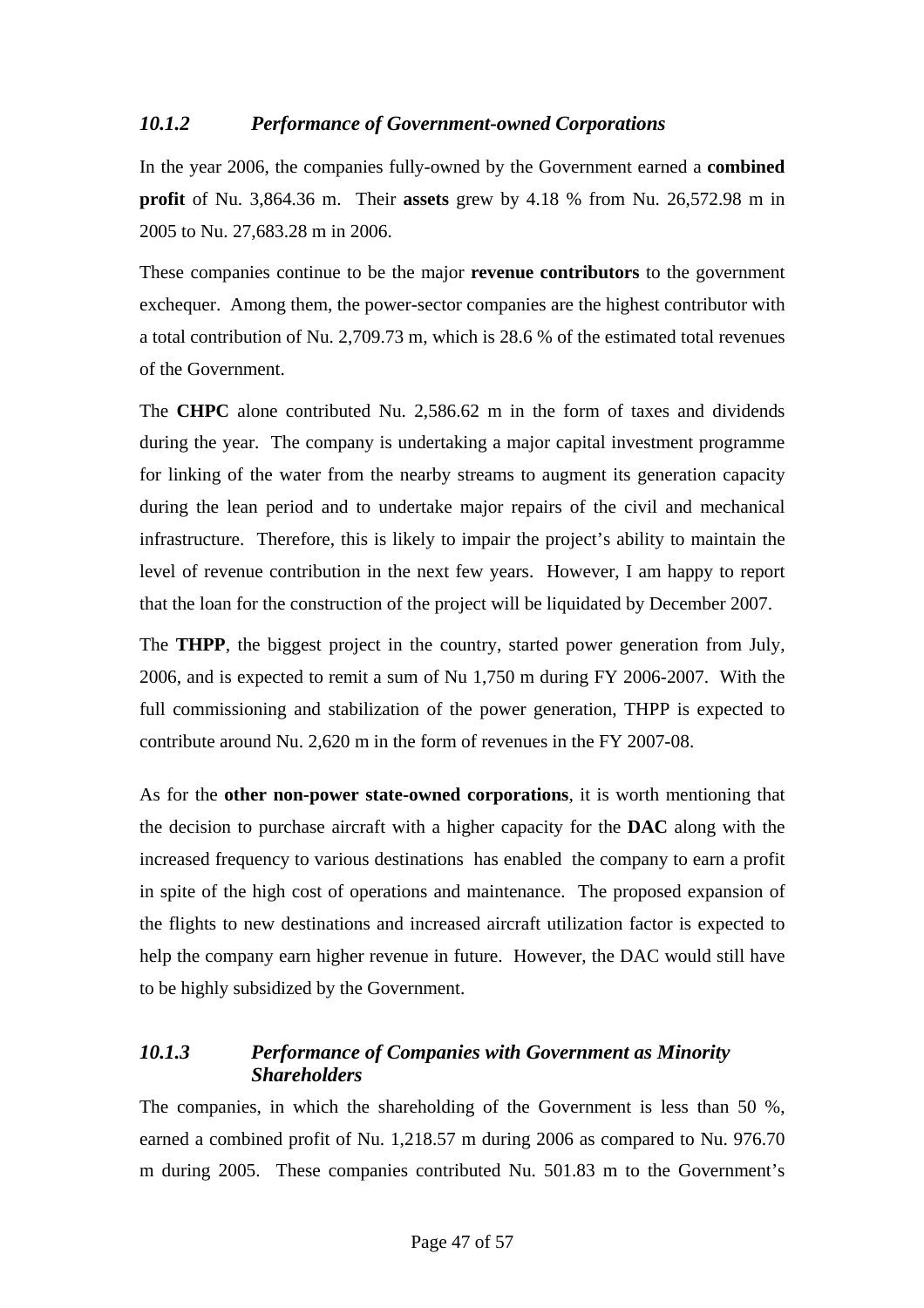### *10.1.2 Performance of Government-owned Corporations*

In the year 2006, the companies fully-owned by the Government earned a **combined profit** of Nu. 3,864.36 m. Their **assets** grew by 4.18 % from Nu. 26,572.98 m in 2005 to Nu. 27,683.28 m in 2006.

These companies continue to be the major **revenue contributors** to the government exchequer. Among them, the power-sector companies are the highest contributor with a total contribution of Nu. 2,709.73 m, which is 28.6 % of the estimated total revenues of the Government.

The **CHPC** alone contributed Nu. 2,586.62 m in the form of taxes and dividends during the year. The company is undertaking a major capital investment programme for linking of the water from the nearby streams to augment its generation capacity during the lean period and to undertake major repairs of the civil and mechanical infrastructure. Therefore, this is likely to impair the project's ability to maintain the level of revenue contribution in the next few years. However, I am happy to report that the loan for the construction of the project will be liquidated by December 2007.

The **THPP**, the biggest project in the country, started power generation from July, 2006, and is expected to remit a sum of Nu 1,750 m during FY 2006-2007. With the full commissioning and stabilization of the power generation, THPP is expected to contribute around Nu. 2,620 m in the form of revenues in the FY 2007-08.

As for the **other non-power state-owned corporations**, it is worth mentioning that the decision to purchase aircraft with a higher capacity for the **DAC** along with the increased frequency to various destinations has enabled the company to earn a profit in spite of the high cost of operations and maintenance. The proposed expansion of the flights to new destinations and increased aircraft utilization factor is expected to help the company earn higher revenue in future. However, the DAC would still have to be highly subsidized by the Government.

### *10.1.3 Performance of Companies with Government as Minority Shareholders*

The companies, in which the shareholding of the Government is less than 50 %, earned a combined profit of Nu. 1,218.57 m during 2006 as compared to Nu. 976.70 m during 2005. These companies contributed Nu. 501.83 m to the Government's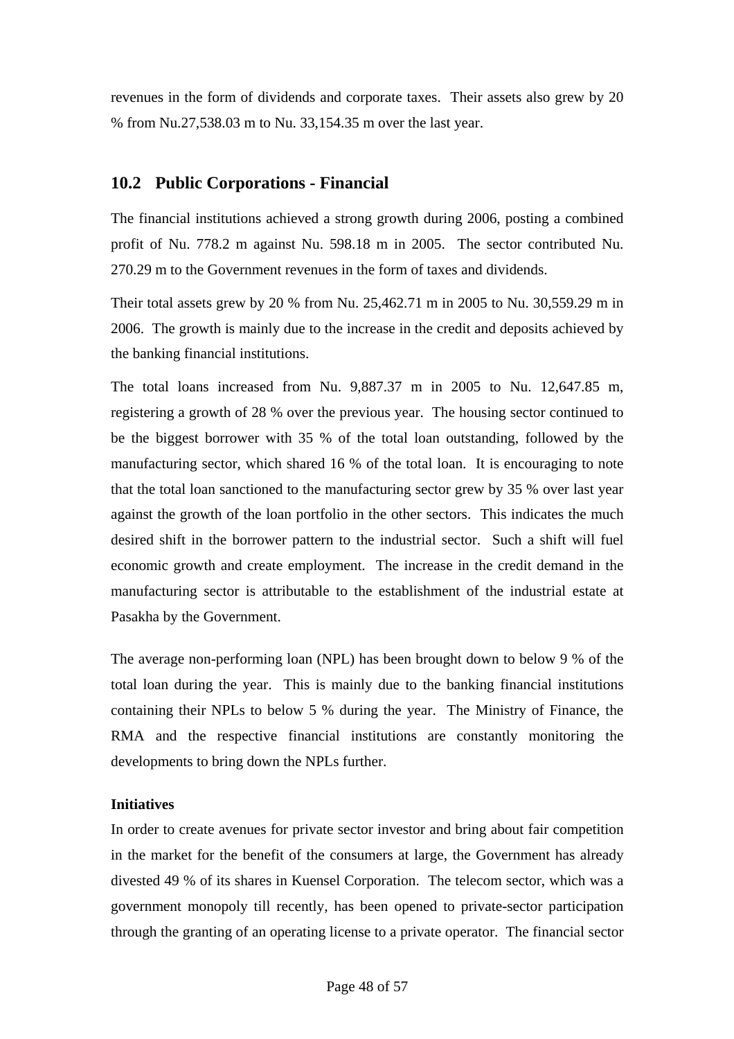revenues in the form of dividends and corporate taxes. Their assets also grew by 20 % from Nu.27,538.03 m to Nu. 33,154.35 m over the last year.

## 10.2 Public Corporations - Financial

The financial institutions achieved a strong growth during 2006, posting a combined profit of Nu. 778.2 m against Nu. 598.18 m in 2005. The sector contributed Nu. 270.29 m to the Government revenues in the form of taxes and dividends.

Their total assets grew by 20 % from Nu. 25,462.71 m in 2005 to Nu. 30,559.29 m in 2006. The growth is mainly due to the increase in the credit and deposits achieved by the banking financial institutions.

The total loans increased from Nu. 9,887.37 m in 2005 to Nu. 12,647.85 m, registering a growth of 28 % over the previous year. The housing sector continued to be the biggest borrower with 35 % of the total loan outstanding, followed by the manufacturing sector, which shared 16 % of the total loan. It is encouraging to note that the total loan sanctioned to the manufacturing sector grew by 35 % over last year against the growth of the loan portfolio in the other sectors. This indicates the much desired shift in the borrower pattern to the industrial sector. Such a shift will fuel economic growth and create employment. The increase in the credit demand in the manufacturing sector is attributable to the establishment of the industrial estate at Pasakha by the Government.

The average non-performing loan (NPL) has been brought down to below 9 % of the total loan during the year. This is mainly due to the banking financial institutions containing their NPLs to below 5 % during the year. The Ministry of Finance, the RMA and the respective financial institutions are constantly monitoring the developments to bring down the NPLs further.

**Initiatives**

In order to create avenues for private sector investor and bring about fair competition in the market for the benefit of the consumers at large, the Government has already divested 49 % of its shares in Kuensel Corporation. The telecom sector, which was a government monopoly till recently, has been opened to private-sector participation through the granting of an operating license to a private operator. The financial sector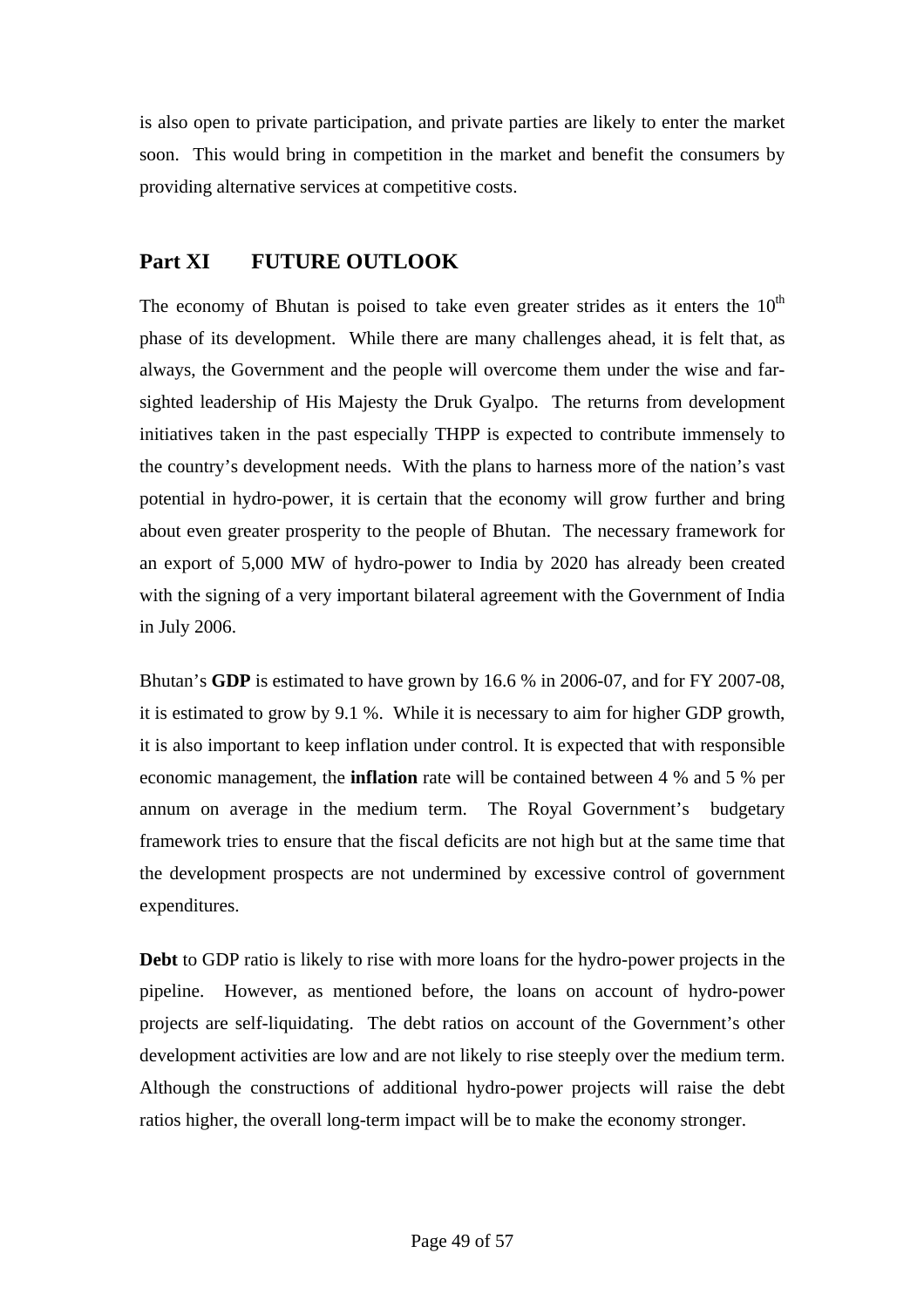is also open to private participation, and private parties are likely to enter the market soon. This would bring in competition in the market and benefit the consumers by providing alternative services at competitive costs.

## Part XI FUTURE OUTLOOK

The economy of Bhutan is poised to take even greater strides as it enters the $10^{th}$ phase of its development. While there are many challenges ahead, it is felt that, as always, the Government and the people will overcome them under the wise and far-sighted leadership of His Majesty the Druk Gyalpo. The returns from development initiatives taken in the past especially THPP is expected to contribute immensely to the country's development needs. With the plans to harness more of the nation's vast potential in hydro-power, it is certain that the economy will grow further and bring about even greater prosperity to the people of Bhutan. The necessary framework for an export of 5,000 MW of hydro-power to India by 2020 has already been created with the signing of a very important bilateral agreement with the Government of India in July 2006.

Bhutan's **GDP** is estimated to have grown by 16.6 % in 2006-07, and for FY 2007-08, it is estimated to grow by 9.1 %. While it is necessary to aim for higher GDP growth, it is also important to keep inflation under control. It is expected that with responsible economic management, the **inflation** rate will be contained between 4 % and 5 % per annum on average in the medium term. The Royal Government's budgetary framework tries to ensure that the fiscal deficits are not high but at the same time that the development prospects are not undermined by excessive control of government expenditures.

**Debt** to GDP ratio is likely to rise with more loans for the hydro-power projects in the pipeline. However, as mentioned before, the loans on account of hydro-power projects are self-liquidating. The debt ratios on account of the Government's other development activities are low and are not likely to rise steeply over the medium term. Although the constructions of additional hydro-power projects will raise the debt ratios higher, the overall long-term impact will be to make the economy stronger.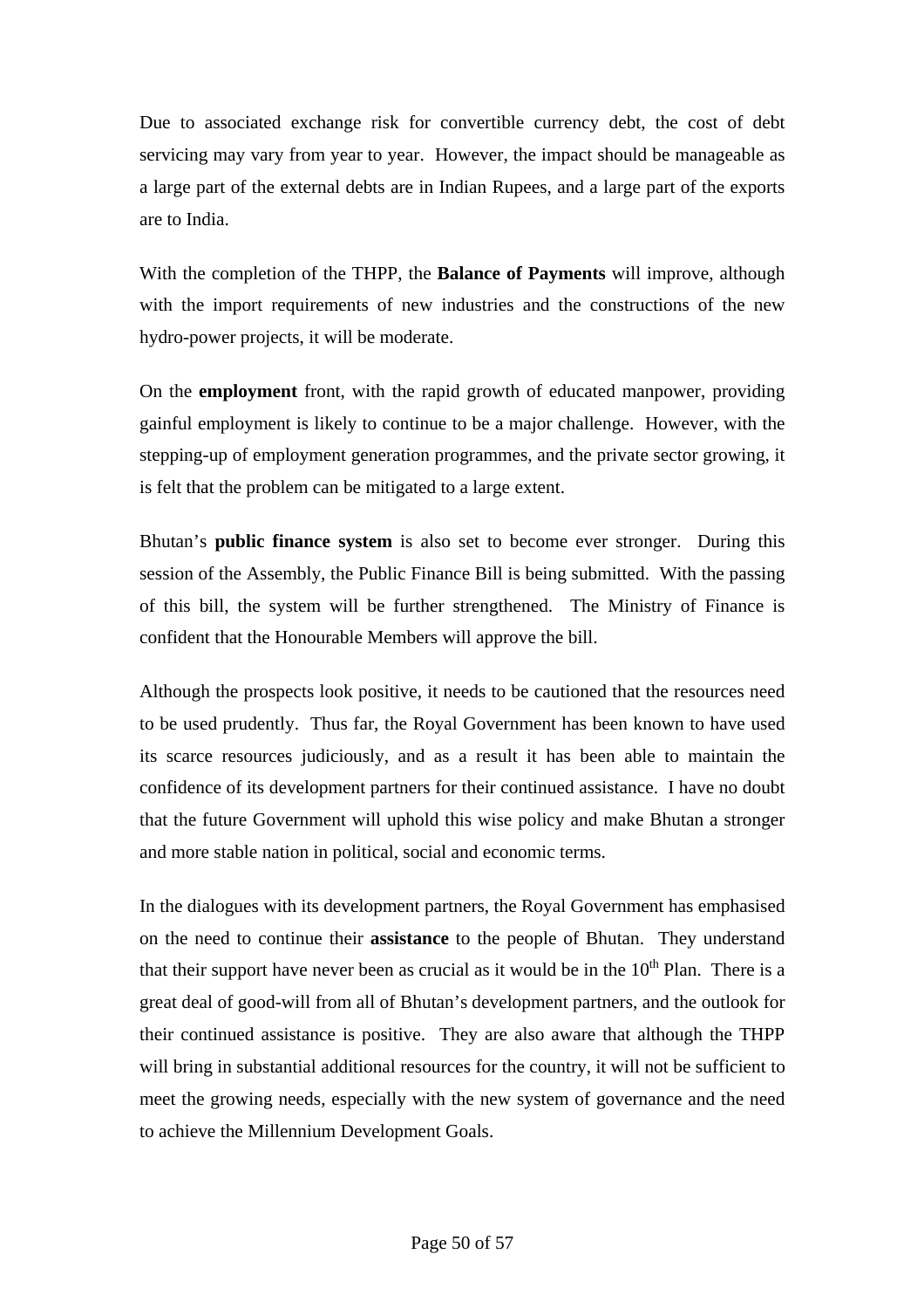Due to associated exchange risk for convertible currency debt, the cost of debt servicing may vary from year to year. However, the impact should be manageable as a large part of the external debts are in Indian Rupees, and a large part of the exports are to India.

With the completion of the THPP, the **Balance of Payments** will improve, although with the import requirements of new industries and the constructions of the new hydro-power projects, it will be moderate.

On the **employment** front, with the rapid growth of educated manpower, providing gainful employment is likely to continue to be a major challenge. However, with the stepping-up of employment generation programmes, and the private sector growing, it is felt that the problem can be mitigated to a large extent.

Bhutan's **public finance system** is also set to become ever stronger. During this session of the Assembly, the Public Finance Bill is being submitted. With the passing of this bill, the system will be further strengthened. The Ministry of Finance is confident that the Honourable Members will approve the bill.

Although the prospects look positive, it needs to be cautioned that the resources need to be used prudently. Thus far, the Royal Government has been known to have used its scarce resources judiciously, and as a result it has been able to maintain the confidence of its development partners for their continued assistance. I have no doubt that the future Government will uphold this wise policy and make Bhutan a stronger and more stable nation in political, social and economic terms.

In the dialogues with its development partners, the Royal Government has emphasised on the need to continue their **assistance** to the people of Bhutan. They understand that their support have never been as crucial as it would be in the 10th Plan. There is a great deal of good-will from all of Bhutan's development partners, and the outlook for their continued assistance is positive. They are also aware that although the THPP will bring in substantial additional resources for the country, it will not be sufficient to meet the growing needs, especially with the new system of governance and the need to achieve the Millennium Development Goals.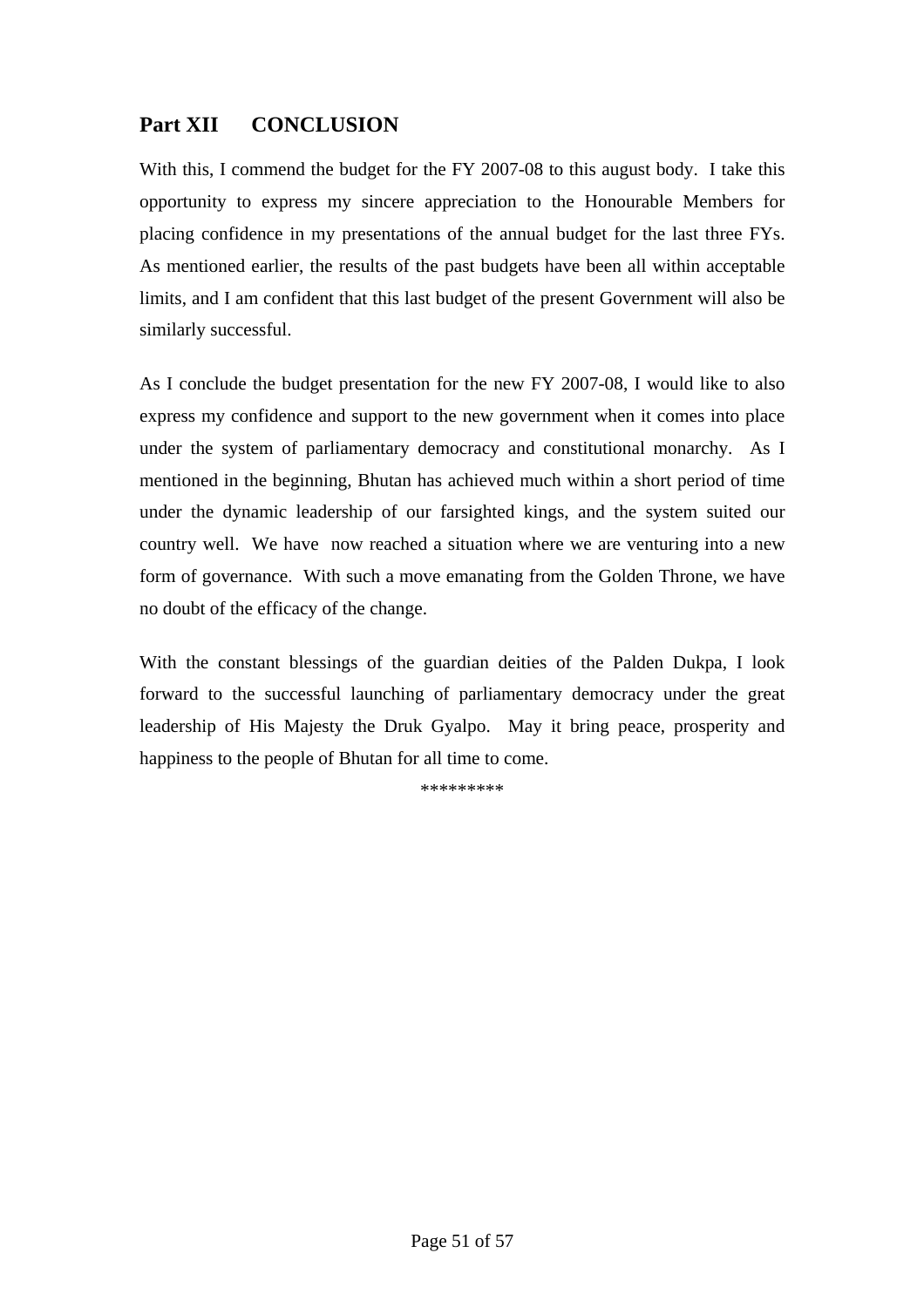## Part XII CONCLUSION

With this, I commend the budget for the FY 2007-08 to this august body. I take this opportunity to express my sincere appreciation to the Honourable Members for placing confidence in my presentations of the annual budget for the last three FYs. As mentioned earlier, the results of the past budgets have been all within acceptable limits, and I am confident that this last budget of the present Government will also be similarly successful.

As I conclude the budget presentation for the new FY 2007-08, I would like to also express my confidence and support to the new government when it comes into place under the system of parliamentary democracy and constitutional monarchy. As I mentioned in the beginning, Bhutan has achieved much within a short period of time under the dynamic leadership of our farsighted kings, and the system suited our country well. We have now reached a situation where we are venturing into a new form of governance. With such a move emanating from the Golden Throne, we have no doubt of the efficacy of the change.

With the constant blessings of the guardian deities of the Palden Dukpa, I look forward to the successful launching of parliamentary democracy under the great leadership of His Majesty the Druk Gyalpo. May it bring peace, prosperity and happiness to the people of Bhutan for all time to come.

*********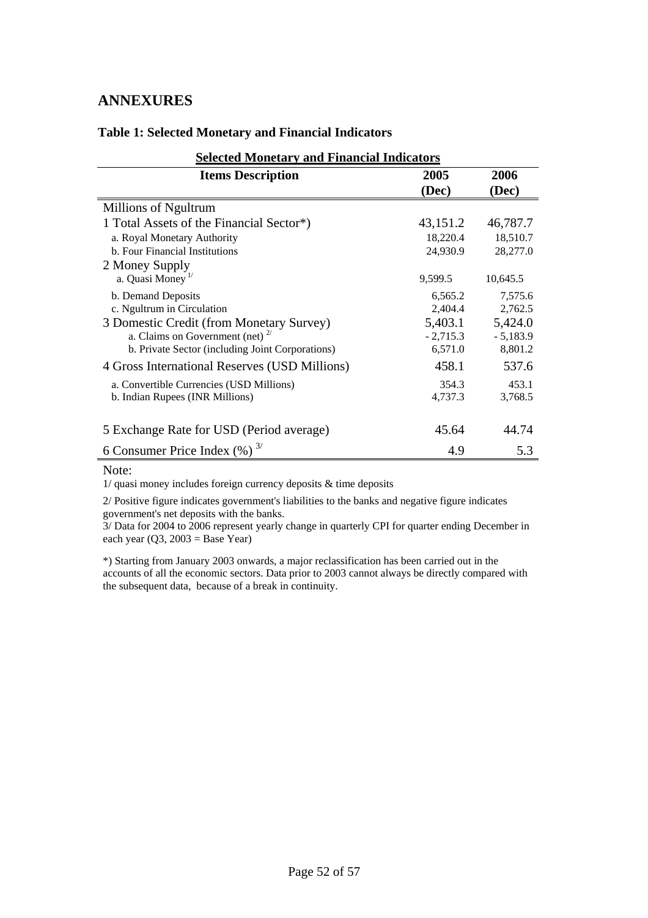## ANNEXURES

### Table 1: Selected Monetary and Financial Indicators

**Selected Monetary and Financial Indicators**

| Items Description | 2005 (Dec) | 2006 (Dec) |
|---|---|---|
| Millions of Ngultrum | | |
| 1 Total Assets of the Financial Sector*) | 43,151.2 | 46,787.7 |
| a. Royal Monetary Authority | 18,220.4 | 18,510.7 |
| b. Four Financial Institutions | 24,930.9 | 28,277.0 |
| 2 Money Supply | | |
| a. Quasi Money [1/] | 9,599.5 | 10,645.5 |
| b. Demand Deposits | 6,565.2 | 7,575.6 |
| c. Ngultrum in Circulation | 2,404.4 | 2,762.5 |
| 3 Domestic Credit (from Monetary Survey) | 5,403.1 | 5,424.0 |
| a. Claims on Government (net) [2/] | - 2,715.3 | - 5,183.9 |
| b. Private Sector (including Joint Corporations) | 6,571.0 | 8,801.2 |
| 4 Gross International Reserves (USD Millions) | 458.1 | 537.6 |
| a. Convertible Currencies (USD Millions) | 354.3 | 453.1 |
| b. Indian Rupees (INR Millions) | 4,737.3 | 3,768.5 |
| 5 Exchange Rate for USD (Period average) | 45.64 | 44.74 |
| 6 Consumer Price Index (%) [3/] | 4.9 | 5.3 |

Note:

1/ quasi money includes foreign currency deposits & time deposits

2/ Positive figure indicates government's liabilities to the banks and negative figure indicates government's net deposits with the banks.

3/ Data for 2004 to 2006 represent yearly change in quarterly CPI for quarter ending December in each year (Q3, 2003 = Base Year)

*) Starting from January 2003 onwards, a major reclassification has been carried out in the accounts of all the economic sectors. Data prior to 2003 cannot always be directly compared with the subsequent data, because of a break in continuity.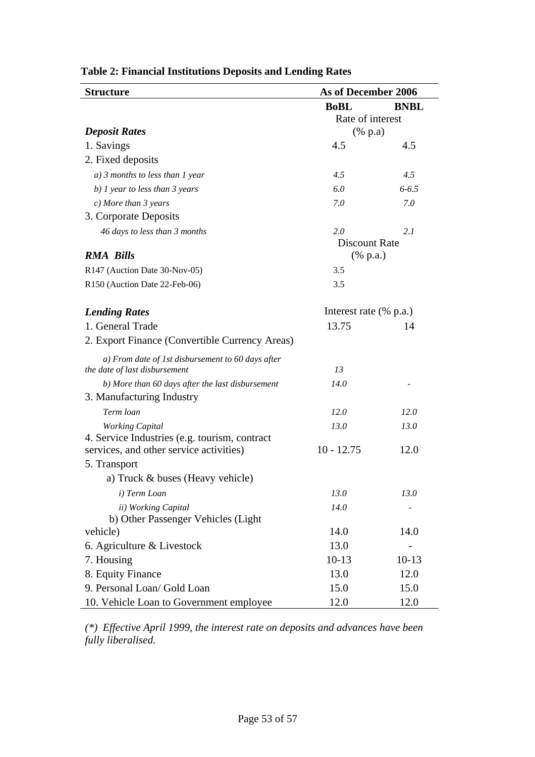**Table 2: Financial Institutions Deposits and Lending Rates**

| Structure | As of December 2006 | |
|---|---|---|
| | **BoBL** | **BNBL** |
| ***Deposit Rates*** | Rate of interest (% p.a) | |
| 1. Savings | 4.5 | 4.5 |
| 2. Fixed deposits | | |
| *a) 3 months to less than 1 year* | *4.5* | *4.5* |
| *b) 1 year to less than 3 years* | *6.0* | *6-6.5* |
| *c) More than 3 years* | *7.0* | *7.0* |
| 3. Corporate Deposits | | |
| *46 days to less than 3 months* | *2.0* | *2.1* |
| ***RMA Bills*** | Discount Rate (% p.a.) | |
| R147 (Auction Date 30-Nov-05) | 3.5 | |
| R150 (Auction Date 22-Feb-06) | 3.5 | |
| ***Lending Rates*** | Interest rate (% p.a.) | |
| 1. General Trade | 13.75 | 14 |
| 2. Export Finance (Convertible Currency Areas) | | |
| *a) From date of 1st disbursement to 60 days after the date of last disbursement* | *13* | |
| *b) More than 60 days after the last disbursement* | *14.0* | - |
| 3. Manufacturing Industry | | |
| *Term loan* | *12.0* | *12.0* |
| *Working Capital* | *13.0* | *13.0* |
| 4. Service Industries (e.g. tourism, contract services, and other service activities) | 10 - 12.75 | 12.0 |
| 5. Transport | | |
| a) Truck & buses (Heavy vehicle) | | |
| *i) Term Loan* | *13.0* | *13.0* |
| *ii) Working Capital* | *14.0* | - |
| b) Other Passenger Vehicles (Light vehicle) | 14.0 | 14.0 |
| 6. Agriculture & Livestock | 13.0 | - |
| 7. Housing | 10-13 | 10-13 |
| 8. Equity Finance | 13.0 | 12.0 |
| 9. Personal Loan/ Gold Loan | 15.0 | 15.0 |
| 10. Vehicle Loan to Government employee | 12.0 | 12.0 |

*(\*) Effective April 1999, the interest rate on deposits and advances have been fully liberalised.*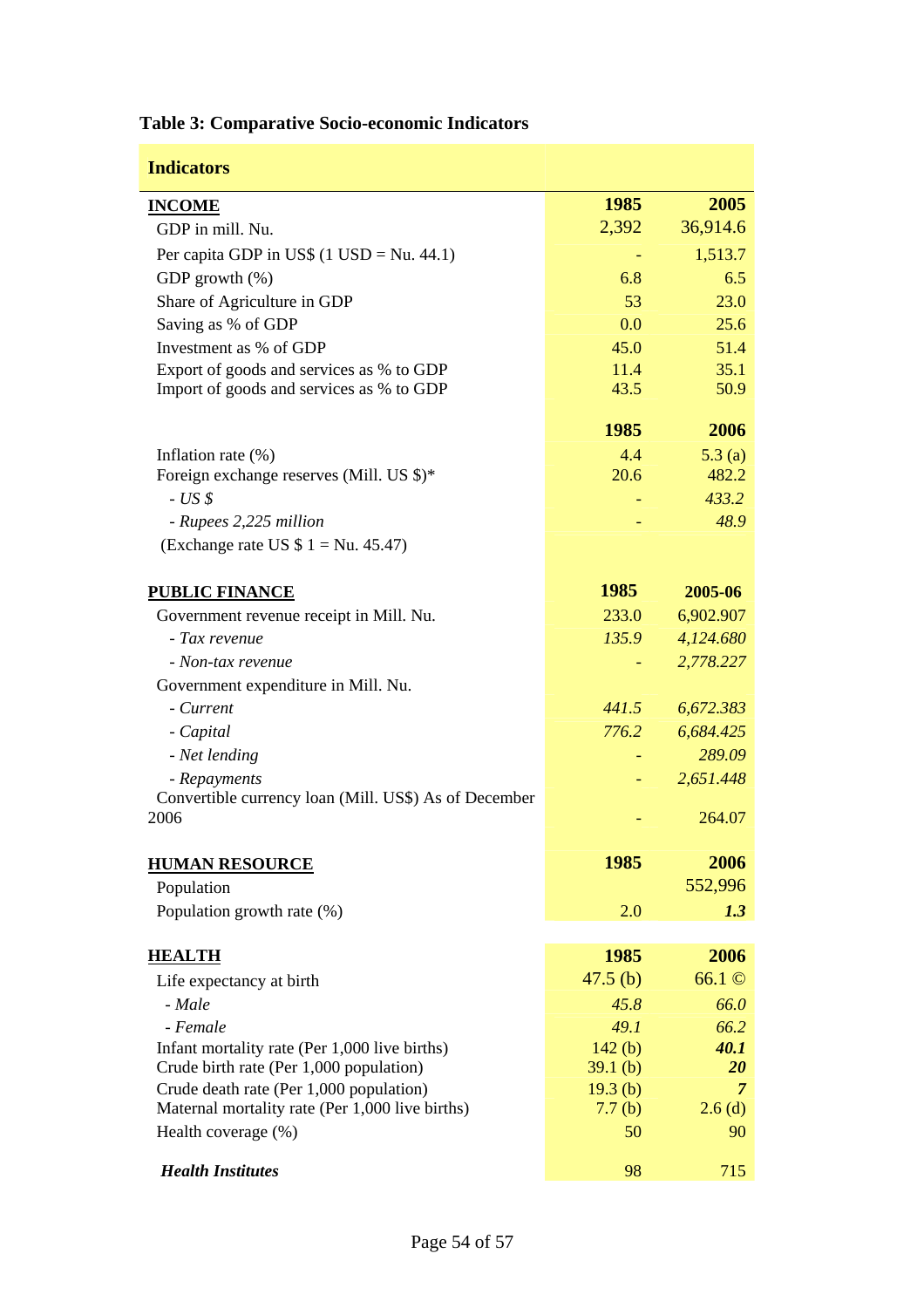**Table 3: Comparative Socio-economic Indicators**

| Indicators | | |
|---|---|---|
| **INCOME** | **1985** | **2005** |
| GDP in mill. Nu. | 2,392 | 36,914.6 |
| Per capita GDP in US$ (1 USD = Nu. 44.1) | - | 1,513.7 |
| GDP growth (%) | 6.8 | 6.5 |
| Share of Agriculture in GDP | 53 | 23.0 |
| Saving as % of GDP | 0.0 | 25.6 |
| Investment as % of GDP | 45.0 | 51.4 |
| Export of goods and services as % to GDP | 11.4 | 35.1 |
| Import of goods and services as % to GDP | 43.5 | 50.9 |
| | **1985** | **2006** |
| Inflation rate (%) | 4.4 | 5.3 (a) |
| Foreign exchange reserves (Mill. US $)* | 20.6 | 482.2 |
| *- US $* | - | *433.2* |
| *- Rupees 2,225 million* | - | *48.9* |
| (Exchange rate US $ 1 = Nu. 45.47) | | |
| **PUBLIC FINANCE** | **1985** | **2005-06** |
| Government revenue receipt in Mill. Nu. | 233.0 | 6,902.907 |
| *- Tax revenue* | *135.9* | *4,124.680* |
| *- Non-tax revenue* | - | *2,778.227* |
| Government expenditure in Mill. Nu. | | |
| *- Current* | *441.5* | *6,672.383* |
| *- Capital* | *776.2* | *6,684.425* |
| *- Net lending* | - | *289.09* |
| *- Repayments* | - | *2,651.448* |
| Convertible currency loan (Mill. US$) As of December 2006 | - | 264.07 |
| **HUMAN RESOURCE** | **1985** | **2006** |
| Population | | 552,996 |
| Population growth rate (%) | 2.0 | ***1.3*** |
| **HEALTH** | **1985** | **2006** |
| Life expectancy at birth | 47.5 (b) | 66.1 © |
| *- Male* | *45.8* | *66.0* |
| *- Female* | *49.1* | *66.2* |
| Infant mortality rate (Per 1,000 live births) | 142 (b) | ***40.1*** |
| Crude birth rate (Per 1,000 population) | 39.1 (b) | ***20*** |
| Crude death rate (Per 1,000 population) | 19.3 (b) | ***7*** |
| Maternal mortality rate (Per 1,000 live births) | 7.7 (b) | 2.6 (d) |
| Health coverage (%) | 50 | 90 |
| ***Health Institutes*** | 98 | 715 |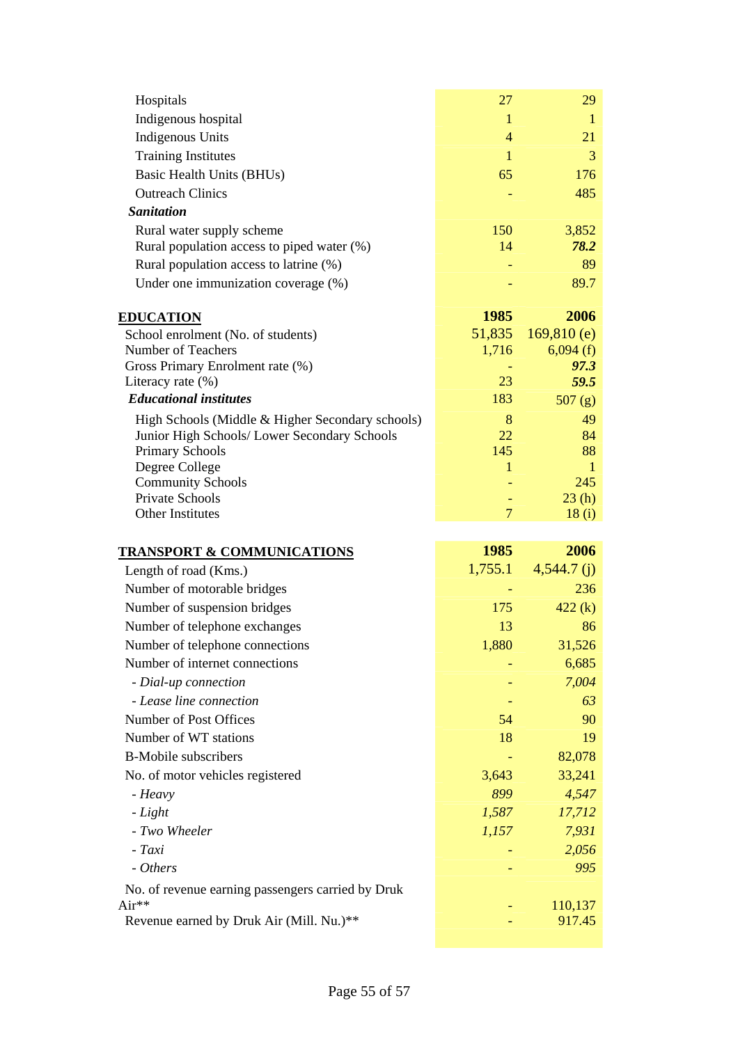| | | |
|---|---|---|
| Hospitals | 27 | 29 |
| Indigenous hospital | 1 | 1 |
| Indigenous Units | 4 | 21 |
| Training Institutes | 1 | 3 |
| Basic Health Units (BHUs) | 65 | 176 |
| Outreach Clinics | - | 485 |
| ***Sanitation*** | | |
| Rural water supply scheme | 150 | 3,852 |
| Rural population access to piped water (%) | 14 | ***78.2*** |
| Rural population access to latrine (%) | - | 89 |
| Under one immunization coverage (%) | - | 89.7 |

| **EDUCATION** | **1985** | **2006** |
|---|---|---|
| School enrolment (No. of students) | 51,835 | 169,810 (e) |
| Number of Teachers | 1,716 | 6,094 (f) |
| Gross Primary Enrolment rate (%) | - | ***97.3*** |
| Literacy rate (%) | 23 | ***59.5*** |
| ***Educational institutes*** | 183 | 507 (g) |
| High Schools (Middle & Higher Secondary schools) | 8 | 49 |
| Junior High Schools/ Lower Secondary Schools | 22 | 84 |
| Primary Schools | 145 | 88 |
| Degree College | 1 | 1 |
| Community Schools | - | 245 |
| Private Schools | - | 23 (h) |
| Other Institutes | 7 | 18 (i) |

| **TRANSPORT & COMMUNICATIONS** | **1985** | **2006** |
|---|---|---|
| Length of road (Kms.) | 1,755.1 | 4,544.7 (j) |
| Number of motorable bridges | - | 236 |
| Number of suspension bridges | 175 | 422 (k) |
| Number of telephone exchanges | 13 | 86 |
| Number of telephone connections | 1,880 | 31,526 |
| Number of internet connections | - | 6,685 |
| *- Dial-up connection* | - | *7,004* |
| *- Lease line connection* | - | *63* |
| Number of Post Offices | 54 | 90 |
| Number of WT stations | 18 | 19 |
| B-Mobile subscribers | - | 82,078 |
| No. of motor vehicles registered | 3,643 | 33,241 |
| *- Heavy* | *899* | *4,547* |
| *- Light* | *1,587* | *17,712* |
| *- Two Wheeler* | *1,157* | *7,931* |
| *- Taxi* | - | *2,056* |
| *- Others* | - | *995* |
| No. of revenue earning passengers carried by Druk Air** | - | 110,137 |
| Revenue earned by Druk Air (Mill. Nu.)** | - | 917.45 |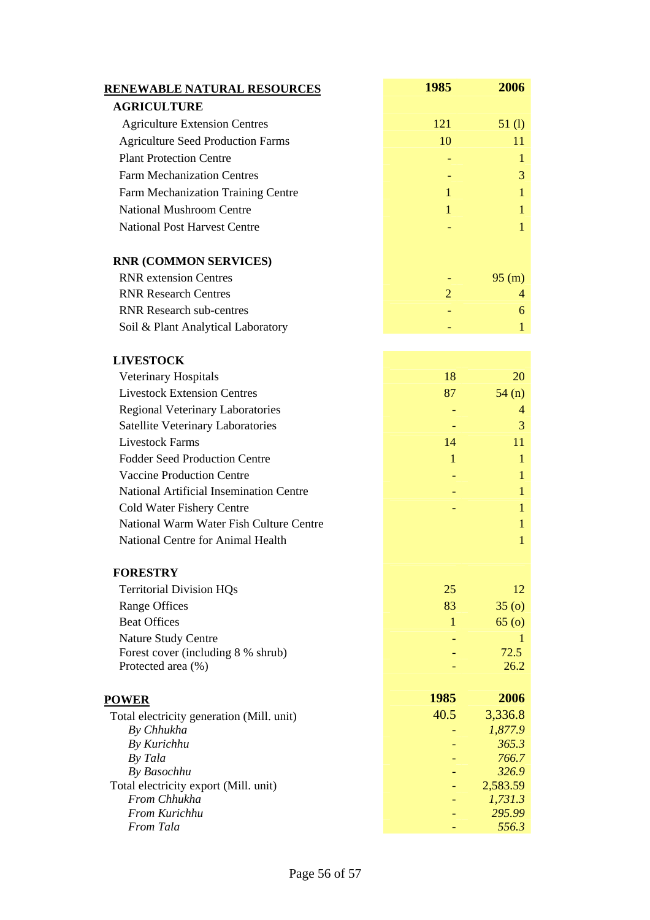| RENEWABLE NATURAL RESOURCES | 1985 | 2006 |
|---|---|---|
| **AGRICULTURE** | | |
| Agriculture Extension Centres | 121 | 51 (l) |
| Agriculture Seed Production Farms | 10 | 11 |
| Plant Protection Centre | - | 1 |
| Farm Mechanization Centres | - | 3 |
| Farm Mechanization Training Centre | 1 | 1 |
| National Mushroom Centre | 1 | 1 |
| National Post Harvest Centre | - | 1 |
| **RNR (COMMON SERVICES)** | | |
| RNR extension Centres | - | 95 (m) |
| RNR Research Centres | 2 | 4 |
| RNR Research sub-centres | - | 6 |
| Soil & Plant Analytical Laboratory | - | 1 |
| **LIVESTOCK** | | |
| Veterinary Hospitals | 18 | 20 |
| Livestock Extension Centres | 87 | 54 (n) |
| Regional Veterinary Laboratories | - | 4 |
| Satellite Veterinary Laboratories | - | 3 |
| Livestock Farms | 14 | 11 |
| Fodder Seed Production Centre | 1 | 1 |
| Vaccine Production Centre | - | 1 |
| National Artificial Insemination Centre | - | 1 |
| Cold Water Fishery Centre | - | 1 |
| National Warm Water Fish Culture Centre | | 1 |
| National Centre for Animal Health | | 1 |
| **FORESTRY** | | |
| Territorial Division HQs | 25 | 12 |
| Range Offices | 83 | 35 (o) |
| Beat Offices | 1 | 65 (o) |
| Nature Study Centre | - | 1 |
| Forest cover (including 8 % shrub) | - | 72.5 |
| Protected area (%) | - | 26.2 |

| POWER | 1985 | 2006 |
|---|---|---|
| Total electricity generation (Mill. unit) | 40.5 | 3,336.8 |
| *By Chhukha* | - | *1,877.9* |
| *By Kurichhu* | - | *365.3* |
| *By Tala* | - | *766.7* |
| *By Basochhu* | - | *326.9* |
| Total electricity export (Mill. unit) | - | 2,583.59 |
| *From Chhukha* | - | *1,731.3* |
| *From Kurichhu* | - | *295.99* |
| *From Tala* | - | *556.3* |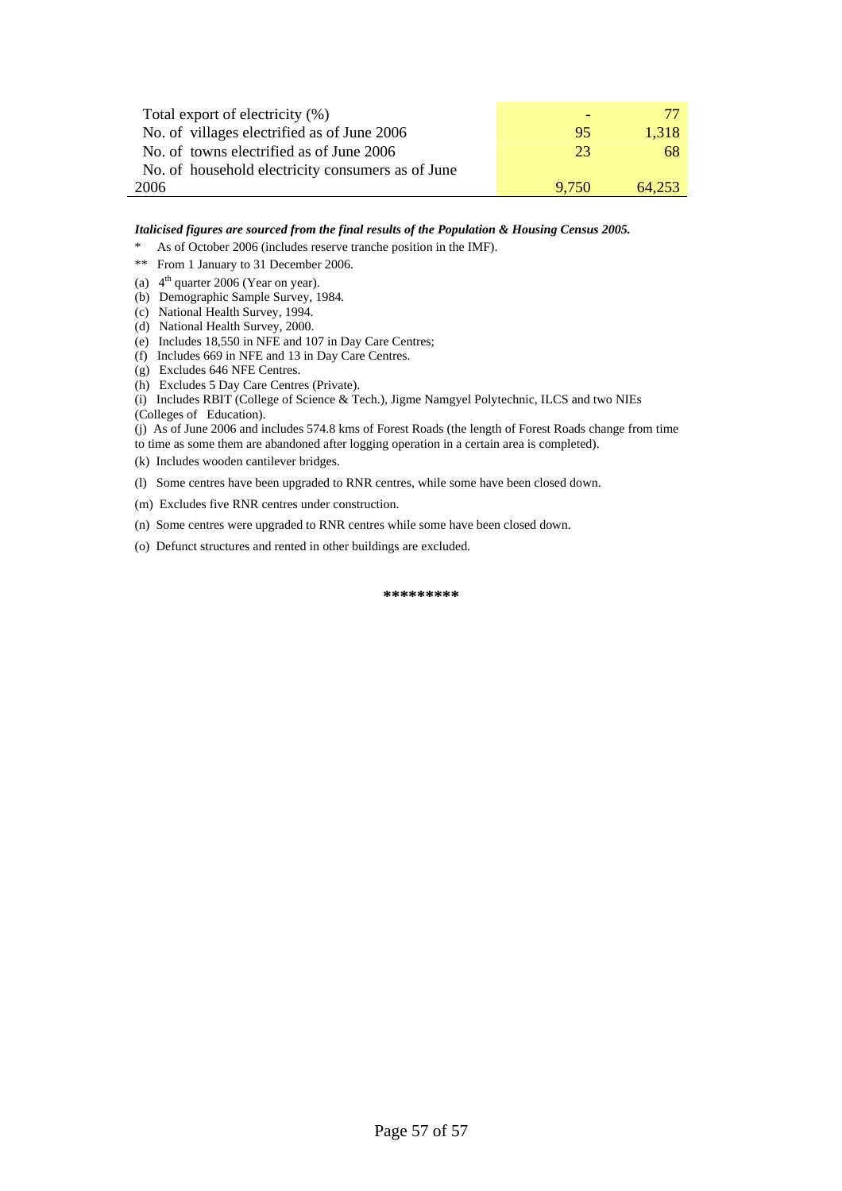| | | |
|---|---|---|
| Total export of electricity (%) | - | 77 |
| No. of villages electrified as of June 2006 | 95 | 1,318 |
| No. of towns electrified as of June 2006 | 23 | 68 |
| No. of household electricity consumers as of June 2006 | 9,750 | 64,253 |

***Italicised figures are sourced from the final results of the Population & Housing Census 2005.***

\* As of October 2006 (includes reserve tranche position in the IMF).

\*\* From 1 January to 31 December 2006.

(a) 4th quarter 2006 (Year on year).

(b) Demographic Sample Survey, 1984.

(c) National Health Survey, 1994.

(d) National Health Survey, 2000.

(e) Includes 18,550 in NFE and 107 in Day Care Centres;

(f) Includes 669 in NFE and 13 in Day Care Centres.

(g) Excludes 646 NFE Centres.

(h) Excludes 5 Day Care Centres (Private).

(i) Includes RBIT (College of Science & Tech.), Jigme Namgyel Polytechnic, ILCS and two NIEs (Colleges of Education).

(j) As of June 2006 and includes 574.8 kms of Forest Roads (the length of Forest Roads change from time to time as some them are abandoned after logging operation in a certain area is completed).

(k) Includes wooden cantilever bridges.

(l) Some centres have been upgraded to RNR centres, while some have been closed down.

(m) Excludes five RNR centres under construction.

(n) Some centres were upgraded to RNR centres while some have been closed down.

(o) Defunct structures and rented in other buildings are excluded.

**\*\*\*\*\*\*\*\*\***